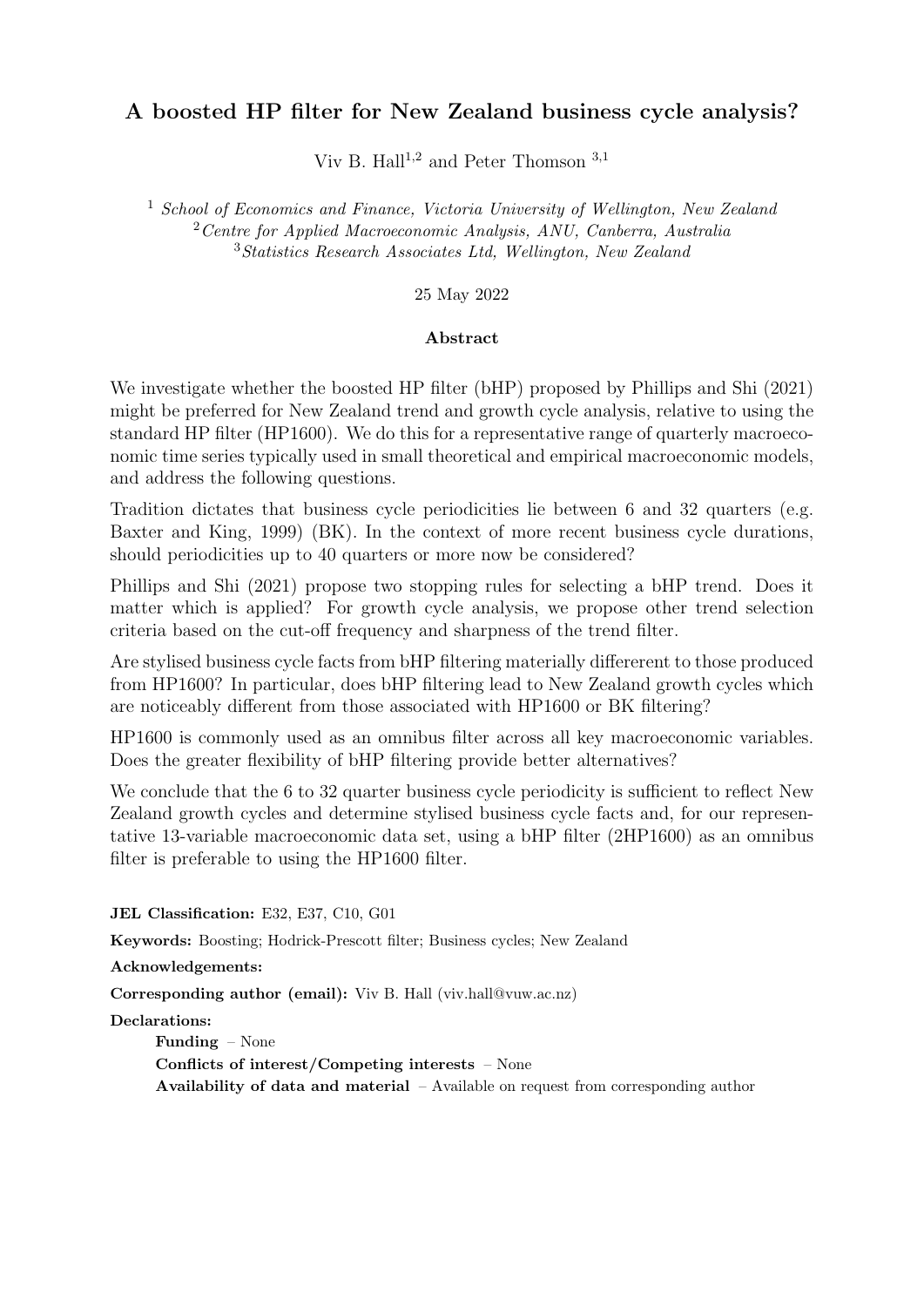# A boosted HP filter for New Zealand business cycle analysis?

Viv B. Hall[1,2] and Peter Thomson [3,1]

[1] *School of Economics and Finance, Victoria University of Wellington, New Zealand*
[2] *Centre for Applied Macroeconomic Analysis, ANU, Canberra, Australia*
[3] *Statistics Research Associates Ltd, Wellington, New Zealand*

25 May 2022

### Abstract

We investigate whether the boosted HP filter (bHP) proposed by Phillips and Shi (2021) might be preferred for New Zealand trend and growth cycle analysis, relative to using the standard HP filter (HP1600). We do this for a representative range of quarterly macroeconomic time series typically used in small theoretical and empirical macroeconomic models, and address the following questions.

Tradition dictates that business cycle periodicities lie between 6 and 32 quarters (e.g. Baxter and King, 1999) (BK). In the context of more recent business cycle durations, should periodicities up to 40 quarters or more now be considered?

Phillips and Shi (2021) propose two stopping rules for selecting a bHP trend. Does it matter which is applied? For growth cycle analysis, we propose other trend selection criteria based on the cut-off frequency and sharpness of the trend filter.

Are stylised business cycle facts from bHP filtering materially differerent to those produced from HP1600? In particular, does bHP filtering lead to New Zealand growth cycles which are noticeably different from those associated with HP1600 or BK filtering?

HP1600 is commonly used as an omnibus filter across all key macroeconomic variables. Does the greater flexibility of bHP filtering provide better alternatives?

We conclude that the 6 to 32 quarter business cycle periodicity is sufficient to reflect New Zealand growth cycles and determine stylised business cycle facts and, for our representative 13-variable macroeconomic data set, using a bHP filter (2HP1600) as an omnibus filter is preferable to using the HP1600 filter.

**JEL Classification:** E32, E37, C10, G01

**Keywords:** Boosting; Hodrick-Prescott filter; Business cycles; New Zealand

**Acknowledgements:**

**Corresponding author (email):** Viv B. Hall (viv.hall@vuw.ac.nz)

**Declarations:**

**Funding** – None

**Conflicts of interest/Competing interests** – None

**Availability of data and material** – Available on request from corresponding author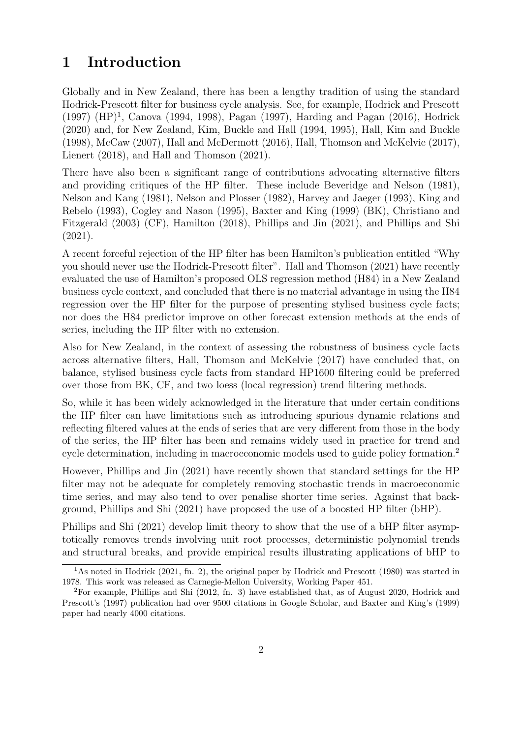# 1 Introduction

Globally and in New Zealand, there has been a lengthy tradition of using the standard Hodrick-Prescott filter for business cycle analysis. See, for example, Hodrick and Prescott (1997) (HP)[1], Canova (1994, 1998), Pagan (1997), Harding and Pagan (2016), Hodrick (2020) and, for New Zealand, Kim, Buckle and Hall (1994, 1995), Hall, Kim and Buckle (1998), McCaw (2007), Hall and McDermott (2016), Hall, Thomson and McKelvie (2017), Lienert (2018), and Hall and Thomson (2021).

There have also been a significant range of contributions advocating alternative filters and providing critiques of the HP filter. These include Beveridge and Nelson (1981), Nelson and Kang (1981), Nelson and Plosser (1982), Harvey and Jaeger (1993), King and Rebelo (1993), Cogley and Nason (1995), Baxter and King (1999) (BK), Christiano and Fitzgerald (2003) (CF), Hamilton (2018), Phillips and Jin (2021), and Phillips and Shi (2021).

A recent forceful rejection of the HP filter has been Hamilton's publication entitled "Why you should never use the Hodrick-Prescott filter". Hall and Thomson (2021) have recently evaluated the use of Hamilton's proposed OLS regression method (H84) in a New Zealand business cycle context, and concluded that there is no material advantage in using the H84 regression over the HP filter for the purpose of presenting stylised business cycle facts; nor does the H84 predictor improve on other forecast extension methods at the ends of series, including the HP filter with no extension.

Also for New Zealand, in the context of assessing the robustness of business cycle facts across alternative filters, Hall, Thomson and McKelvie (2017) have concluded that, on balance, stylised business cycle facts from standard HP1600 filtering could be preferred over those from BK, CF, and two loess (local regression) trend filtering methods.

So, while it has been widely acknowledged in the literature that under certain conditions the HP filter can have limitations such as introducing spurious dynamic relations and reflecting filtered values at the ends of series that are very different from those in the body of the series, the HP filter has been and remains widely used in practice for trend and cycle determination, including in macroeconomic models used to guide policy formation.[2]

However, Phillips and Jin (2021) have recently shown that standard settings for the HP filter may not be adequate for completely removing stochastic trends in macroeconomic time series, and may also tend to over penalise shorter time series. Against that background, Phillips and Shi (2021) have proposed the use of a boosted HP filter (bHP).

Phillips and Shi (2021) develop limit theory to show that the use of a bHP filter asymptotically removes trends involving unit root processes, deterministic polynomial trends and structural breaks, and provide empirical results illustrating applications of bHP to

[1] As noted in Hodrick (2021, fn. 2), the original paper by Hodrick and Prescott (1980) was started in 1978. This work was released as Carnegie-Mellon University, Working Paper 451.

[2] For example, Phillips and Shi (2012, fn. 3) have established that, as of August 2020, Hodrick and Prescott's (1997) publication had over 9500 citations in Google Scholar, and Baxter and King's (1999) paper had nearly 4000 citations.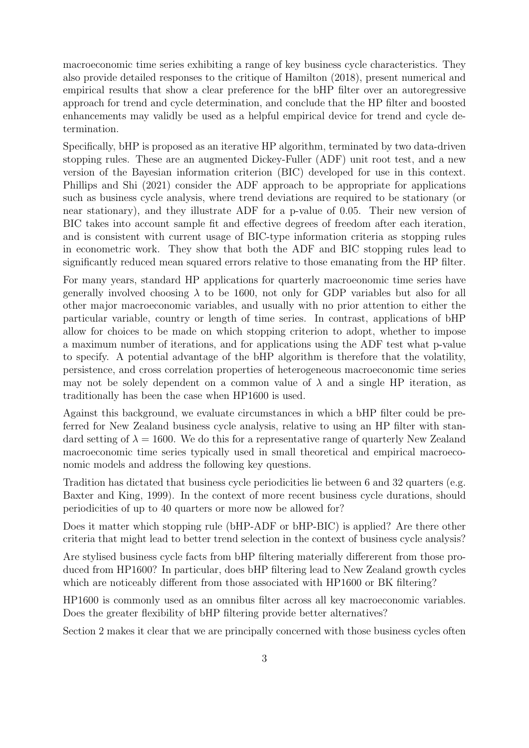macroeconomic time series exhibiting a range of key business cycle characteristics. They also provide detailed responses to the critique of Hamilton (2018), present numerical and empirical results that show a clear preference for the bHP filter over an autoregressive approach for trend and cycle determination, and conclude that the HP filter and boosted enhancements may validly be used as a helpful empirical device for trend and cycle determination.

Specifically, bHP is proposed as an iterative HP algorithm, terminated by two data-driven stopping rules. These are an augmented Dickey-Fuller (ADF) unit root test, and a new version of the Bayesian information criterion (BIC) developed for use in this context. Phillips and Shi (2021) consider the ADF approach to be appropriate for applications such as business cycle analysis, where trend deviations are required to be stationary (or near stationary), and they illustrate ADF for a p-value of 0.05. Their new version of BIC takes into account sample fit and effective degrees of freedom after each iteration, and is consistent with current usage of BIC-type information criteria as stopping rules in econometric work. They show that both the ADF and BIC stopping rules lead to significantly reduced mean squared errors relative to those emanating from the HP filter.

For many years, standard HP applications for quarterly macroeconomic time series have generally involved choosing $\lambda$ to be 1600, not only for GDP variables but also for all other major macroeconomic variables, and usually with no prior attention to either the particular variable, country or length of time series. In contrast, applications of bHP allow for choices to be made on which stopping criterion to adopt, whether to impose a maximum number of iterations, and for applications using the ADF test what p-value to specify. A potential advantage of the bHP algorithm is therefore that the volatility, persistence, and cross correlation properties of heterogeneous macroeconomic time series may not be solely dependent on a common value of $\lambda$ and a single HP iteration, as traditionally has been the case when HP1600 is used.

Against this background, we evaluate circumstances in which a bHP filter could be preferred for New Zealand business cycle analysis, relative to using an HP filter with standard setting of $\lambda = 1600$. We do this for a representative range of quarterly New Zealand macroeconomic time series typically used in small theoretical and empirical macroeconomic models and address the following key questions.

Tradition has dictated that business cycle periodicities lie between 6 and 32 quarters (e.g. Baxter and King, 1999). In the context of more recent business cycle durations, should periodicities of up to 40 quarters or more now be allowed for?

Does it matter which stopping rule (bHP-ADF or bHP-BIC) is applied? Are there other criteria that might lead to better trend selection in the context of business cycle analysis?

Are stylised business cycle facts from bHP filtering materially differerent from those produced from HP1600? In particular, does bHP filtering lead to New Zealand growth cycles which are noticeably different from those associated with HP1600 or BK filtering?

HP1600 is commonly used as an omnibus filter across all key macroeconomic variables. Does the greater flexibility of bHP filtering provide better alternatives?

Section 2 makes it clear that we are principally concerned with those business cycles often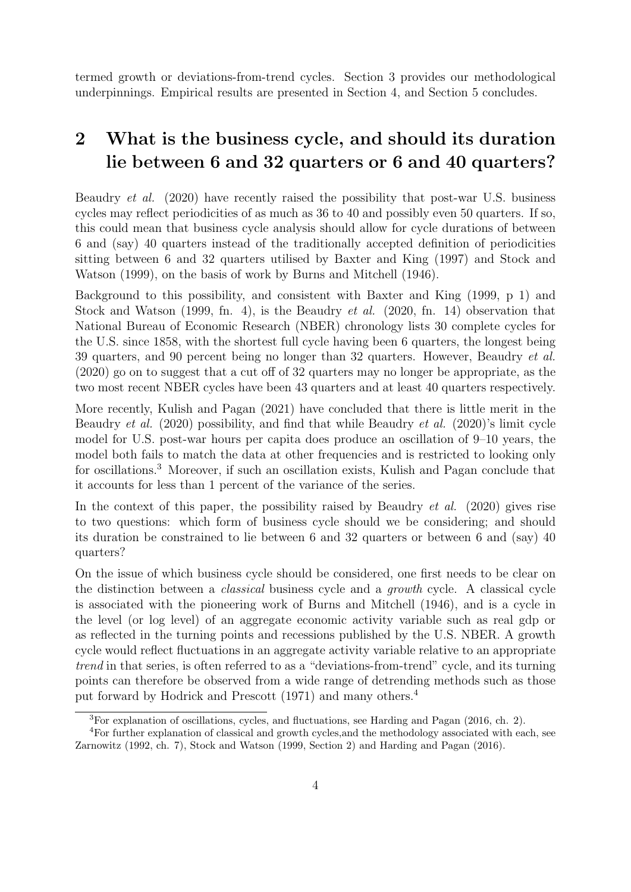termed growth or deviations-from-trend cycles. Section 3 provides our methodological underpinnings. Empirical results are presented in Section 4, and Section 5 concludes.

## 2 What is the business cycle, and should its duration lie between 6 and 32 quarters or 6 and 40 quarters?

Beaudry *et al.* (2020) have recently raised the possibility that post-war U.S. business cycles may reflect periodicities of as much as 36 to 40 and possibly even 50 quarters. If so, this could mean that business cycle analysis should allow for cycle durations of between 6 and (say) 40 quarters instead of the traditionally accepted definition of periodicities sitting between 6 and 32 quarters utilised by Baxter and King (1997) and Stock and Watson (1999), on the basis of work by Burns and Mitchell (1946).

Background to this possibility, and consistent with Baxter and King (1999, p 1) and Stock and Watson (1999, fn. 4), is the Beaudry *et al.* (2020, fn. 14) observation that National Bureau of Economic Research (NBER) chronology lists 30 complete cycles for the U.S. since 1858, with the shortest full cycle having been 6 quarters, the longest being 39 quarters, and 90 percent being no longer than 32 quarters. However, Beaudry *et al.* (2020) go on to suggest that a cut off of 32 quarters may no longer be appropriate, as the two most recent NBER cycles have been 43 quarters and at least 40 quarters respectively.

More recently, Kulish and Pagan (2021) have concluded that there is little merit in the Beaudry *et al.* (2020) possibility, and find that while Beaudry *et al.* (2020)'s limit cycle model for U.S. post-war hours per capita does produce an oscillation of 9–10 years, the model both fails to match the data at other frequencies and is restricted to looking only for oscillations.[3] Moreover, if such an oscillation exists, Kulish and Pagan conclude that it accounts for less than 1 percent of the variance of the series.

In the context of this paper, the possibility raised by Beaudry *et al.* (2020) gives rise to two questions: which form of business cycle should we be considering; and should its duration be constrained to lie between 6 and 32 quarters or between 6 and (say) 40 quarters?

On the issue of which business cycle should be considered, one first needs to be clear on the distinction between a *classical* business cycle and a *growth* cycle. A classical cycle is associated with the pioneering work of Burns and Mitchell (1946), and is a cycle in the level (or log level) of an aggregate economic activity variable such as real gdp or as reflected in the turning points and recessions published by the U.S. NBER. A growth cycle would reflect fluctuations in an aggregate activity variable relative to an appropriate *trend* in that series, is often referred to as a "deviations-from-trend" cycle, and its turning points can therefore be observed from a wide range of detrending methods such as those put forward by Hodrick and Prescott (1971) and many others.[4]

[3] For explanation of oscillations, cycles, and fluctuations, see Harding and Pagan (2016, ch. 2).

[4] For further explanation of classical and growth cycles,and the methodology associated with each, see Zarnowitz (1992, ch. 7), Stock and Watson (1999, Section 2) and Harding and Pagan (2016).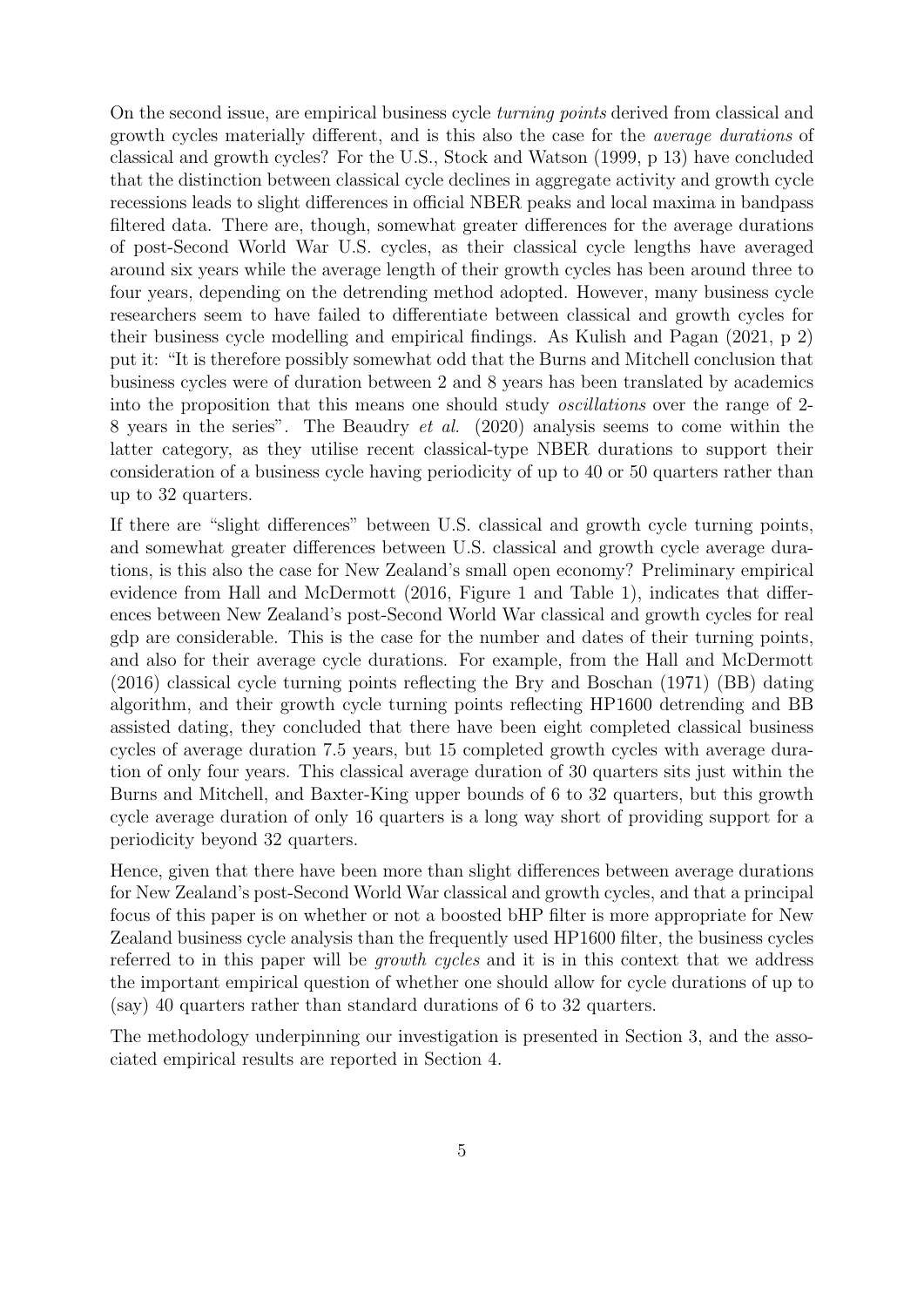On the second issue, are empirical business cycle *turning points* derived from classical and growth cycles materially different, and is this also the case for the *average durations* of classical and growth cycles? For the U.S., Stock and Watson (1999, p 13) have concluded that the distinction between classical cycle declines in aggregate activity and growth cycle recessions leads to slight differences in official NBER peaks and local maxima in bandpass filtered data. There are, though, somewhat greater differences for the average durations of post-Second World War U.S. cycles, as their classical cycle lengths have averaged around six years while the average length of their growth cycles has been around three to four years, depending on the detrending method adopted. However, many business cycle researchers seem to have failed to differentiate between classical and growth cycles for their business cycle modelling and empirical findings. As Kulish and Pagan (2021, p 2) put it: "It is therefore possibly somewhat odd that the Burns and Mitchell conclusion that business cycles were of duration between 2 and 8 years has been translated by academics into the proposition that this means one should study *oscillations* over the range of 2-8 years in the series". The Beaudry *et al.* (2020) analysis seems to come within the latter category, as they utilise recent classical-type NBER durations to support their consideration of a business cycle having periodicity of up to 40 or 50 quarters rather than up to 32 quarters.

If there are "slight differences" between U.S. classical and growth cycle turning points, and somewhat greater differences between U.S. classical and growth cycle average durations, is this also the case for New Zealand's small open economy? Preliminary empirical evidence from Hall and McDermott (2016, Figure 1 and Table 1), indicates that differences between New Zealand's post-Second World War classical and growth cycles for real gdp are considerable. This is the case for the number and dates of their turning points, and also for their average cycle durations. For example, from the Hall and McDermott (2016) classical cycle turning points reflecting the Bry and Boschan (1971) (BB) dating algorithm, and their growth cycle turning points reflecting HP1600 detrending and BB assisted dating, they concluded that there have been eight completed classical business cycles of average duration 7.5 years, but 15 completed growth cycles with average duration of only four years. This classical average duration of 30 quarters sits just within the Burns and Mitchell, and Baxter-King upper bounds of 6 to 32 quarters, but this growth cycle average duration of only 16 quarters is a long way short of providing support for a periodicity beyond 32 quarters.

Hence, given that there have been more than slight differences between average durations for New Zealand's post-Second World War classical and growth cycles, and that a principal focus of this paper is on whether or not a boosted bHP filter is more appropriate for New Zealand business cycle analysis than the frequently used HP1600 filter, the business cycles referred to in this paper will be *growth cycles* and it is in this context that we address the important empirical question of whether one should allow for cycle durations of up to (say) 40 quarters rather than standard durations of 6 to 32 quarters.

The methodology underpinning our investigation is presented in Section 3, and the associated empirical results are reported in Section 4.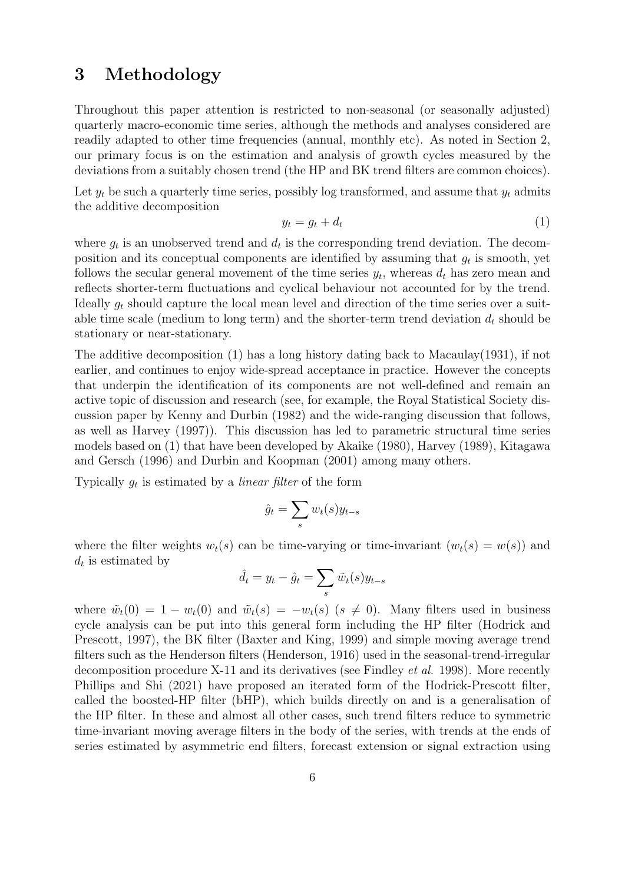# 3 Methodology

Throughout this paper attention is restricted to non-seasonal (or seasonally adjusted) quarterly macro-economic time series, although the methods and analyses considered are readily adapted to other time frequencies (annual, monthly etc). As noted in Section 2, our primary focus is on the estimation and analysis of growth cycles measured by the deviations from a suitably chosen trend (the HP and BK trend filters are common choices).

Let $y_t$ be such a quarterly time series, possibly log transformed, and assume that $y_t$ admits the additive decomposition

$$y_t = g_t + d_t \tag{1}$$

where $g_t$ is an unobserved trend and $d_t$ is the corresponding trend deviation. The decomposition and its conceptual components are identified by assuming that $g_t$ is smooth, yet follows the secular general movement of the time series $y_t$, whereas $d_t$ has zero mean and reflects shorter-term fluctuations and cyclical behaviour not accounted for by the trend. Ideally $g_t$ should capture the local mean level and direction of the time series over a suitable time scale (medium to long term) and the shorter-term trend deviation $d_t$ should be stationary or near-stationary.

The additive decomposition (1) has a long history dating back to Macaulay(1931), if not earlier, and continues to enjoy wide-spread acceptance in practice. However the concepts that underpin the identification of its components are not well-defined and remain an active topic of discussion and research (see, for example, the Royal Statistical Society discussion paper by Kenny and Durbin (1982) and the wide-ranging discussion that follows, as well as Harvey (1997)). This discussion has led to parametric structural time series models based on (1) that have been developed by Akaike (1980), Harvey (1989), Kitagawa and Gersch (1996) and Durbin and Koopman (2001) among many others.

Typically $g_t$ is estimated by a *linear filter* of the form

$$\hat{g}_t = \sum_s w_t(s) y_{t-s}$$

where the filter weights $w_t(s)$ can be time-varying or time-invariant ($w_t(s) = w(s)$) and $d_t$ is estimated by

$$\hat{d}_t = y_t - \hat{g}_t = \sum_s \tilde{w}_t(s) y_{t-s}$$

where $\tilde{w}_t(0) = 1 - w_t(0)$ and $\tilde{w}_t(s) = -w_t(s)$ ($s \neq 0$). Many filters used in business cycle analysis can be put into this general form including the HP filter (Hodrick and Prescott, 1997), the BK filter (Baxter and King, 1999) and simple moving average trend filters such as the Henderson filters (Henderson, 1916) used in the seasonal-trend-irregular decomposition procedure X-11 and its derivatives (see Findley *et al.* 1998). More recently Phillips and Shi (2021) have proposed an iterated form of the Hodrick-Prescott filter, called the boosted-HP filter (bHP), which builds directly on and is a generalisation of the HP filter. In these and almost all other cases, such trend filters reduce to symmetric time-invariant moving average filters in the body of the series, with trends at the ends of series estimated by asymmetric end filters, forecast extension or signal extraction using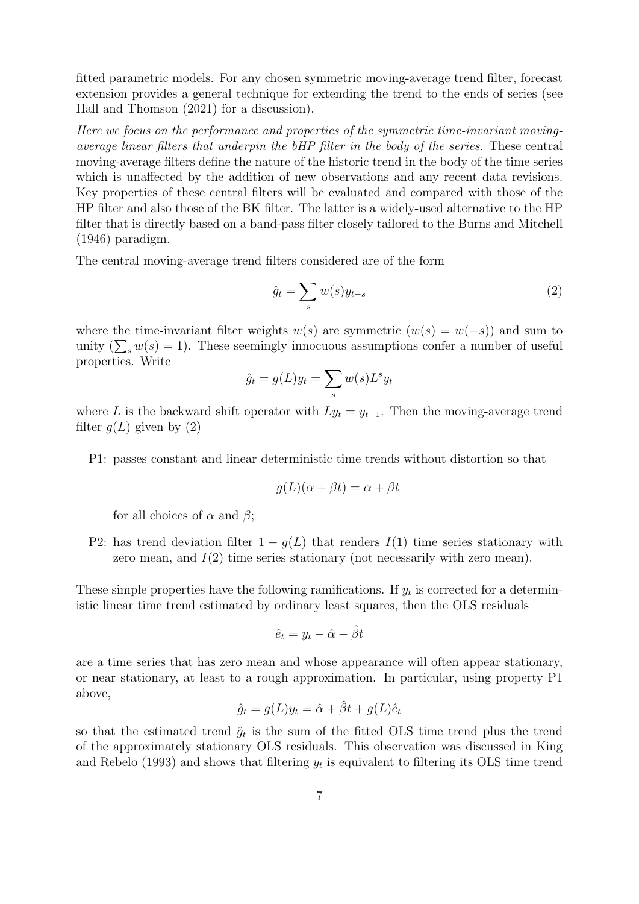fitted parametric models. For any chosen symmetric moving-average trend filter, forecast extension provides a general technique for extending the trend to the ends of series (see Hall and Thomson (2021) for a discussion).

*Here we focus on the performance and properties of the symmetric time-invariant moving-average linear filters that underpin the bHP filter in the body of the series.* These central moving-average filters define the nature of the historic trend in the body of the time series which is unaffected by the addition of new observations and any recent data revisions. Key properties of these central filters will be evaluated and compared with those of the HP filter and also those of the BK filter. The latter is a widely-used alternative to the HP filter that is directly based on a band-pass filter closely tailored to the Burns and Mitchell (1946) paradigm.

The central moving-average trend filters considered are of the form

$$\hat{g}_t = \sum_s w(s) y_{t-s} \tag{2}$$

where the time-invariant filter weights $w(s)$ are symmetric ($w(s) = w(-s)$) and sum to unity ($\sum_s w(s) = 1$). These seemingly innocuous assumptions confer a number of useful properties. Write

$$\hat{g}_t = g(L) y_t = \sum_s w(s) L^s y_t$$

where $L$ is the backward shift operator with $Ly_t = y_{t-1}$. Then the moving-average trend filter $g(L)$ given by (2)

P1: passes constant and linear deterministic time trends without distortion so that

$$g(L)(\alpha + \beta t) = \alpha + \beta t$$

for all choices of $\alpha$ and $\beta$;

P2: has trend deviation filter $1 - g(L)$ that renders $I(1)$ time series stationary with zero mean, and $I(2)$ time series stationary (not necessarily with zero mean).

These simple properties have the following ramifications. If $y_t$ is corrected for a deterministic linear time trend estimated by ordinary least squares, then the OLS residuals

$$\hat{e}_t = y_t - \hat{\alpha} - \hat{\beta} t$$

are a time series that has zero mean and whose appearance will often appear stationary, or near stationary, at least to a rough approximation. In particular, using property P1 above,

$$\hat{g}_t = g(L) y_t = \hat{\alpha} + \hat{\beta} t + g(L) \hat{e}_t$$

so that the estimated trend $\hat{g}_t$ is the sum of the fitted OLS time trend plus the trend of the approximately stationary OLS residuals. This observation was discussed in King and Rebelo (1993) and shows that filtering $y_t$ is equivalent to filtering its OLS time trend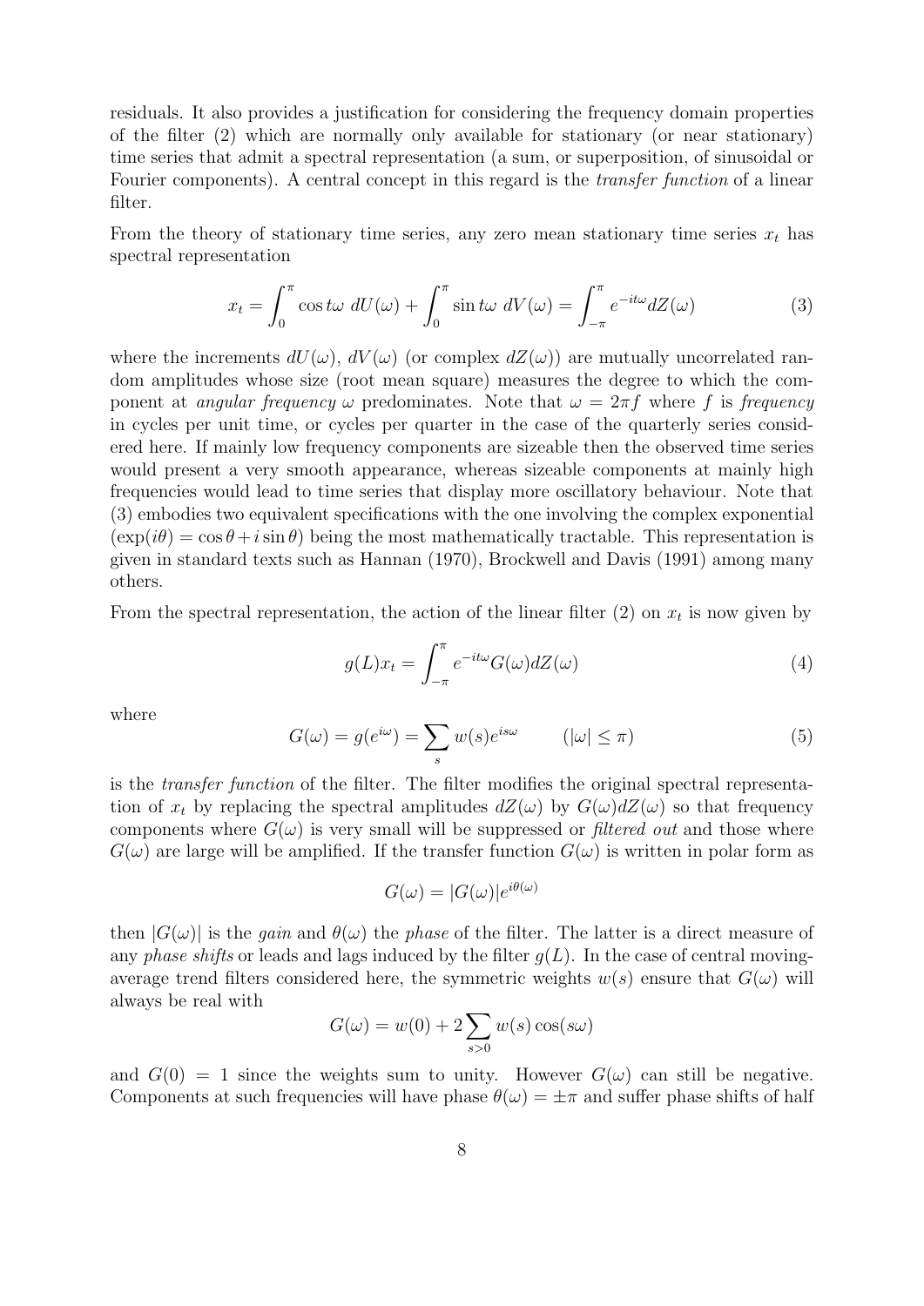residuals. It also provides a justification for considering the frequency domain properties of the filter (2) which are normally only available for stationary (or near stationary) time series that admit a spectral representation (a sum, or superposition, of sinusoidal or Fourier components). A central concept in this regard is the *transfer function* of a linear filter.

From the theory of stationary time series, any zero mean stationary time series $x_t$ has spectral representation

$$x_t = \int_0^\pi \cos t\omega \; dU(\omega) + \int_0^\pi \sin t\omega \; dV(\omega) = \int_{-\pi}^{\pi} e^{-it\omega} dZ(\omega) \tag{3}$$

where the increments $dU(\omega)$, $dV(\omega)$ (or complex $dZ(\omega)$) are mutually uncorrelated random amplitudes whose size (root mean square) measures the degree to which the component at *angular frequency* $\omega$ predominates. Note that $\omega = 2\pi f$ where $f$ is *frequency* in cycles per unit time, or cycles per quarter in the case of the quarterly series considered here. If mainly low frequency components are sizeable then the observed time series would present a very smooth appearance, whereas sizeable components at mainly high frequencies would lead to time series that display more oscillatory behaviour. Note that (3) embodies two equivalent specifications with the one involving the complex exponential $(\exp(i\theta) = \cos\theta + i\sin\theta)$ being the most mathematically tractable. This representation is given in standard texts such as Hannan (1970), Brockwell and Davis (1991) among many others.

From the spectral representation, the action of the linear filter (2) on $x_t$ is now given by

$$g(L)x_t = \int_{-\pi}^{\pi} e^{-it\omega} G(\omega) dZ(\omega) \tag{4}$$

where

$$G(\omega) = g(e^{i\omega}) = \sum_s w(s) e^{is\omega} \qquad (|\omega| \le \pi) \tag{5}$$

is the *transfer function* of the filter. The filter modifies the original spectral representation of $x_t$ by replacing the spectral amplitudes $dZ(\omega)$ by $G(\omega)dZ(\omega)$ so that frequency components where $G(\omega)$ is very small will be suppressed or *filtered out* and those where $G(\omega)$ are large will be amplified. If the transfer function $G(\omega)$ is written in polar form as

$$G(\omega) = |G(\omega)| e^{i\theta(\omega)}$$

then $|G(\omega)|$ is the *gain* and $\theta(\omega)$ the *phase* of the filter. The latter is a direct measure of any *phase shifts* or leads and lags induced by the filter $g(L)$. In the case of central moving-average trend filters considered here, the symmetric weights $w(s)$ ensure that $G(\omega)$ will always be real with

$$G(\omega) = w(0) + 2\sum_{s>0} w(s)\cos(s\omega)$$

and $G(0) = 1$ since the weights sum to unity. However $G(\omega)$ can still be negative. Components at such frequencies will have phase $\theta(\omega) = \pm\pi$ and suffer phase shifts of half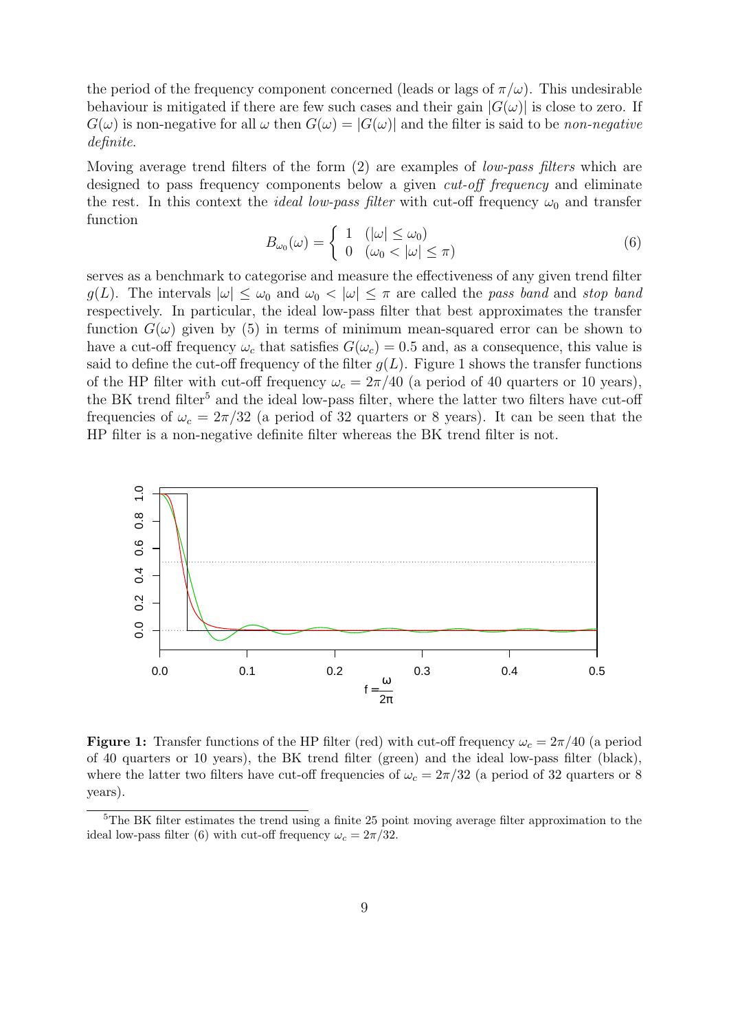the period of the frequency component concerned (leads or lags of $\pi/\omega$). This undesirable behaviour is mitigated if there are few such cases and their gain $|G(\omega)|$ is close to zero. If $G(\omega)$ is non-negative for all $\omega$ then $G(\omega) = |G(\omega)|$ and the filter is said to be *non-negative definite*.

Moving average trend filters of the form (2) are examples of *low-pass filters* which are designed to pass frequency components below a given *cut-off frequency* and eliminate the rest. In this context the *ideal low-pass filter* with cut-off frequency $\omega_0$ and transfer function

$$B_{\omega_0}(\omega) = \begin{cases} 1 & (|\omega| \leq \omega_0) \\ 0 & (\omega_0 < |\omega| \leq \pi) \end{cases} \tag{6}$$

serves as a benchmark to categorise and measure the effectiveness of any given trend filter $g(L)$. The intervals $|\omega| \leq \omega_0$ and $\omega_0 < |\omega| \leq \pi$ are called the *pass band* and *stop band* respectively. In particular, the ideal low-pass filter that best approximates the transfer function $G(\omega)$ given by (5) in terms of minimum mean-squared error can be shown to have a cut-off frequency $\omega_c$ that satisfies $G(\omega_c) = 0.5$ and, as a consequence, this value is said to define the cut-off frequency of the filter $g(L)$. Figure 1 shows the transfer functions of the HP filter with cut-off frequency $\omega_c = 2\pi/40$ (a period of 40 quarters or 10 years), the BK trend filter[5] and the ideal low-pass filter, where the latter two filters have cut-off frequencies of $\omega_c = 2\pi/32$ (a period of 32 quarters or 8 years). It can be seen that the HP filter is a non-negative definite filter whereas the BK trend filter is not.

**Figure 1:** Transfer functions of the HP filter (red) with cut-off frequency $\omega_c = 2\pi/40$ (a period of 40 quarters or 10 years), the BK trend filter (green) and the ideal low-pass filter (black), where the latter two filters have cut-off frequencies of $\omega_c = 2\pi/32$ (a period of 32 quarters or 8 years).

[5] The BK filter estimates the trend using a finite 25 point moving average filter approximation to the ideal low-pass filter (6) with cut-off frequency $\omega_c = 2\pi/32$.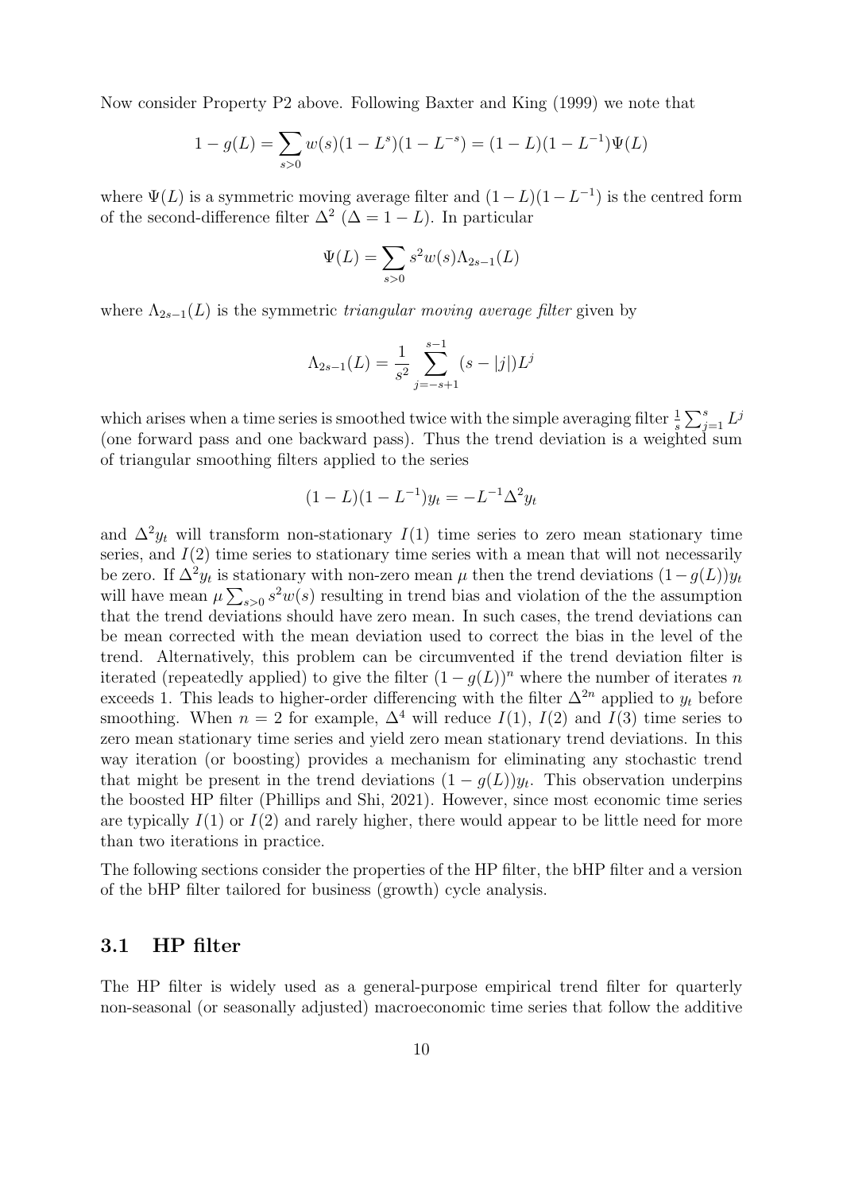Now consider Property P2 above. Following Baxter and King (1999) we note that

$$1 - g(L) = \sum_{s>0} w(s)(1 - L^s)(1 - L^{-s}) = (1 - L)(1 - L^{-1})\Psi(L)$$

where $\Psi(L)$ is a symmetric moving average filter and $(1-L)(1-L^{-1})$ is the centred form of the second-difference filter $\Delta^2$ ($\Delta = 1 - L$). In particular

$$\Psi(L) = \sum_{s>0} s^2 w(s) \Lambda_{2s-1}(L)$$

where $\Lambda_{2s-1}(L)$ is the symmetric *triangular moving average filter* given by

$$\Lambda_{2s-1}(L) = \frac{1}{s^2} \sum_{j=-s+1}^{s-1} (s - |j|) L^j$$

which arises when a time series is smoothed twice with the simple averaging filter $\frac{1}{s}\sum_{j=1}^{s} L^j$ (one forward pass and one backward pass). Thus the trend deviation is a weighted sum of triangular smoothing filters applied to the series

$$(1 - L)(1 - L^{-1}) y_t = -L^{-1} \Delta^2 y_t$$

and $\Delta^2 y_t$ will transform non-stationary $I(1)$ time series to zero mean stationary time series, and $I(2)$ time series to stationary time series with a mean that will not necessarily be zero. If $\Delta^2 y_t$ is stationary with non-zero mean $\mu$ then the trend deviations $(1-g(L))y_t$ will have mean $\mu \sum_{s>0} s^2 w(s)$ resulting in trend bias and violation of the the assumption that the trend deviations should have zero mean. In such cases, the trend deviations can be mean corrected with the mean deviation used to correct the bias in the level of the trend. Alternatively, this problem can be circumvented if the trend deviation filter is iterated (repeatedly applied) to give the filter $(1 - g(L))^n$ where the number of iterates $n$ exceeds 1. This leads to higher-order differencing with the filter $\Delta^{2n}$ applied to $y_t$ before smoothing. When $n = 2$ for example, $\Delta^4$ will reduce $I(1)$, $I(2)$ and $I(3)$ time series to zero mean stationary time series and yield zero mean stationary trend deviations. In this way iteration (or boosting) provides a mechanism for eliminating any stochastic trend that might be present in the trend deviations $(1 - g(L))y_t$. This observation underpins the boosted HP filter (Phillips and Shi, 2021). However, since most economic time series are typically $I(1)$ or $I(2)$ and rarely higher, there would appear to be little need for more than two iterations in practice.

The following sections consider the properties of the HP filter, the bHP filter and a version of the bHP filter tailored for business (growth) cycle analysis.

## 3.1 HP filter

The HP filter is widely used as a general-purpose empirical trend filter for quarterly non-seasonal (or seasonally adjusted) macroeconomic time series that follow the additive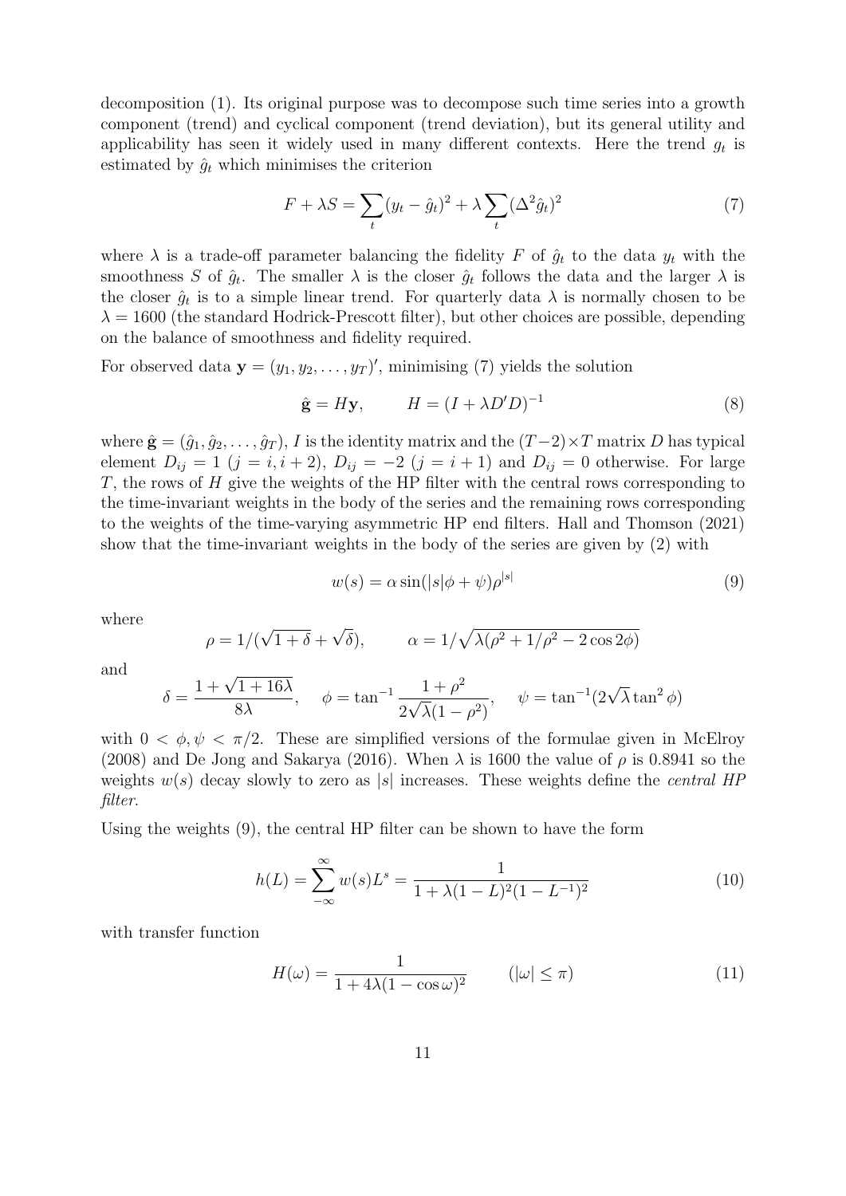decomposition (1). Its original purpose was to decompose such time series into a growth component (trend) and cyclical component (trend deviation), but its general utility and applicability has seen it widely used in many different contexts. Here the trend $g_t$ is estimated by $\hat{g}_t$ which minimises the criterion

$$F + \lambda S = \sum_t (y_t - \hat{g}_t)^2 + \lambda \sum_t (\Delta^2 \hat{g}_t)^2 \tag{7}$$

where $\lambda$ is a trade-off parameter balancing the fidelity $F$ of $\hat{g}_t$ to the data $y_t$ with the smoothness $S$ of $\hat{g}_t$. The smaller $\lambda$ is the closer $\hat{g}_t$ follows the data and the larger $\lambda$ is the closer $\hat{g}_t$ is to a simple linear trend. For quarterly data $\lambda$ is normally chosen to be $\lambda = 1600$ (the standard Hodrick-Prescott filter), but other choices are possible, depending on the balance of smoothness and fidelity required.

For observed data $\mathbf{y} = (y_1, y_2, \ldots, y_T)'$, minimising (7) yields the solution

$$\hat{\mathbf{g}} = H\mathbf{y}, \qquad H = (I + \lambda D'D)^{-1} \tag{8}$$

where $\hat{\mathbf{g}} = (\hat{g}_1, \hat{g}_2, \ldots, \hat{g}_T)$, $I$ is the identity matrix and the $(T-2) \times T$ matrix $D$ has typical element $D_{ij} = 1$ ($j = i, i+2$), $D_{ij} = -2$ ($j = i+1$) and $D_{ij} = 0$ otherwise. For large $T$, the rows of $H$ give the weights of the HP filter with the central rows corresponding to the time-invariant weights in the body of the series and the remaining rows corresponding to the weights of the time-varying asymmetric HP end filters. Hall and Thomson (2021) show that the time-invariant weights in the body of the series are given by (2) with

$$w(s) = \alpha \sin(|s|\phi + \psi)\rho^{|s|} \tag{9}$$

where

$$\rho = 1/(\sqrt{1+\delta} + \sqrt{\delta}), \qquad \alpha = 1/\sqrt{\lambda(\rho^2 + 1/\rho^2 - 2\cos 2\phi)}$$

and

$$\delta = \frac{1 + \sqrt{1 + 16\lambda}}{8\lambda}, \quad \phi = \tan^{-1} \frac{1 + \rho^2}{2\sqrt{\lambda}(1 - \rho^2)}, \quad \psi = \tan^{-1}(2\sqrt{\lambda}\tan^2 \phi)$$

with $0 < \phi, \psi < \pi/2$. These are simplified versions of the formulae given in McElroy (2008) and De Jong and Sakarya (2016). When $\lambda$ is 1600 the value of $\rho$ is 0.8941 so the weights $w(s)$ decay slowly to zero as $|s|$ increases. These weights define the *central HP filter*.

Using the weights (9), the central HP filter can be shown to have the form

$$h(L) = \sum_{-\infty}^{\infty} w(s)L^s = \frac{1}{1 + \lambda(1 - L)^2(1 - L^{-1})^2} \tag{10}$$

with transfer function

$$H(\omega) = \frac{1}{1 + 4\lambda(1 - \cos\omega)^2} \qquad (|\omega| \leq \pi) \tag{11}$$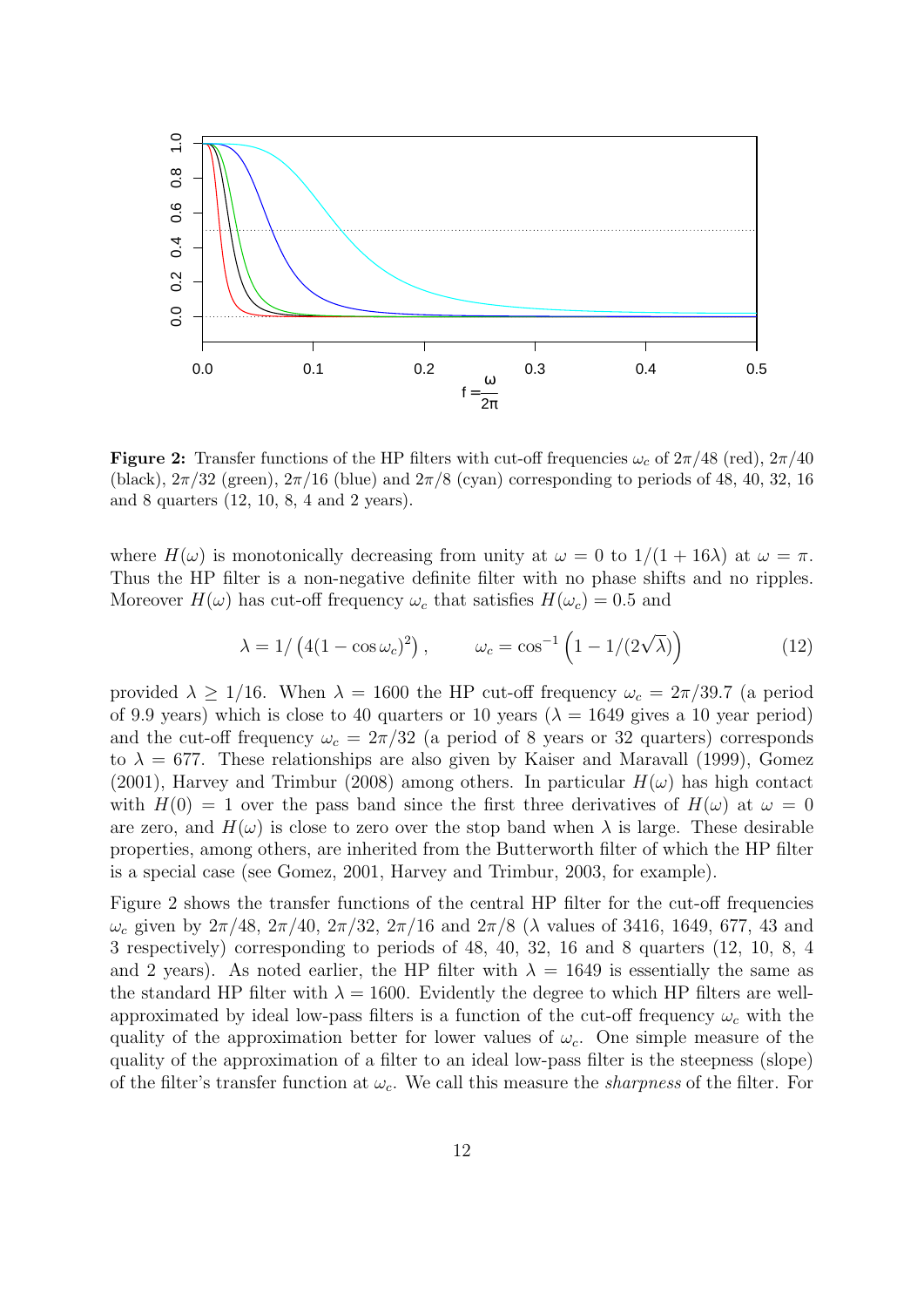**Figure 2:** Transfer functions of the HP filters with cut-off frequencies $\omega_c$ of $2\pi/48$ (red), $2\pi/40$ (black), $2\pi/32$ (green), $2\pi/16$ (blue) and $2\pi/8$ (cyan) corresponding to periods of 48, 40, 32, 16 and 8 quarters (12, 10, 8, 4 and 2 years).

where $H(\omega)$ is monotonically decreasing from unity at $\omega = 0$ to $1/(1 + 16\lambda)$ at $\omega = \pi$. Thus the HP filter is a non-negative definite filter with no phase shifts and no ripples. Moreover $H(\omega)$ has cut-off frequency $\omega_c$ that satisfies $H(\omega_c) = 0.5$ and

$$\lambda = 1/\left(4(1 - \cos\omega_c)^2\right), \qquad \omega_c = \cos^{-1}\left(1 - 1/(2\sqrt{\lambda})\right) \tag{12}$$

provided $\lambda \geq 1/16$. When $\lambda = 1600$ the HP cut-off frequency $\omega_c = 2\pi/39.7$ (a period of 9.9 years) which is close to 40 quarters or 10 years ($\lambda = 1649$ gives a 10 year period) and the cut-off frequency $\omega_c = 2\pi/32$ (a period of 8 years or 32 quarters) corresponds to $\lambda = 677$. These relationships are also given by Kaiser and Maravall (1999), Gomez (2001), Harvey and Trimbur (2008) among others. In particular $H(\omega)$ has high contact with $H(0) = 1$ over the pass band since the first three derivatives of $H(\omega)$ at $\omega = 0$ are zero, and $H(\omega)$ is close to zero over the stop band when $\lambda$ is large. These desirable properties, among others, are inherited from the Butterworth filter of which the HP filter is a special case (see Gomez, 2001, Harvey and Trimbur, 2003, for example).

Figure 2 shows the transfer functions of the central HP filter for the cut-off frequencies $\omega_c$ given by $2\pi/48$, $2\pi/40$, $2\pi/32$, $2\pi/16$ and $2\pi/8$ ($\lambda$ values of 3416, 1649, 677, 43 and 3 respectively) corresponding to periods of 48, 40, 32, 16 and 8 quarters (12, 10, 8, 4 and 2 years). As noted earlier, the HP filter with $\lambda = 1649$ is essentially the same as the standard HP filter with $\lambda = 1600$. Evidently the degree to which HP filters are well-approximated by ideal low-pass filters is a function of the cut-off frequency $\omega_c$ with the quality of the approximation better for lower values of $\omega_c$. One simple measure of the quality of the approximation of a filter to an ideal low-pass filter is the steepness (slope) of the filter's transfer function at $\omega_c$. We call this measure the *sharpness* of the filter. For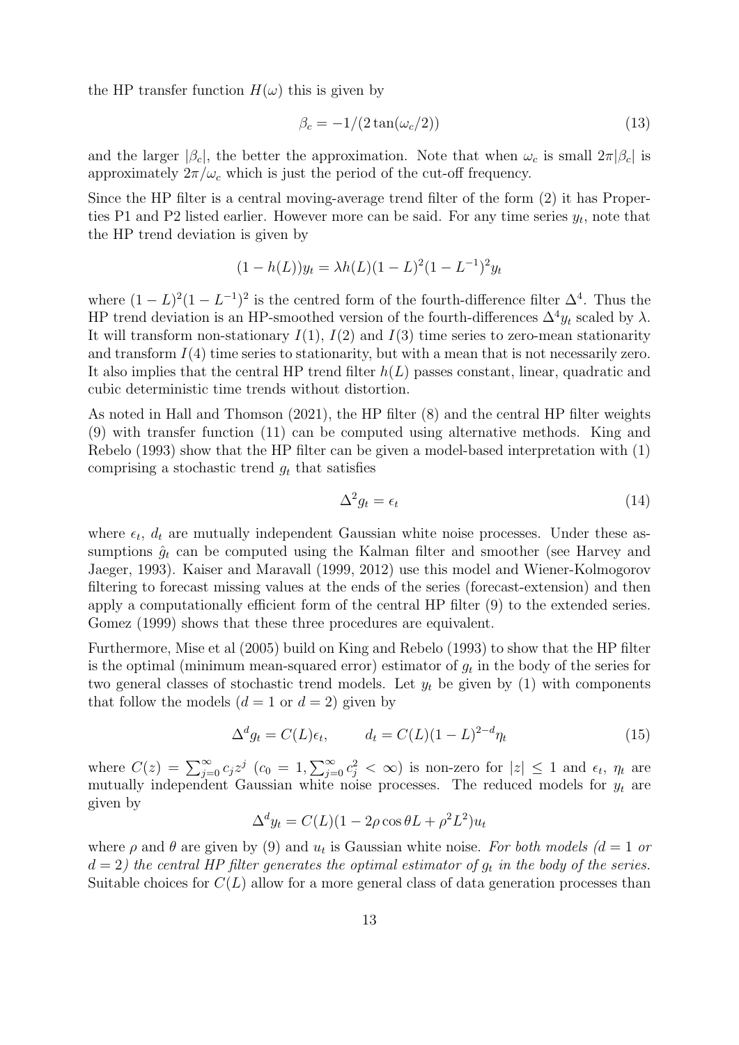the HP transfer function $H(\omega)$ this is given by

$$\beta_c = -1/(2\tan(\omega_c/2)) \tag{13}$$

and the larger $|\beta_c|$, the better the approximation. Note that when $\omega_c$ is small $2\pi|\beta_c|$ is approximately $2\pi/\omega_c$ which is just the period of the cut-off frequency.

Since the HP filter is a central moving-average trend filter of the form (2) it has Properties P1 and P2 listed earlier. However more can be said. For any time series $y_t$, note that the HP trend deviation is given by

$$(1 - h(L))y_t = \lambda h(L)(1 - L)^2(1 - L^{-1})^2 y_t$$

where $(1 - L)^2(1 - L^{-1})^2$ is the centred form of the fourth-difference filter $\Delta^4$. Thus the HP trend deviation is an HP-smoothed version of the fourth-differences $\Delta^4 y_t$ scaled by $\lambda$. It will transform non-stationary $I(1)$, $I(2)$ and $I(3)$ time series to zero-mean stationarity and transform $I(4)$ time series to stationarity, but with a mean that is not necessarily zero. It also implies that the central HP trend filter $h(L)$ passes constant, linear, quadratic and cubic deterministic time trends without distortion.

As noted in Hall and Thomson (2021), the HP filter (8) and the central HP filter weights (9) with transfer function (11) can be computed using alternative methods. King and Rebelo (1993) show that the HP filter can be given a model-based interpretation with (1) comprising a stochastic trend $g_t$ that satisfies

$$\Delta^2 g_t = \epsilon_t \tag{14}$$

where $\epsilon_t$, $d_t$ are mutually independent Gaussian white noise processes. Under these assumptions $\hat{g}_t$ can be computed using the Kalman filter and smoother (see Harvey and Jaeger, 1993). Kaiser and Maravall (1999, 2012) use this model and Wiener-Kolmogorov filtering to forecast missing values at the ends of the series (forecast-extension) and then apply a computationally efficient form of the central HP filter (9) to the extended series. Gomez (1999) shows that these three procedures are equivalent.

Furthermore, Mise et al (2005) build on King and Rebelo (1993) to show that the HP filter is the optimal (minimum mean-squared error) estimator of $g_t$ in the body of the series for two general classes of stochastic trend models. Let $y_t$ be given by (1) with components that follow the models ($d = 1$ or $d = 2$) given by

$$\Delta^d g_t = C(L)\epsilon_t, \qquad d_t = C(L)(1 - L)^{2-d}\eta_t \tag{15}$$

where $C(z) = \sum_{j=0}^{\infty} c_j z^j$ ($c_0 = 1, \sum_{j=0}^{\infty} c_j^2 < \infty$) is non-zero for $|z| \leq 1$ and $\epsilon_t$, $\eta_t$ are mutually independent Gaussian white noise processes. The reduced models for $y_t$ are given by

$$\Delta^d y_t = C(L)(1 - 2\rho\cos\theta L + \rho^2 L^2)u_t$$

where $\rho$ and $\theta$ are given by (9) and $u_t$ is Gaussian white noise. *For both models ($d = 1$ or $d = 2$) the central HP filter generates the optimal estimator of $g_t$ in the body of the series.* Suitable choices for $C(L)$ allow for a more general class of data generation processes than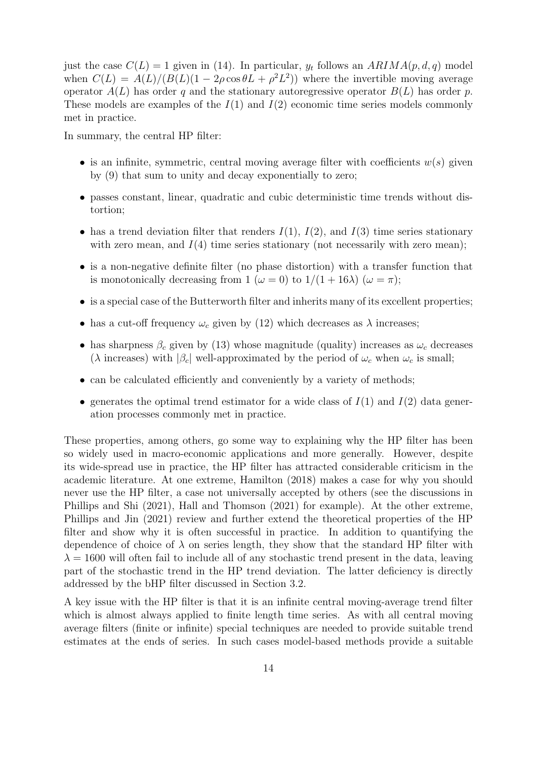just the case $C(L) = 1$ given in (14). In particular, $y_t$ follows an $ARIMA(p, d, q)$ model when $C(L) = A(L)/(B(L)(1 - 2\rho\cos\theta L + \rho^2 L^2))$ where the invertible moving average operator $A(L)$ has order $q$ and the stationary autoregressive operator $B(L)$ has order $p$. These models are examples of the $I(1)$ and $I(2)$ economic time series models commonly met in practice.

In summary, the central HP filter:

- is an infinite, symmetric, central moving average filter with coefficients $w(s)$ given by (9) that sum to unity and decay exponentially to zero;
- passes constant, linear, quadratic and cubic deterministic time trends without distortion;
- has a trend deviation filter that renders $I(1)$, $I(2)$, and $I(3)$ time series stationary with zero mean, and $I(4)$ time series stationary (not necessarily with zero mean);
- is a non-negative definite filter (no phase distortion) with a transfer function that is monotonically decreasing from 1 ($\omega = 0$) to $1/(1 + 16\lambda)$ ($\omega = \pi$);
- is a special case of the Butterworth filter and inherits many of its excellent properties;
- has a cut-off frequency $\omega_c$ given by (12) which decreases as $\lambda$ increases;
- has sharpness $\beta_c$ given by (13) whose magnitude (quality) increases as $\omega_c$ decreases ($\lambda$ increases) with $|\beta_c|$ well-approximated by the period of $\omega_c$ when $\omega_c$ is small;
- can be calculated efficiently and conveniently by a variety of methods;
- generates the optimal trend estimator for a wide class of $I(1)$ and $I(2)$ data generation processes commonly met in practice.

These properties, among others, go some way to explaining why the HP filter has been so widely used in macro-economic applications and more generally. However, despite its wide-spread use in practice, the HP filter has attracted considerable criticism in the academic literature. At one extreme, Hamilton (2018) makes a case for why you should never use the HP filter, a case not universally accepted by others (see the discussions in Phillips and Shi (2021), Hall and Thomson (2021) for example). At the other extreme, Phillips and Jin (2021) review and further extend the theoretical properties of the HP filter and show why it is often successful in practice. In addition to quantifying the dependence of choice of $\lambda$ on series length, they show that the standard HP filter with $\lambda = 1600$ will often fail to include all of any stochastic trend present in the data, leaving part of the stochastic trend in the HP trend deviation. The latter deficiency is directly addressed by the bHP filter discussed in Section 3.2.

A key issue with the HP filter is that it is an infinite central moving-average trend filter which is almost always applied to finite length time series. As with all central moving average filters (finite or infinite) special techniques are needed to provide suitable trend estimates at the ends of series. In such cases model-based methods provide a suitable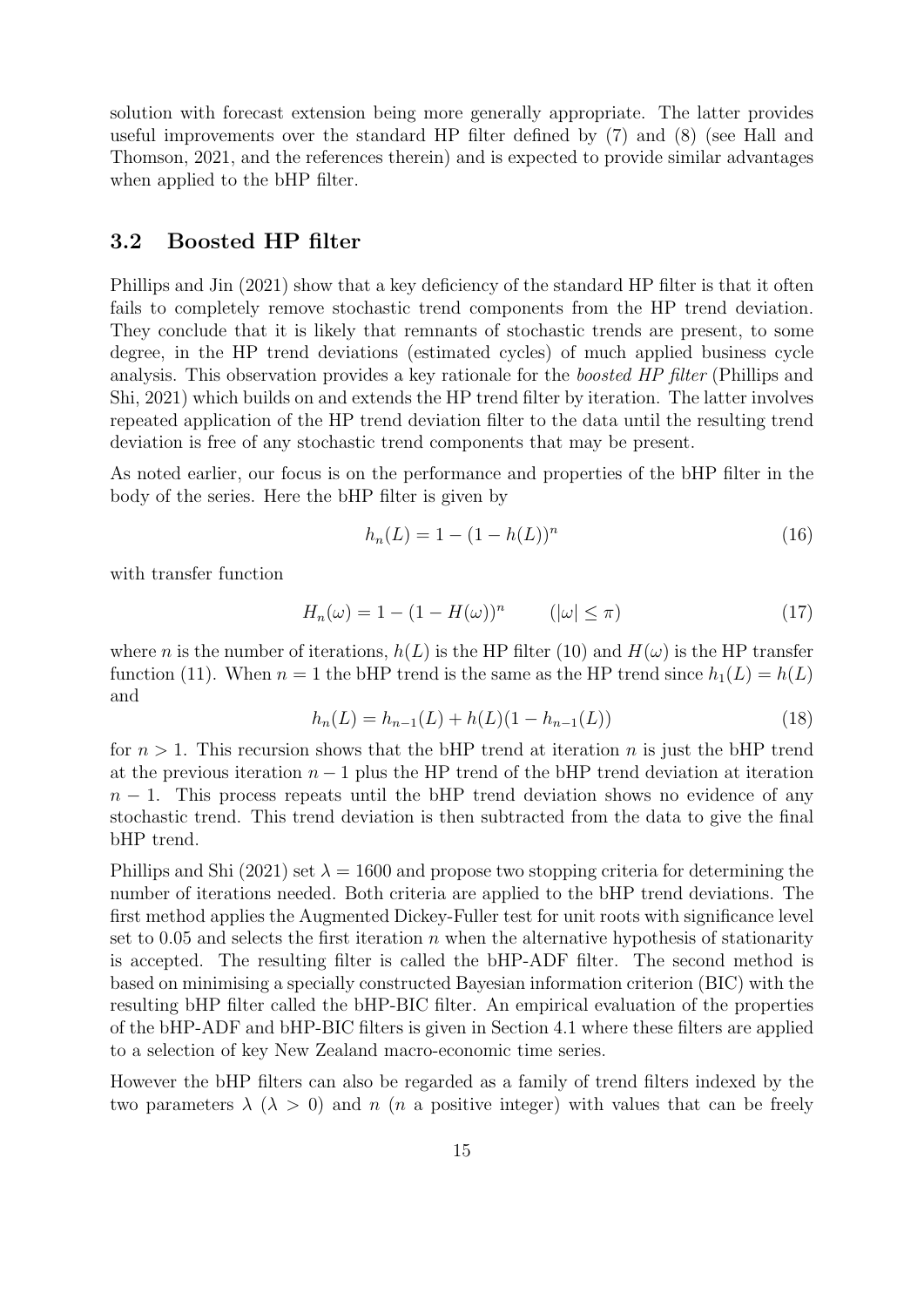solution with forecast extension being more generally appropriate. The latter provides useful improvements over the standard HP filter defined by (7) and (8) (see Hall and Thomson, 2021, and the references therein) and is expected to provide similar advantages when applied to the bHP filter.

### 3.2 Boosted HP filter

Phillips and Jin (2021) show that a key deficiency of the standard HP filter is that it often fails to completely remove stochastic trend components from the HP trend deviation. They conclude that it is likely that remnants of stochastic trends are present, to some degree, in the HP trend deviations (estimated cycles) of much applied business cycle analysis. This observation provides a key rationale for the *boosted HP filter* (Phillips and Shi, 2021) which builds on and extends the HP trend filter by iteration. The latter involves repeated application of the HP trend deviation filter to the data until the resulting trend deviation is free of any stochastic trend components that may be present.

As noted earlier, our focus is on the performance and properties of the bHP filter in the body of the series. Here the bHP filter is given by

$$h_n(L) = 1 - (1 - h(L))^n \tag{16}$$

with transfer function

$$H_n(\omega) = 1 - (1 - H(\omega))^n \qquad (|\omega| \leq \pi) \tag{17}$$

where $n$ is the number of iterations, $h(L)$ is the HP filter (10) and $H(\omega)$ is the HP transfer function (11). When $n = 1$ the bHP trend is the same as the HP trend since $h_1(L) = h(L)$ and

$$h_n(L) = h_{n-1}(L) + h(L)(1 - h_{n-1}(L)) \tag{18}$$

for $n > 1$. This recursion shows that the bHP trend at iteration $n$ is just the bHP trend at the previous iteration $n - 1$ plus the HP trend of the bHP trend deviation at iteration $n - 1$. This process repeats until the bHP trend deviation shows no evidence of any stochastic trend. This trend deviation is then subtracted from the data to give the final bHP trend.

Phillips and Shi (2021) set $\lambda = 1600$ and propose two stopping criteria for determining the number of iterations needed. Both criteria are applied to the bHP trend deviations. The first method applies the Augmented Dickey-Fuller test for unit roots with significance level set to 0.05 and selects the first iteration $n$ when the alternative hypothesis of stationarity is accepted. The resulting filter is called the bHP-ADF filter. The second method is based on minimising a specially constructed Bayesian information criterion (BIC) with the resulting bHP filter called the bHP-BIC filter. An empirical evaluation of the properties of the bHP-ADF and bHP-BIC filters is given in Section 4.1 where these filters are applied to a selection of key New Zealand macro-economic time series.

However the bHP filters can also be regarded as a family of trend filters indexed by the two parameters $\lambda$ ($\lambda > 0$) and $n$ ($n$ a positive integer) with values that can be freely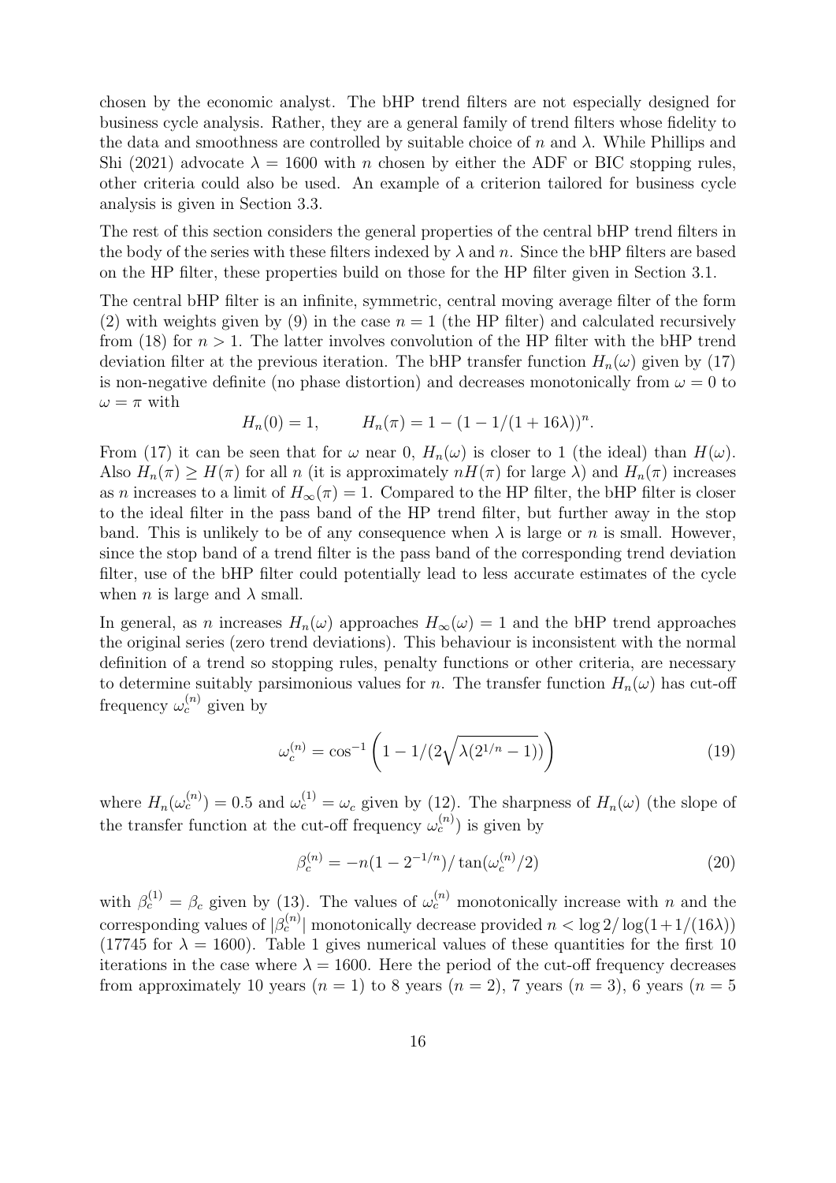chosen by the economic analyst. The bHP trend filters are not especially designed for business cycle analysis. Rather, they are a general family of trend filters whose fidelity to the data and smoothness are controlled by suitable choice of $n$ and $\lambda$. While Phillips and Shi (2021) advocate $\lambda = 1600$ with $n$ chosen by either the ADF or BIC stopping rules, other criteria could also be used. An example of a criterion tailored for business cycle analysis is given in Section 3.3.

The rest of this section considers the general properties of the central bHP trend filters in the body of the series with these filters indexed by $\lambda$ and $n$. Since the bHP filters are based on the HP filter, these properties build on those for the HP filter given in Section 3.1.

The central bHP filter is an infinite, symmetric, central moving average filter of the form (2) with weights given by (9) in the case $n = 1$ (the HP filter) and calculated recursively from (18) for $n > 1$. The latter involves convolution of the HP filter with the bHP trend deviation filter at the previous iteration. The bHP transfer function $H_n(\omega)$ given by (17) is non-negative definite (no phase distortion) and decreases monotonically from $\omega = 0$ to $\omega = \pi$ with

$$H_n(0) = 1, \qquad H_n(\pi) = 1 - (1 - 1/(1 + 16\lambda))^n.$$

From (17) it can be seen that for $\omega$ near 0, $H_n(\omega)$ is closer to 1 (the ideal) than $H(\omega)$. Also $H_n(\pi) \geq H(\pi)$ for all $n$ (it is approximately $nH(\pi)$ for large $\lambda$) and $H_n(\pi)$ increases as $n$ increases to a limit of $H_\infty(\pi) = 1$. Compared to the HP filter, the bHP filter is closer to the ideal filter in the pass band of the HP trend filter, but further away in the stop band. This is unlikely to be of any consequence when $\lambda$ is large or $n$ is small. However, since the stop band of a trend filter is the pass band of the corresponding trend deviation filter, use of the bHP filter could potentially lead to less accurate estimates of the cycle when $n$ is large and $\lambda$ small.

In general, as $n$ increases $H_n(\omega)$ approaches $H_\infty(\omega) = 1$ and the bHP trend approaches the original series (zero trend deviations). This behaviour is inconsistent with the normal definition of a trend so stopping rules, penalty functions or other criteria, are necessary to determine suitably parsimonious values for $n$. The transfer function $H_n(\omega)$ has cut-off frequency $\omega_c^{(n)}$ given by

$$\omega_c^{(n)} = \cos^{-1}\left(1 - 1/(2\sqrt{\lambda(2^{1/n} - 1)})\right) \tag{19}$$

where $H_n(\omega_c^{(n)}) = 0.5$ and $\omega_c^{(1)} = \omega_c$ given by (12). The sharpness of $H_n(\omega)$ (the slope of the transfer function at the cut-off frequency $\omega_c^{(n)}$) is given by

$$\beta_c^{(n)} = -n(1 - 2^{-1/n})/\tan(\omega_c^{(n)}/2) \tag{20}$$

with $\beta_c^{(1)} = \beta_c$ given by (13). The values of $\omega_c^{(n)}$ monotonically increase with $n$ and the corresponding values of $|\beta_c^{(n)}|$ monotonically decrease provided $n < \log 2/\log(1+1/(16\lambda))$ (17745 for $\lambda = 1600$). Table 1 gives numerical values of these quantities for the first 10 iterations in the case where $\lambda = 1600$. Here the period of the cut-off frequency decreases from approximately 10 years ($n = 1$) to 8 years ($n = 2$), 7 years ($n = 3$), 6 years ($n = 5$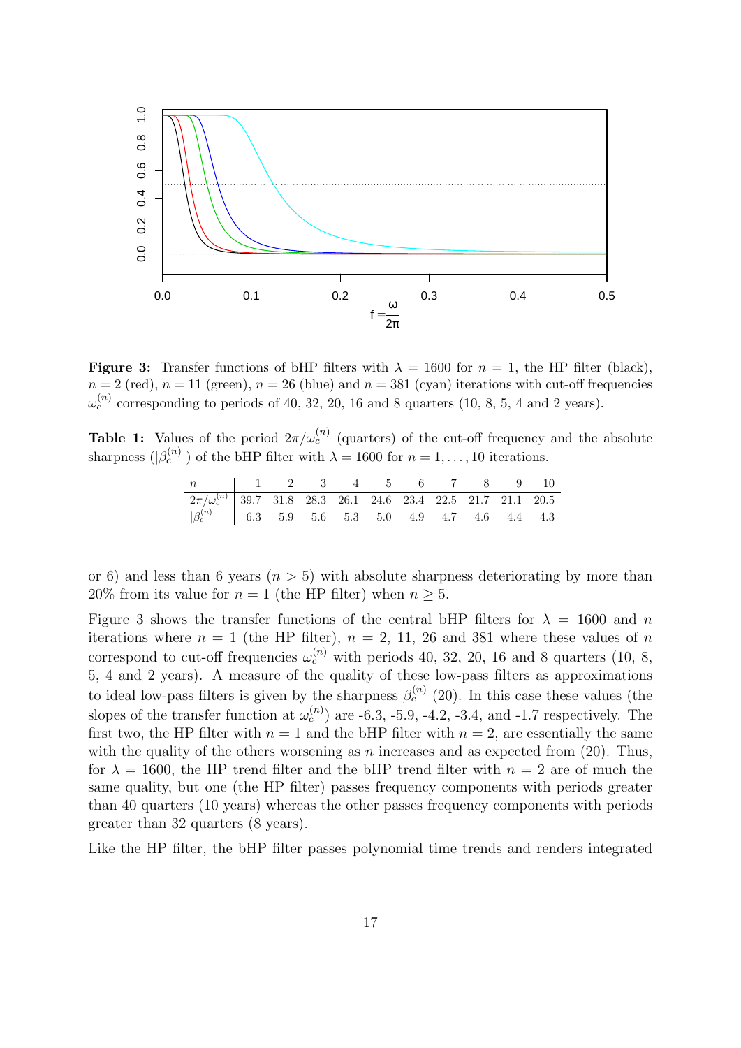**Figure 3:** Transfer functions of bHP filters with $\lambda = 1600$ for $n = 1$, the HP filter (black), $n = 2$ (red), $n = 11$ (green), $n = 26$ (blue) and $n = 381$ (cyan) iterations with cut-off frequencies $\omega_c^{(n)}$ corresponding to periods of 40, 32, 20, 16 and 8 quarters (10, 8, 5, 4 and 2 years).

**Table 1:** Values of the period $2\pi/\omega_c^{(n)}$ (quarters) of the cut-off frequency and the absolute sharpness ($|\beta_c^{(n)}|$) of the bHP filter with $\lambda = 1600$ for $n = 1, \ldots, 10$ iterations.

| $n$ | 1 | 2 | 3 | 4 | 5 | 6 | 7 | 8 | 9 | 10 |
|---|---|---|---|---|---|---|---|---|---|---|
| $2\pi/\omega_c^{(n)}$ | 39.7 | 31.8 | 28.3 | 26.1 | 24.6 | 23.4 | 22.5 | 21.7 | 21.1 | 20.5 |
| $\lvert\beta_c^{(n)}\rvert$ | 6.3 | 5.9 | 5.6 | 5.3 | 5.0 | 4.9 | 4.7 | 4.6 | 4.4 | 4.3 |

or 6) and less than 6 years ($n > 5$) with absolute sharpness deteriorating by more than 20% from its value for $n = 1$ (the HP filter) when $n \geq 5$.

Figure 3 shows the transfer functions of the central bHP filters for $\lambda = 1600$ and $n$ iterations where $n = 1$ (the HP filter), $n = 2$, 11, 26 and 381 where these values of $n$ correspond to cut-off frequencies $\omega_c^{(n)}$ with periods 40, 32, 20, 16 and 8 quarters (10, 8, 5, 4 and 2 years). A measure of the quality of these low-pass filters as approximations to ideal low-pass filters is given by the sharpness $\beta_c^{(n)}$ (20). In this case these values (the slopes of the transfer function at $\omega_c^{(n)}$) are -6.3, -5.9, -4.2, -3.4, and -1.7 respectively. The first two, the HP filter with $n = 1$ and the bHP filter with $n = 2$, are essentially the same with the quality of the others worsening as $n$ increases and as expected from (20). Thus, for $\lambda = 1600$, the HP trend filter and the bHP trend filter with $n = 2$ are of much the same quality, but one (the HP filter) passes frequency components with periods greater than 40 quarters (10 years) whereas the other passes frequency components with periods greater than 32 quarters (8 years).

Like the HP filter, the bHP filter passes polynomial time trends and renders integrated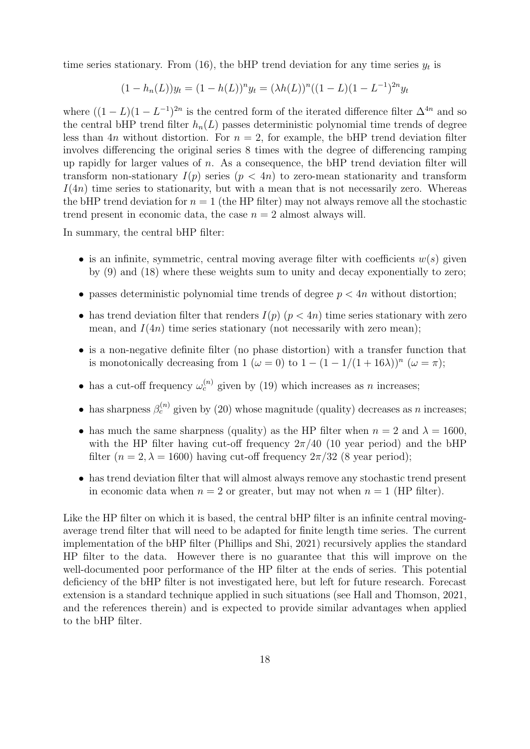time series stationary. From (16), the bHP trend deviation for any time series $y_t$ is

$$(1 - h_n(L))y_t = (1 - h(L))^n y_t = (\lambda h(L))^n ((1 - L)(1 - L^{-1})^{2n} y_t$$

where $((1 - L)(1 - L^{-1})^{2n}$ is the centred form of the iterated difference filter $\Delta^{4n}$ and so the central bHP trend filter $h_n(L)$ passes deterministic polynomial time trends of degree less than $4n$ without distortion. For $n = 2$, for example, the bHP trend deviation filter involves differencing the original series 8 times with the degree of differencing ramping up rapidly for larger values of $n$. As a consequence, the bHP trend deviation filter will transform non-stationary $I(p)$ series ($p < 4n$) to zero-mean stationarity and transform $I(4n)$ time series to stationarity, but with a mean that is not necessarily zero. Whereas the bHP trend deviation for $n = 1$ (the HP filter) may not always remove all the stochastic trend present in economic data, the case $n = 2$ almost always will.

In summary, the central bHP filter:

- is an infinite, symmetric, central moving average filter with coefficients $w(s)$ given by (9) and (18) where these weights sum to unity and decay exponentially to zero;
- passes deterministic polynomial time trends of degree $p < 4n$ without distortion;
- has trend deviation filter that renders $I(p)$ ($p < 4n$) time series stationary with zero mean, and $I(4n)$ time series stationary (not necessarily with zero mean);
- is a non-negative definite filter (no phase distortion) with a transfer function that is monotonically decreasing from 1 ($\omega = 0$) to $1 - (1 - 1/(1 + 16\lambda))^n$ ($\omega = \pi$);
- has a cut-off frequency $\omega_c^{(n)}$ given by (19) which increases as $n$ increases;
- has sharpness $\beta_c^{(n)}$ given by (20) whose magnitude (quality) decreases as $n$ increases;
- has much the same sharpness (quality) as the HP filter when $n = 2$ and $\lambda = 1600$, with the HP filter having cut-off frequency $2\pi/40$ (10 year period) and the bHP filter ($n = 2, \lambda = 1600$) having cut-off frequency $2\pi/32$ (8 year period);
- has trend deviation filter that will almost always remove any stochastic trend present in economic data when $n = 2$ or greater, but may not when $n = 1$ (HP filter).

Like the HP filter on which it is based, the central bHP filter is an infinite central moving-average trend filter that will need to be adapted for finite length time series. The current implementation of the bHP filter (Phillips and Shi, 2021) recursively applies the standard HP filter to the data. However there is no guarantee that this will improve on the well-documented poor performance of the HP filter at the ends of series. This potential deficiency of the bHP filter is not investigated here, but left for future research. Forecast extension is a standard technique applied in such situations (see Hall and Thomson, 2021, and the references therein) and is expected to provide similar advantages when applied to the bHP filter.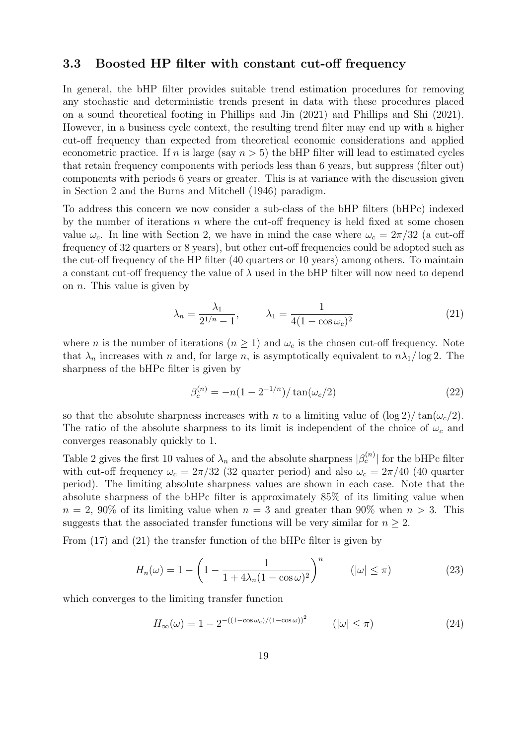### 3.3 Boosted HP filter with constant cut-off frequency

In general, the bHP filter provides suitable trend estimation procedures for removing any stochastic and deterministic trends present in data with these procedures placed on a sound theoretical footing in Phillips and Jin (2021) and Phillips and Shi (2021). However, in a business cycle context, the resulting trend filter may end up with a higher cut-off frequency than expected from theoretical economic considerations and applied econometric practice. If $n$ is large (say $n > 5$) the bHP filter will lead to estimated cycles that retain frequency components with periods less than 6 years, but suppress (filter out) components with periods 6 years or greater. This is at variance with the discussion given in Section 2 and the Burns and Mitchell (1946) paradigm.

To address this concern we now consider a sub-class of the bHP filters (bHPc) indexed by the number of iterations $n$ where the cut-off frequency is held fixed at some chosen value $\omega_c$. In line with Section 2, we have in mind the case where $\omega_c = 2\pi/32$ (a cut-off frequency of 32 quarters or 8 years), but other cut-off frequencies could be adopted such as the cut-off frequency of the HP filter (40 quarters or 10 years) among others. To maintain a constant cut-off frequency the value of $\lambda$ used in the bHP filter will now need to depend on $n$. This value is given by

$$\lambda_n = \frac{\lambda_1}{2^{1/n} - 1}, \qquad \lambda_1 = \frac{1}{4(1 - \cos\omega_c)^2} \tag{21}$$

where $n$ is the number of iterations ($n \geq 1$) and $\omega_c$ is the chosen cut-off frequency. Note that $\lambda_n$ increases with $n$ and, for large $n$, is asymptotically equivalent to $n\lambda_1/\log 2$. The sharpness of the bHPc filter is given by

$$\beta_c^{(n)} = -n(1 - 2^{-1/n})/\tan(\omega_c/2) \tag{22}$$

so that the absolute sharpness increases with $n$ to a limiting value of $(\log 2)/\tan(\omega_c/2)$. The ratio of the absolute sharpness to its limit is independent of the choice of $\omega_c$ and converges reasonably quickly to 1.

Table 2 gives the first 10 values of $\lambda_n$ and the absolute sharpness $|\beta_c^{(n)}|$ for the bHPc filter with cut-off frequency $\omega_c = 2\pi/32$ (32 quarter period) and also $\omega_c = 2\pi/40$ (40 quarter period). The limiting absolute sharpness values are shown in each case. Note that the absolute sharpness of the bHPc filter is approximately 85% of its limiting value when $n = 2$, 90% of its limiting value when $n = 3$ and greater than 90% when $n > 3$. This suggests that the associated transfer functions will be very similar for $n \geq 2$.

From (17) and (21) the transfer function of the bHPc filter is given by

$$H_n(\omega) = 1 - \left(1 - \frac{1}{1 + 4\lambda_n(1 - \cos\omega)^2}\right)^n \qquad (|\omega| \leq \pi) \tag{23}$$

which converges to the limiting transfer function

$$H_\infty(\omega) = 1 - 2^{-((1-\cos\omega_c)/(1-\cos\omega))^2} \qquad (|\omega| \leq \pi) \tag{24}$$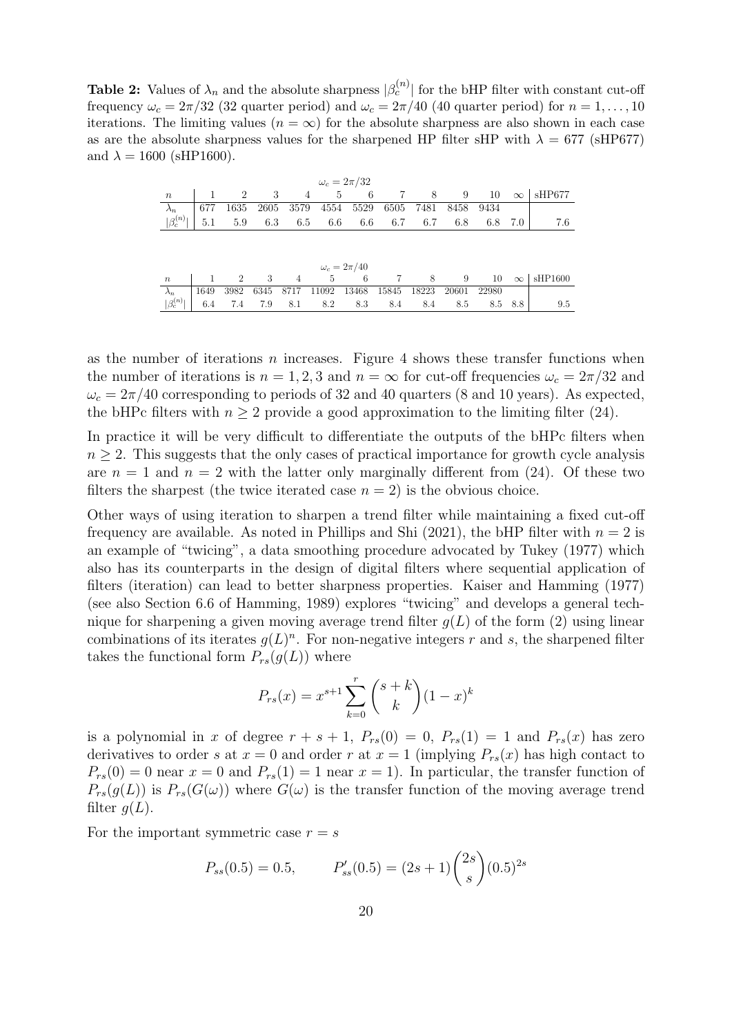**Table 2:** Values of $\lambda_n$ and the absolute sharpness $|\beta_c^{(n)}|$ for the bHP filter with constant cut-off frequency $\omega_c = 2\pi/32$ (32 quarter period) and $\omega_c = 2\pi/40$ (40 quarter period) for $n = 1, \ldots, 10$ iterations. The limiting values ($n = \infty$) for the absolute sharpness are also shown in each case as are the absolute sharpness values for the sharpened HP filter sHP with $\lambda = 677$ (sHP677) and $\lambda = 1600$ (sHP1600).

$\omega_c = 2\pi/32$

| $n$ | 1 | 2 | 3 | 4 | 5 | 6 | 7 | 8 | 9 | 10 | $\infty$ | sHP677 |
|---|---|---|---|---|---|---|---|---|---|---|---|---|
| $\lambda_n$ | 677 | 1635 | 2605 | 3579 | 4554 | 5529 | 6505 | 7481 | 8458 | 9434 | | |
| $\lvert\beta_c^{(n)}\rvert$ | 5.1 | 5.9 | 6.3 | 6.5 | 6.6 | 6.6 | 6.7 | 6.7 | 6.8 | 6.8 | 7.0 | 7.6 |

$\omega_c = 2\pi/40$

| $n$ | 1 | 2 | 3 | 4 | 5 | 6 | 7 | 8 | 9 | 10 | $\infty$ | sHP1600 |
|---|---|---|---|---|---|---|---|---|---|---|---|---|
| $\lambda_n$ | 1649 | 3982 | 6345 | 8717 | 11092 | 13468 | 15845 | 18223 | 20601 | 22980 | | |
| $\lvert\beta_c^{(n)}\rvert$ | 6.4 | 7.4 | 7.9 | 8.1 | 8.2 | 8.3 | 8.4 | 8.4 | 8.5 | 8.5 | 8.8 | 9.5 |

as the number of iterations $n$ increases. Figure 4 shows these transfer functions when the number of iterations is $n = 1, 2, 3$ and $n = \infty$ for cut-off frequencies $\omega_c = 2\pi/32$ and $\omega_c = 2\pi/40$ corresponding to periods of 32 and 40 quarters (8 and 10 years). As expected, the bHPc filters with $n \geq 2$ provide a good approximation to the limiting filter (24).

In practice it will be very difficult to differentiate the outputs of the bHPc filters when $n \geq 2$. This suggests that the only cases of practical importance for growth cycle analysis are $n = 1$ and $n = 2$ with the latter only marginally different from (24). Of these two filters the sharpest (the twice iterated case $n = 2$) is the obvious choice.

Other ways of using iteration to sharpen a trend filter while maintaining a fixed cut-off frequency are available. As noted in Phillips and Shi (2021), the bHP filter with $n = 2$ is an example of "twicing", a data smoothing procedure advocated by Tukey (1977) which also has its counterparts in the design of digital filters where sequential application of filters (iteration) can lead to better sharpness properties. Kaiser and Hamming (1977) (see also Section 6.6 of Hamming, 1989) explores "twicing" and develops a general technique for sharpening a given moving average trend filter $g(L)$ of the form (2) using linear combinations of its iterates $g(L)^n$. For non-negative integers $r$ and $s$, the sharpened filter takes the functional form $P_{rs}(g(L))$ where

$$P_{rs}(x) = x^{s+1} \sum_{k=0}^{r} \binom{s+k}{k} (1-x)^k$$

is a polynomial in $x$ of degree $r + s + 1$, $P_{rs}(0) = 0$, $P_{rs}(1) = 1$ and $P_{rs}(x)$ has zero derivatives to order $s$ at $x = 0$ and order $r$ at $x = 1$ (implying $P_{rs}(x)$ has high contact to $P_{rs}(0) = 0$ near $x = 0$ and $P_{rs}(1) = 1$ near $x = 1$). In particular, the transfer function of $P_{rs}(g(L))$ is $P_{rs}(G(\omega))$ where $G(\omega)$ is the transfer function of the moving average trend filter $g(L)$.

For the important symmetric case $r = s$

$$P_{ss}(0.5) = 0.5, \qquad P'_{ss}(0.5) = (2s+1)\binom{2s}{s}(0.5)^{2s}$$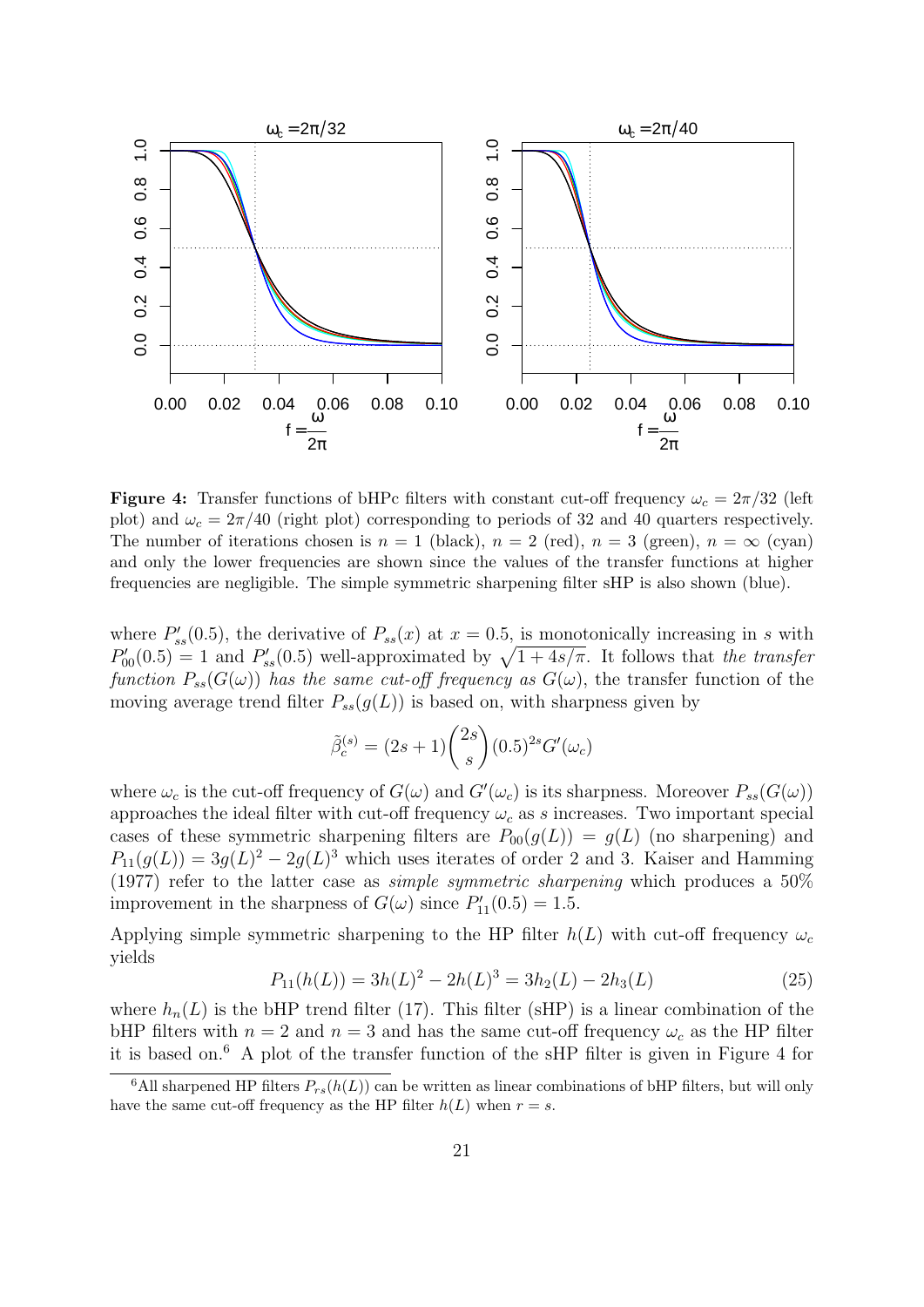**Figure 4:** Transfer functions of bHPc filters with constant cut-off frequency $\omega_c = 2\pi/32$ (left plot) and $\omega_c = 2\pi/40$ (right plot) corresponding to periods of 32 and 40 quarters respectively. The number of iterations chosen is $n = 1$ (black), $n = 2$ (red), $n = 3$ (green), $n = \infty$ (cyan) and only the lower frequencies are shown since the values of the transfer functions at higher frequencies are negligible. The simple symmetric sharpening filter sHP is also shown (blue).

where $P'_{ss}(0.5)$, the derivative of $P_{ss}(x)$ at $x = 0.5$, is monotonically increasing in $s$ with $P'_{00}(0.5) = 1$ and $P'_{ss}(0.5)$ well-approximated by $\sqrt{1 + 4s/\pi}$. It follows that *the transfer function $P_{ss}(G(\omega))$ has the same cut-off frequency as $G(\omega)$*, the transfer function of the moving average trend filter $P_{ss}(g(L))$ is based on, with sharpness given by

$$\tilde{\beta}_c^{(s)} = (2s + 1)\binom{2s}{s}(0.5)^{2s}G'(\omega_c)$$

where $\omega_c$ is the cut-off frequency of $G(\omega)$ and $G'(\omega_c)$ is its sharpness. Moreover $P_{ss}(G(\omega))$ approaches the ideal filter with cut-off frequency $\omega_c$ as $s$ increases. Two important special cases of these symmetric sharpening filters are $P_{00}(g(L)) = g(L)$ (no sharpening) and $P_{11}(g(L)) = 3g(L)^2 - 2g(L)^3$ which uses iterates of order 2 and 3. Kaiser and Hamming (1977) refer to the latter case as *simple symmetric sharpening* which produces a 50% improvement in the sharpness of $G(\omega)$ since $P'_{11}(0.5) = 1.5$.

Applying simple symmetric sharpening to the HP filter $h(L)$ with cut-off frequency $\omega_c$ yields

$$P_{11}(h(L)) = 3h(L)^2 - 2h(L)^3 = 3h_2(L) - 2h_3(L) \tag{25}$$

where $h_n(L)$ is the bHP trend filter (17). This filter (sHP) is a linear combination of the bHP filters with $n = 2$ and $n = 3$ and has the same cut-off frequency $\omega_c$ as the HP filter it is based on.[6] A plot of the transfer function of the sHP filter is given in Figure 4 for

[6] All sharpened HP filters $P_{rs}(h(L))$ can be written as linear combinations of bHP filters, but will only have the same cut-off frequency as the HP filter $h(L)$ when $r = s$.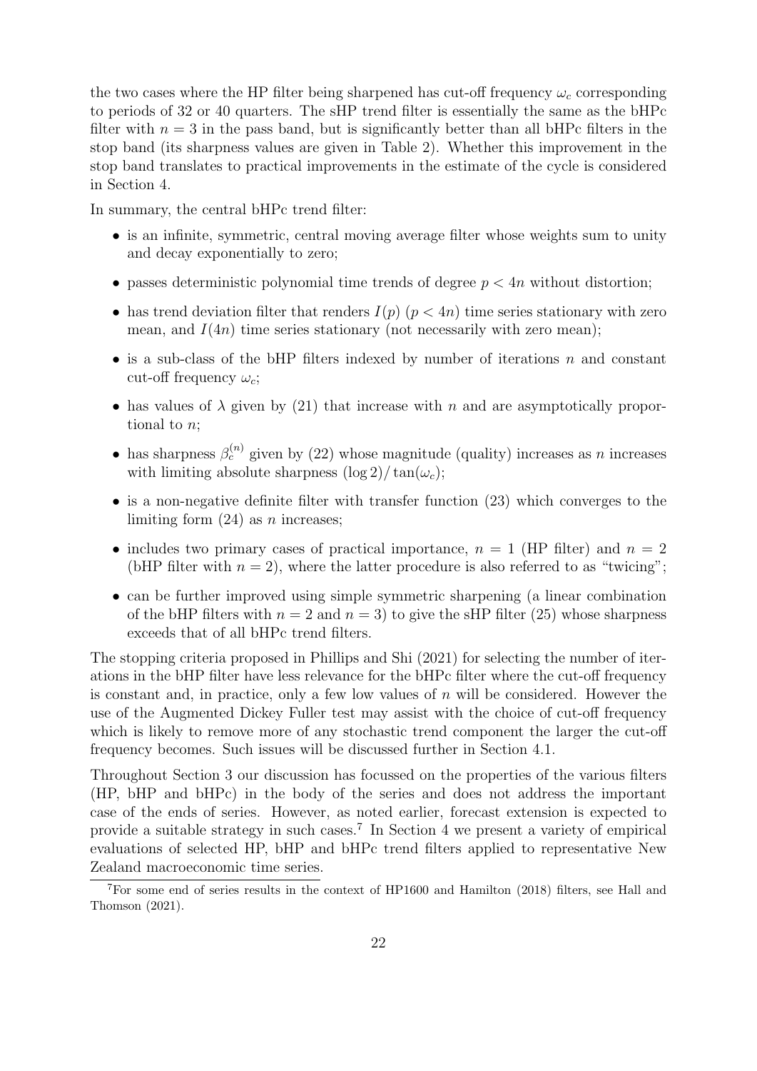the two cases where the HP filter being sharpened has cut-off frequency $\omega_c$ corresponding to periods of 32 or 40 quarters. The sHP trend filter is essentially the same as the bHPc filter with $n = 3$ in the pass band, but is significantly better than all bHPc filters in the stop band (its sharpness values are given in Table 2). Whether this improvement in the stop band translates to practical improvements in the estimate of the cycle is considered in Section 4.

In summary, the central bHPc trend filter:

- is an infinite, symmetric, central moving average filter whose weights sum to unity and decay exponentially to zero;
- passes deterministic polynomial time trends of degree $p < 4n$ without distortion;
- has trend deviation filter that renders $I(p)$ ($p < 4n$) time series stationary with zero mean, and $I(4n)$ time series stationary (not necessarily with zero mean);
- is a sub-class of the bHP filters indexed by number of iterations $n$ and constant cut-off frequency $\omega_c$;
- has values of $\lambda$ given by (21) that increase with $n$ and are asymptotically proportional to $n$;
- has sharpness $\beta_c^{(n)}$ given by (22) whose magnitude (quality) increases as $n$ increases with limiting absolute sharpness $(\log 2)/\tan(\omega_c)$;
- is a non-negative definite filter with transfer function (23) which converges to the limiting form (24) as $n$ increases;
- includes two primary cases of practical importance, $n = 1$ (HP filter) and $n = 2$ (bHP filter with $n = 2$), where the latter procedure is also referred to as "twicing";
- can be further improved using simple symmetric sharpening (a linear combination of the bHP filters with $n = 2$ and $n = 3$) to give the sHP filter (25) whose sharpness exceeds that of all bHPc trend filters.

The stopping criteria proposed in Phillips and Shi (2021) for selecting the number of iterations in the bHP filter have less relevance for the bHPc filter where the cut-off frequency is constant and, in practice, only a few low values of $n$ will be considered. However the use of the Augmented Dickey Fuller test may assist with the choice of cut-off frequency which is likely to remove more of any stochastic trend component the larger the cut-off frequency becomes. Such issues will be discussed further in Section 4.1.

Throughout Section 3 our discussion has focussed on the properties of the various filters (HP, bHP and bHPc) in the body of the series and does not address the important case of the ends of series. However, as noted earlier, forecast extension is expected to provide a suitable strategy in such cases.[7] In Section 4 we present a variety of empirical evaluations of selected HP, bHP and bHPc trend filters applied to representative New Zealand macroeconomic time series.

[7] For some end of series results in the context of HP1600 and Hamilton (2018) filters, see Hall and Thomson (2021).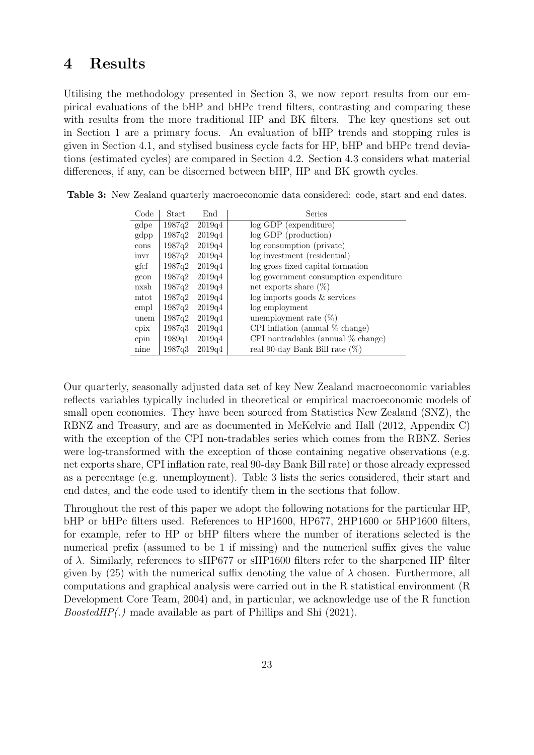# 4 Results

Utilising the methodology presented in Section 3, we now report results from our empirical evaluations of the bHP and bHPc trend filters, contrasting and comparing these with results from the more traditional HP and BK filters. The key questions set out in Section 1 are a primary focus. An evaluation of bHP trends and stopping rules is given in Section 4.1, and stylised business cycle facts for HP, bHP and bHPc trend deviations (estimated cycles) are compared in Section 4.2. Section 4.3 considers what material differences, if any, can be discerned between bHP, HP and BK growth cycles.

**Table 3:** New Zealand quarterly macroeconomic data considered: code, start and end dates.

| Code | Start | End | Series |
|---|---|---|---|
| gdpe | 1987q2 | 2019q4 | log GDP (expenditure) |
| gdpp | 1987q2 | 2019q4 | log GDP (production) |
| cons | 1987q2 | 2019q4 | log consumption (private) |
| invr | 1987q2 | 2019q4 | log investment (residential) |
| gfcf | 1987q2 | 2019q4 | log gross fixed capital formation |
| gcon | 1987q2 | 2019q4 | log government consumption expenditure |
| nxsh | 1987q2 | 2019q4 | net exports share (%) |
| mtot | 1987q2 | 2019q4 | log imports goods & services |
| empl | 1987q2 | 2019q4 | log employment |
| unem | 1987q2 | 2019q4 | unemployment rate (%) |
| cpix | 1987q3 | 2019q4 | CPI inflation (annual % change) |
| cpin | 1989q1 | 2019q4 | CPI nontradables (annual % change) |
| nine | 1987q3 | 2019q4 | real 90-day Bank Bill rate (%) |

Our quarterly, seasonally adjusted data set of key New Zealand macroeconomic variables reflects variables typically included in theoretical or empirical macroeconomic models of small open economies. They have been sourced from Statistics New Zealand (SNZ), the RBNZ and Treasury, and are as documented in McKelvie and Hall (2012, Appendix C) with the exception of the CPI non-tradables series which comes from the RBNZ. Series were log-transformed with the exception of those containing negative observations (e.g. net exports share, CPI inflation rate, real 90-day Bank Bill rate) or those already expressed as a percentage (e.g. unemployment). Table 3 lists the series considered, their start and end dates, and the code used to identify them in the sections that follow.

Throughout the rest of this paper we adopt the following notations for the particular HP, bHP or bHPc filters used. References to HP1600, HP677, 2HP1600 or 5HP1600 filters, for example, refer to HP or bHP filters where the number of iterations selected is the numerical prefix (assumed to be 1 if missing) and the numerical suffix gives the value of $\lambda$. Similarly, references to sHP677 or sHP1600 filters refer to the sharpened HP filter given by (25) with the numerical suffix denoting the value of $\lambda$ chosen. Furthermore, all computations and graphical analysis were carried out in the R statistical environment (R Development Core Team, 2004) and, in particular, we acknowledge use of the R function *BoostedHP(.)* made available as part of Phillips and Shi (2021).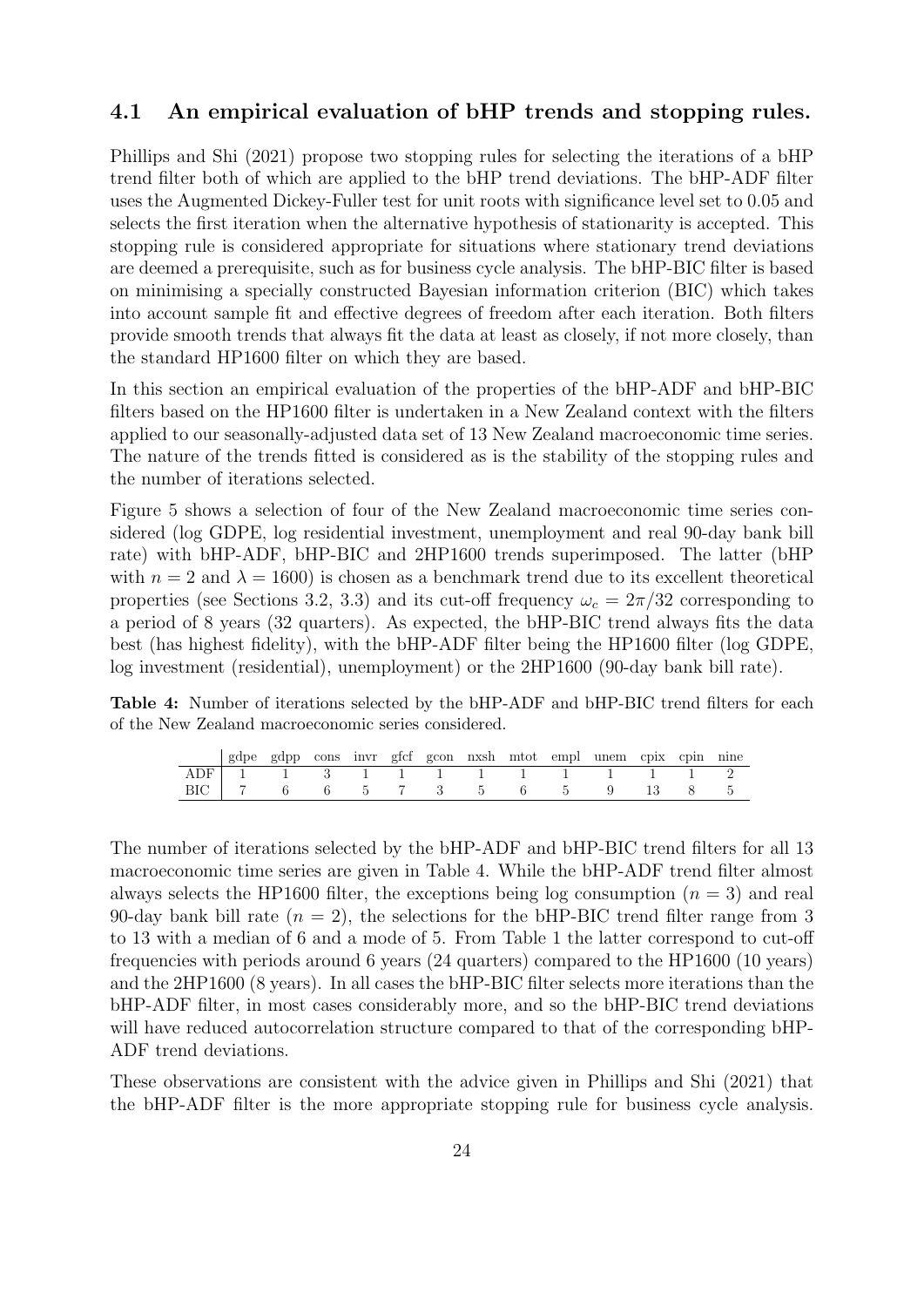### 4.1 An empirical evaluation of bHP trends and stopping rules.

Phillips and Shi (2021) propose two stopping rules for selecting the iterations of a bHP trend filter both of which are applied to the bHP trend deviations. The bHP-ADF filter uses the Augmented Dickey-Fuller test for unit roots with significance level set to 0.05 and selects the first iteration when the alternative hypothesis of stationarity is accepted. This stopping rule is considered appropriate for situations where stationary trend deviations are deemed a prerequisite, such as for business cycle analysis. The bHP-BIC filter is based on minimising a specially constructed Bayesian information criterion (BIC) which takes into account sample fit and effective degrees of freedom after each iteration. Both filters provide smooth trends that always fit the data at least as closely, if not more closely, than the standard HP1600 filter on which they are based.

In this section an empirical evaluation of the properties of the bHP-ADF and bHP-BIC filters based on the HP1600 filter is undertaken in a New Zealand context with the filters applied to our seasonally-adjusted data set of 13 New Zealand macroeconomic time series. The nature of the trends fitted is considered as is the stability of the stopping rules and the number of iterations selected.

Figure 5 shows a selection of four of the New Zealand macroeconomic time series considered (log GDPE, log residential investment, unemployment and real 90-day bank bill rate) with bHP-ADF, bHP-BIC and 2HP1600 trends superimposed. The latter (bHP with $n = 2$ and $\lambda = 1600$) is chosen as a benchmark trend due to its excellent theoretical properties (see Sections 3.2, 3.3) and its cut-off frequency $\omega_c = 2\pi/32$ corresponding to a period of 8 years (32 quarters). As expected, the bHP-BIC trend always fits the data best (has highest fidelity), with the bHP-ADF filter being the HP1600 filter (log GDPE, log investment (residential), unemployment) or the 2HP1600 (90-day bank bill rate).

**Table 4:** Number of iterations selected by the bHP-ADF and bHP-BIC trend filters for each of the New Zealand macroeconomic series considered.

| | gdpe | gdpp | cons | invr | gfcf | gcon | nxsh | mtot | empl | unem | cpix | cpin | nine |
|---|---|---|---|---|---|---|---|---|---|---|---|---|---|
| ADF | 1 | 1 | 3 | 1 | 1 | 1 | 1 | 1 | 1 | 1 | 1 | 1 | 2 |
| BIC | 7 | 6 | 6 | 5 | 7 | 3 | 5 | 6 | 5 | 9 | 13 | 8 | 5 |

The number of iterations selected by the bHP-ADF and bHP-BIC trend filters for all 13 macroeconomic time series are given in Table 4. While the bHP-ADF trend filter almost always selects the HP1600 filter, the exceptions being log consumption ($n = 3$) and real 90-day bank bill rate ($n = 2$), the selections for the bHP-BIC trend filter range from 3 to 13 with a median of 6 and a mode of 5. From Table 1 the latter correspond to cut-off frequencies with periods around 6 years (24 quarters) compared to the HP1600 (10 years) and the 2HP1600 (8 years). In all cases the bHP-BIC filter selects more iterations than the bHP-ADF filter, in most cases considerably more, and so the bHP-BIC trend deviations will have reduced autocorrelation structure compared to that of the corresponding bHP-ADF trend deviations.

These observations are consistent with the advice given in Phillips and Shi (2021) that the bHP-ADF filter is the more appropriate stopping rule for business cycle analysis.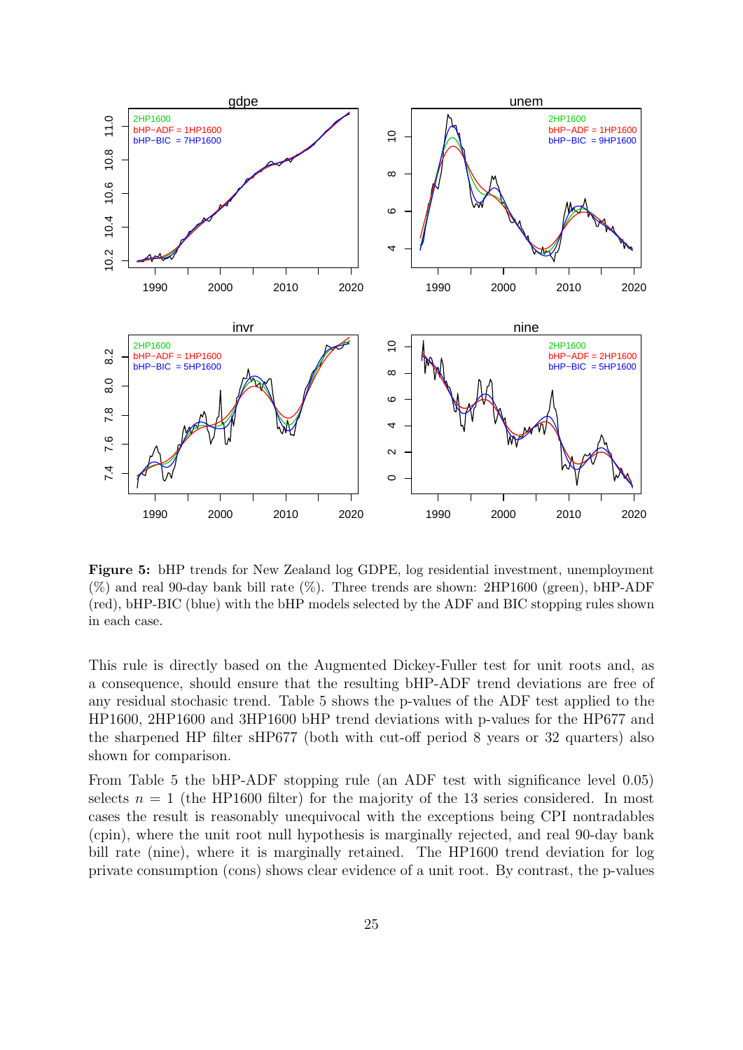**Figure 5:** bHP trends for New Zealand log GDPE, log residential investment, unemployment (%) and real 90-day bank bill rate (%). Three trends are shown: 2HP1600 (green), bHP-ADF (red), bHP-BIC (blue) with the bHP models selected by the ADF and BIC stopping rules shown in each case.

This rule is directly based on the Augmented Dickey-Fuller test for unit roots and, as a consequence, should ensure that the resulting bHP-ADF trend deviations are free of any residual stochastic trend. Table 5 shows the p-values of the ADF test applied to the HP1600, 2HP1600 and 3HP1600 bHP trend deviations with p-values for the HP677 and the sharpened HP filter sHP677 (both with cut-off period 8 years or 32 quarters) also shown for comparison.

From Table 5 the bHP-ADF stopping rule (an ADF test with significance level 0.05) selects $n = 1$ (the HP1600 filter) for the majority of the 13 series considered. In most cases the result is reasonably unequivocal with the exceptions being CPI nontradables (cpin), where the unit root null hypothesis is marginally rejected, and real 90-day bank bill rate (nine), where it is marginally retained. The HP1600 trend deviation for log private consumption (cons) shows clear evidence of a unit root. By contrast, the p-values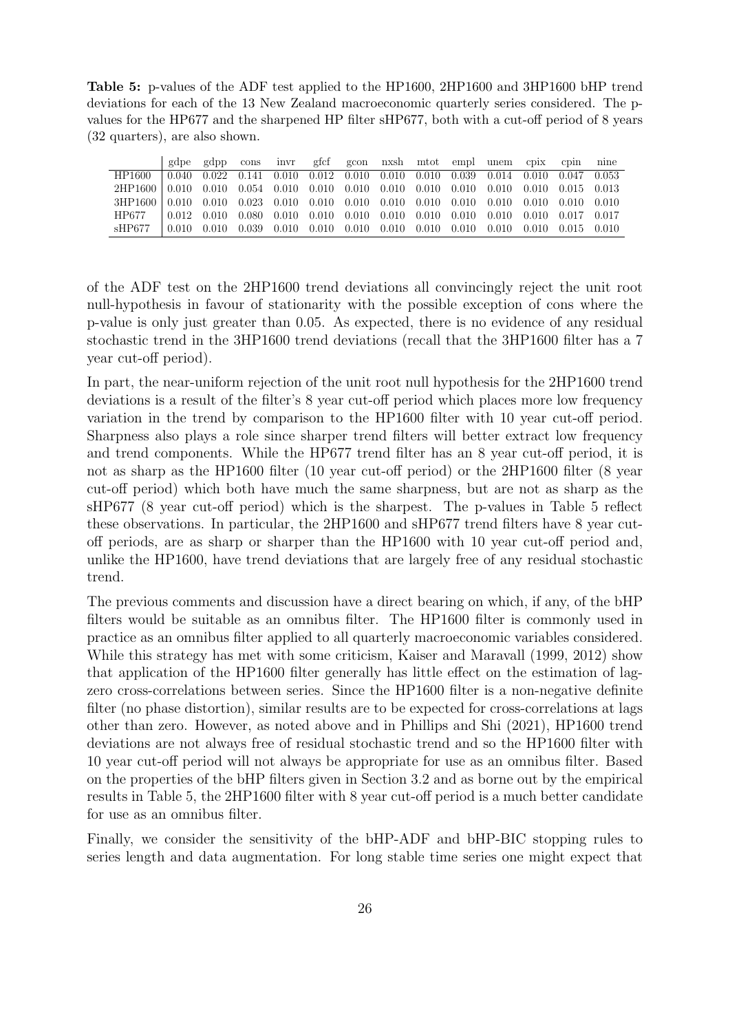**Table 5:** p-values of the ADF test applied to the HP1600, 2HP1600 and 3HP1600 bHP trend deviations for each of the 13 New Zealand macroeconomic quarterly series considered. The p-values for the HP677 and the sharpened HP filter sHP677, both with a cut-off period of 8 years (32 quarters), are also shown.

| | gdpe | gdpp | cons | invr | gfcf | gcon | nxsh | mtot | empl | unem | cpix | cpin | nine |
|---|---|---|---|---|---|---|---|---|---|---|---|---|---|
| HP1600 | 0.040 | 0.022 | 0.141 | 0.010 | 0.012 | 0.010 | 0.010 | 0.010 | 0.039 | 0.014 | 0.010 | 0.047 | 0.053 |
| 2HP1600 | 0.010 | 0.010 | 0.054 | 0.010 | 0.010 | 0.010 | 0.010 | 0.010 | 0.010 | 0.010 | 0.010 | 0.015 | 0.013 |
| 3HP1600 | 0.010 | 0.010 | 0.023 | 0.010 | 0.010 | 0.010 | 0.010 | 0.010 | 0.010 | 0.010 | 0.010 | 0.010 | 0.010 |
| HP677 | 0.012 | 0.010 | 0.080 | 0.010 | 0.010 | 0.010 | 0.010 | 0.010 | 0.010 | 0.010 | 0.010 | 0.017 | 0.017 |
| sHP677 | 0.010 | 0.010 | 0.039 | 0.010 | 0.010 | 0.010 | 0.010 | 0.010 | 0.010 | 0.010 | 0.010 | 0.015 | 0.010 |

of the ADF test on the 2HP1600 trend deviations all convincingly reject the unit root null-hypothesis in favour of stationarity with the possible exception of cons where the p-value is only just greater than 0.05. As expected, there is no evidence of any residual stochastic trend in the 3HP1600 trend deviations (recall that the 3HP1600 filter has a 7 year cut-off period).

In part, the near-uniform rejection of the unit root null hypothesis for the 2HP1600 trend deviations is a result of the filter's 8 year cut-off period which places more low frequency variation in the trend by comparison to the HP1600 filter with 10 year cut-off period. Sharpness also plays a role since sharper trend filters will better extract low frequency and trend components. While the HP677 trend filter has an 8 year cut-off period, it is not as sharp as the HP1600 filter (10 year cut-off period) or the 2HP1600 filter (8 year cut-off period) which both have much the same sharpness, but are not as sharp as the sHP677 (8 year cut-off period) which is the sharpest. The p-values in Table 5 reflect these observations. In particular, the 2HP1600 and sHP677 trend filters have 8 year cut-off periods, are as sharp or sharper than the HP1600 with 10 year cut-off period and, unlike the HP1600, have trend deviations that are largely free of any residual stochastic trend.

The previous comments and discussion have a direct bearing on which, if any, of the bHP filters would be suitable as an omnibus filter. The HP1600 filter is commonly used in practice as an omnibus filter applied to all quarterly macroeconomic variables considered. While this strategy has met with some criticism, Kaiser and Maravall (1999, 2012) show that application of the HP1600 filter generally has little effect on the estimation of lag-zero cross-correlations between series. Since the HP1600 filter is a non-negative definite filter (no phase distortion), similar results are to be expected for cross-correlations at lags other than zero. However, as noted above and in Phillips and Shi (2021), HP1600 trend deviations are not always free of residual stochastic trend and so the HP1600 filter with 10 year cut-off period will not always be appropriate for use as an omnibus filter. Based on the properties of the bHP filters given in Section 3.2 and as borne out by the empirical results in Table 5, the 2HP1600 filter with 8 year cut-off period is a much better candidate for use as an omnibus filter.

Finally, we consider the sensitivity of the bHP-ADF and bHP-BIC stopping rules to series length and data augmentation. For long stable time series one might expect that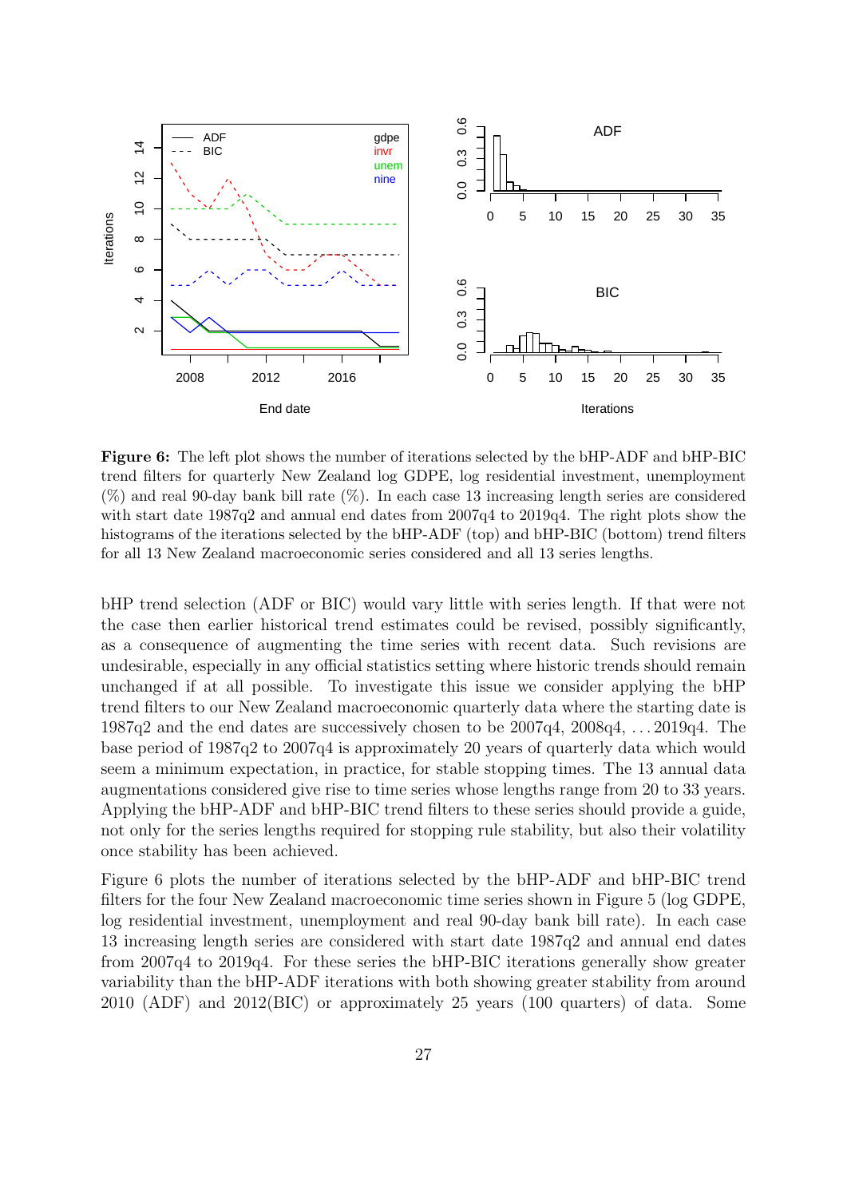**Figure 6:** The left plot shows the number of iterations selected by the bHP-ADF and bHP-BIC trend filters for quarterly New Zealand log GDPE, log residential investment, unemployment (%) and real 90-day bank bill rate (%). In each case 13 increasing length series are considered with start date 1987q2 and annual end dates from 2007q4 to 2019q4. The right plots show the histograms of the iterations selected by the bHP-ADF (top) and bHP-BIC (bottom) trend filters for all 13 New Zealand macroeconomic series considered and all 13 series lengths.

bHP trend selection (ADF or BIC) would vary little with series length. If that were not the case then earlier historical trend estimates could be revised, possibly significantly, as a consequence of augmenting the time series with recent data. Such revisions are undesirable, especially in any official statistics setting where historic trends should remain unchanged if at all possible. To investigate this issue we consider applying the bHP trend filters to our New Zealand macroeconomic quarterly data where the starting date is 1987q2 and the end dates are successively chosen to be 2007q4, 2008q4, ... 2019q4. The base period of 1987q2 to 2007q4 is approximately 20 years of quarterly data which would seem a minimum expectation, in practice, for stable stopping times. The 13 annual data augmentations considered give rise to time series whose lengths range from 20 to 33 years. Applying the bHP-ADF and bHP-BIC trend filters to these series should provide a guide, not only for the series lengths required for stopping rule stability, but also their volatility once stability has been achieved.

Figure 6 plots the number of iterations selected by the bHP-ADF and bHP-BIC trend filters for the four New Zealand macroeconomic time series shown in Figure 5 (log GDPE, log residential investment, unemployment and real 90-day bank bill rate). In each case 13 increasing length series are considered with start date 1987q2 and annual end dates from 2007q4 to 2019q4. For these series the bHP-BIC iterations generally show greater variability than the bHP-ADF iterations with both showing greater stability from around 2010 (ADF) and 2012(BIC) or approximately 25 years (100 quarters) of data. Some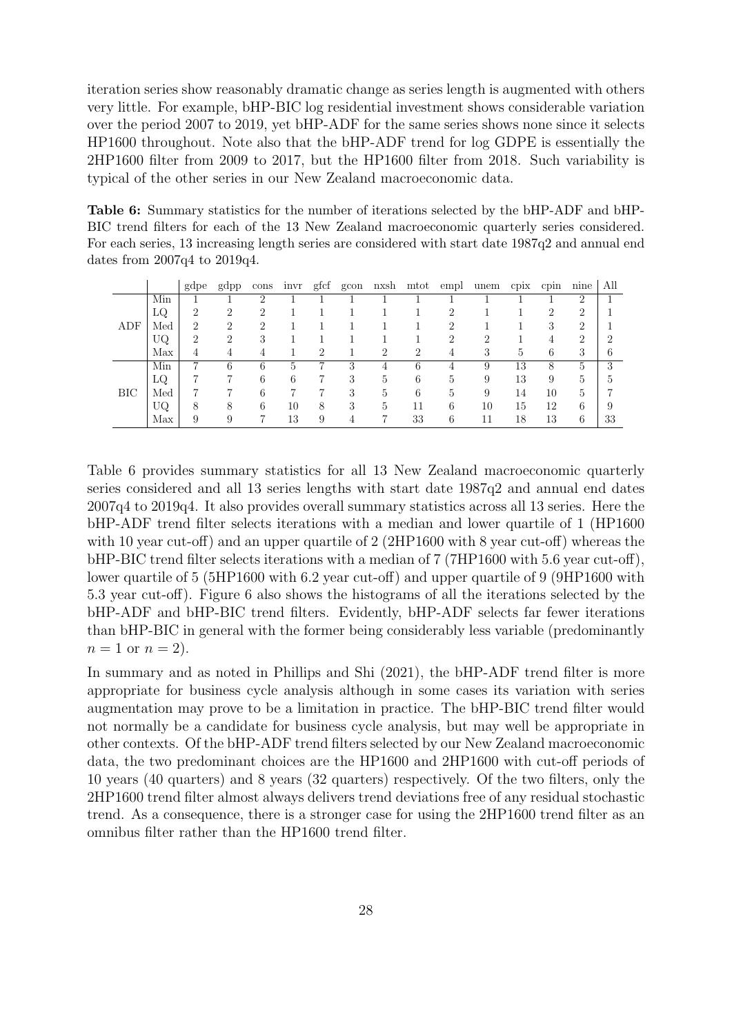iteration series show reasonably dramatic change as series length is augmented with others very little. For example, bHP-BIC log residential investment shows considerable variation over the period 2007 to 2019, yet bHP-ADF for the same series shows none since it selects HP1600 throughout. Note also that the bHP-ADF trend for log GDPE is essentially the 2HP1600 filter from 2009 to 2017, but the HP1600 filter from 2018. Such variability is typical of the other series in our New Zealand macroeconomic data.

**Table 6:** Summary statistics for the number of iterations selected by the bHP-ADF and bHP-BIC trend filters for each of the 13 New Zealand macroeconomic quarterly series considered. For each series, 13 increasing length series are considered with start date 1987q2 and annual end dates from 2007q4 to 2019q4.

| | | gdpe | gdpp | cons | invr | gfcf | gcon | nxsh | mtot | empl | unem | cpix | cpin | nine | All |
|---|---|---|---|---|---|---|---|---|---|---|---|---|---|---|---|
| ADF | Min | 1 | 1 | 2 | 1 | 1 | 1 | 1 | 1 | 1 | 1 | 1 | 1 | 2 | 1 |
| | LQ | 2 | 2 | 2 | 1 | 1 | 1 | 1 | 1 | 2 | 1 | 1 | 2 | 2 | 1 |
| | Med | 2 | 2 | 2 | 1 | 1 | 1 | 1 | 1 | 2 | 1 | 1 | 3 | 2 | 1 |
| | UQ | 2 | 2 | 3 | 1 | 1 | 1 | 1 | 1 | 2 | 2 | 1 | 4 | 2 | 2 |
| | Max | 4 | 4 | 4 | 1 | 2 | 1 | 2 | 2 | 4 | 3 | 5 | 6 | 3 | 6 |
| BIC | Min | 7 | 6 | 6 | 5 | 7 | 3 | 4 | 6 | 4 | 9 | 13 | 8 | 5 | 3 |
| | LQ | 7 | 7 | 6 | 6 | 7 | 3 | 5 | 6 | 5 | 9 | 13 | 9 | 5 | 5 |
| | Med | 7 | 7 | 6 | 7 | 7 | 3 | 5 | 6 | 5 | 9 | 14 | 10 | 5 | 7 |
| | UQ | 8 | 8 | 6 | 10 | 8 | 3 | 5 | 11 | 6 | 10 | 15 | 12 | 6 | 9 |
| | Max | 9 | 9 | 7 | 13 | 9 | 4 | 7 | 33 | 6 | 11 | 18 | 13 | 6 | 33 |

Table 6 provides summary statistics for all 13 New Zealand macroeconomic quarterly series considered and all 13 series lengths with start date 1987q2 and annual end dates 2007q4 to 2019q4. It also provides overall summary statistics across all 13 series. Here the bHP-ADF trend filter selects iterations with a median and lower quartile of 1 (HP1600 with 10 year cut-off) and an upper quartile of 2 (2HP1600 with 8 year cut-off) whereas the bHP-BIC trend filter selects iterations with a median of 7 (7HP1600 with 5.6 year cut-off), lower quartile of 5 (5HP1600 with 6.2 year cut-off) and upper quartile of 9 (9HP1600 with 5.3 year cut-off). Figure 6 also shows the histograms of all the iterations selected by the bHP-ADF and bHP-BIC trend filters. Evidently, bHP-ADF selects far fewer iterations than bHP-BIC in general with the former being considerably less variable (predominantly $n = 1$ or $n = 2$).

In summary and as noted in Phillips and Shi (2021), the bHP-ADF trend filter is more appropriate for business cycle analysis although in some cases its variation with series augmentation may prove to be a limitation in practice. The bHP-BIC trend filter would not normally be a candidate for business cycle analysis, but may well be appropriate in other contexts. Of the bHP-ADF trend filters selected by our New Zealand macroeconomic data, the two predominant choices are the HP1600 and 2HP1600 with cut-off periods of 10 years (40 quarters) and 8 years (32 quarters) respectively. Of the two filters, only the 2HP1600 trend filter almost always delivers trend deviations free of any residual stochastic trend. As a consequence, there is a stronger case for using the 2HP1600 trend filter as an omnibus filter rather than the HP1600 trend filter.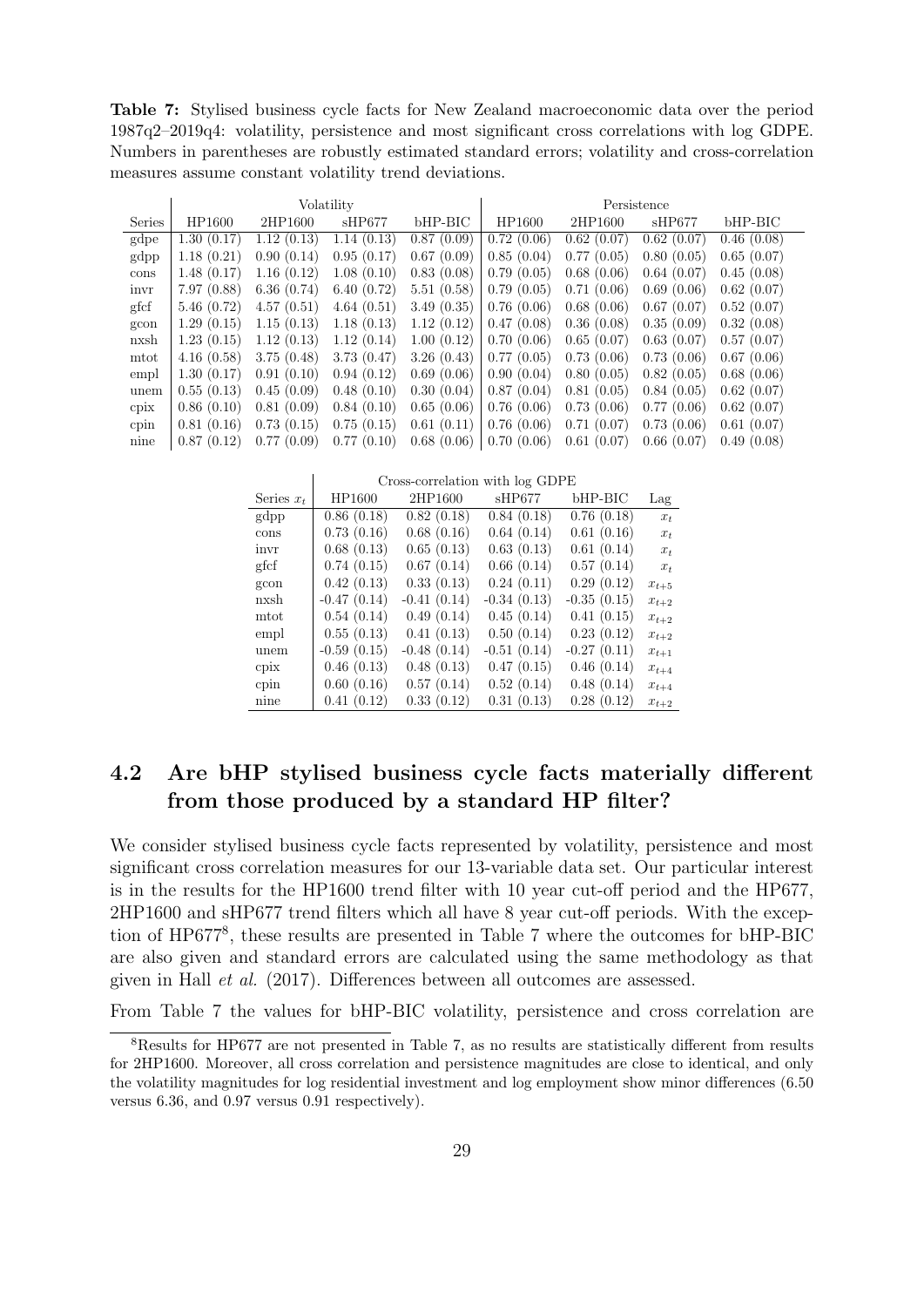**Table 7:** Stylised business cycle facts for New Zealand macroeconomic data over the period 1987q2–2019q4: volatility, persistence and most significant cross correlations with log GDPE. Numbers in parentheses are robustly estimated standard errors; volatility and cross-correlation measures assume constant volatility trend deviations.

| | Volatility | | | | Persistence | | | |
|---|---|---|---|---|---|---|---|---|
| Series | HP1600 | 2HP1600 | sHP677 | bHP-BIC | HP1600 | 2HP1600 | sHP677 | bHP-BIC |
| gdpe | 1.30 (0.17) | 1.12 (0.13) | 1.14 (0.13) | 0.87 (0.09) | 0.72 (0.06) | 0.62 (0.07) | 0.62 (0.07) | 0.46 (0.08) |
| gdpp | 1.18 (0.21) | 0.90 (0.14) | 0.95 (0.17) | 0.67 (0.09) | 0.85 (0.04) | 0.77 (0.05) | 0.80 (0.05) | 0.65 (0.07) |
| cons | 1.48 (0.17) | 1.16 (0.12) | 1.08 (0.10) | 0.83 (0.08) | 0.79 (0.05) | 0.68 (0.06) | 0.64 (0.07) | 0.45 (0.08) |
| invr | 7.97 (0.88) | 6.36 (0.74) | 6.40 (0.72) | 5.51 (0.58) | 0.79 (0.05) | 0.71 (0.06) | 0.69 (0.06) | 0.62 (0.07) |
| gfcf | 5.46 (0.72) | 4.57 (0.51) | 4.64 (0.51) | 3.49 (0.35) | 0.76 (0.06) | 0.68 (0.06) | 0.67 (0.07) | 0.52 (0.07) |
| gcon | 1.29 (0.15) | 1.15 (0.13) | 1.18 (0.13) | 1.12 (0.12) | 0.47 (0.08) | 0.36 (0.08) | 0.35 (0.09) | 0.32 (0.08) |
| nxsh | 1.23 (0.15) | 1.12 (0.13) | 1.12 (0.14) | 1.00 (0.12) | 0.70 (0.06) | 0.65 (0.07) | 0.63 (0.07) | 0.57 (0.07) |
| mtot | 4.16 (0.58) | 3.75 (0.48) | 3.73 (0.47) | 3.26 (0.43) | 0.77 (0.05) | 0.73 (0.06) | 0.73 (0.06) | 0.67 (0.06) |
| empl | 1.30 (0.17) | 0.91 (0.10) | 0.94 (0.12) | 0.69 (0.06) | 0.90 (0.04) | 0.80 (0.05) | 0.82 (0.05) | 0.68 (0.06) |
| unem | 0.55 (0.13) | 0.45 (0.09) | 0.48 (0.10) | 0.30 (0.04) | 0.87 (0.04) | 0.81 (0.05) | 0.84 (0.05) | 0.62 (0.07) |
| cpix | 0.86 (0.10) | 0.81 (0.09) | 0.84 (0.10) | 0.65 (0.06) | 0.76 (0.06) | 0.73 (0.06) | 0.77 (0.06) | 0.62 (0.07) |
| cpin | 0.81 (0.16) | 0.73 (0.15) | 0.75 (0.15) | 0.61 (0.11) | 0.76 (0.06) | 0.71 (0.07) | 0.73 (0.06) | 0.61 (0.07) |
| nine | 0.87 (0.12) | 0.77 (0.09) | 0.77 (0.10) | 0.68 (0.06) | 0.70 (0.06) | 0.61 (0.07) | 0.66 (0.07) | 0.49 (0.08) |

| | Cross-correlation with log GDPE | | | | |
|---|---|---|---|---|---|
| Series $x_t$ | HP1600 | 2HP1600 | sHP677 | bHP-BIC | Lag |
| gdpp | 0.86 (0.18) | 0.82 (0.18) | 0.84 (0.18) | 0.76 (0.18) | $x_t$ |
| cons | 0.73 (0.16) | 0.68 (0.16) | 0.64 (0.14) | 0.61 (0.16) | $x_t$ |
| invr | 0.68 (0.13) | 0.65 (0.13) | 0.63 (0.13) | 0.61 (0.14) | $x_t$ |
| gfcf | 0.74 (0.15) | 0.67 (0.14) | 0.66 (0.14) | 0.57 (0.14) | $x_t$ |
| gcon | 0.42 (0.13) | 0.33 (0.13) | 0.24 (0.11) | 0.29 (0.12) | $x_{t+5}$ |
| nxsh | -0.47 (0.14) | -0.41 (0.14) | -0.34 (0.13) | -0.35 (0.15) | $x_{t+2}$ |
| mtot | 0.54 (0.14) | 0.49 (0.14) | 0.45 (0.14) | 0.41 (0.15) | $x_{t+2}$ |
| empl | 0.55 (0.13) | 0.41 (0.13) | 0.50 (0.14) | 0.23 (0.12) | $x_{t+2}$ |
| unem | -0.59 (0.15) | -0.48 (0.14) | -0.51 (0.14) | -0.27 (0.11) | $x_{t+1}$ |
| cpix | 0.46 (0.13) | 0.48 (0.13) | 0.47 (0.15) | 0.46 (0.14) | $x_{t+4}$ |
| cpin | 0.60 (0.16) | 0.57 (0.14) | 0.52 (0.14) | 0.48 (0.14) | $x_{t+4}$ |
| nine | 0.41 (0.12) | 0.33 (0.12) | 0.31 (0.13) | 0.28 (0.12) | $x_{t+2}$ |

## 4.2 Are bHP stylised business cycle facts materially different from those produced by a standard HP filter?

We consider stylised business cycle facts represented by volatility, persistence and most significant cross correlation measures for our 13-variable data set. Our particular interest is in the results for the HP1600 trend filter with 10 year cut-off period and the HP677, 2HP1600 and sHP677 trend filters which all have 8 year cut-off periods. With the exception of HP677[8], these results are presented in Table 7 where the outcomes for bHP-BIC are also given and standard errors are calculated using the same methodology as that given in Hall *et al.* (2017). Differences between all outcomes are assessed.

From Table 7 the values for bHP-BIC volatility, persistence and cross correlation are

[8]Results for HP677 are not presented in Table 7, as no results are statistically different from results for 2HP1600. Moreover, all cross correlation and persistence magnitudes are close to identical, and only the volatility magnitudes for log residential investment and log employment show minor differences (6.50 versus 6.36, and 0.97 versus 0.91 respectively).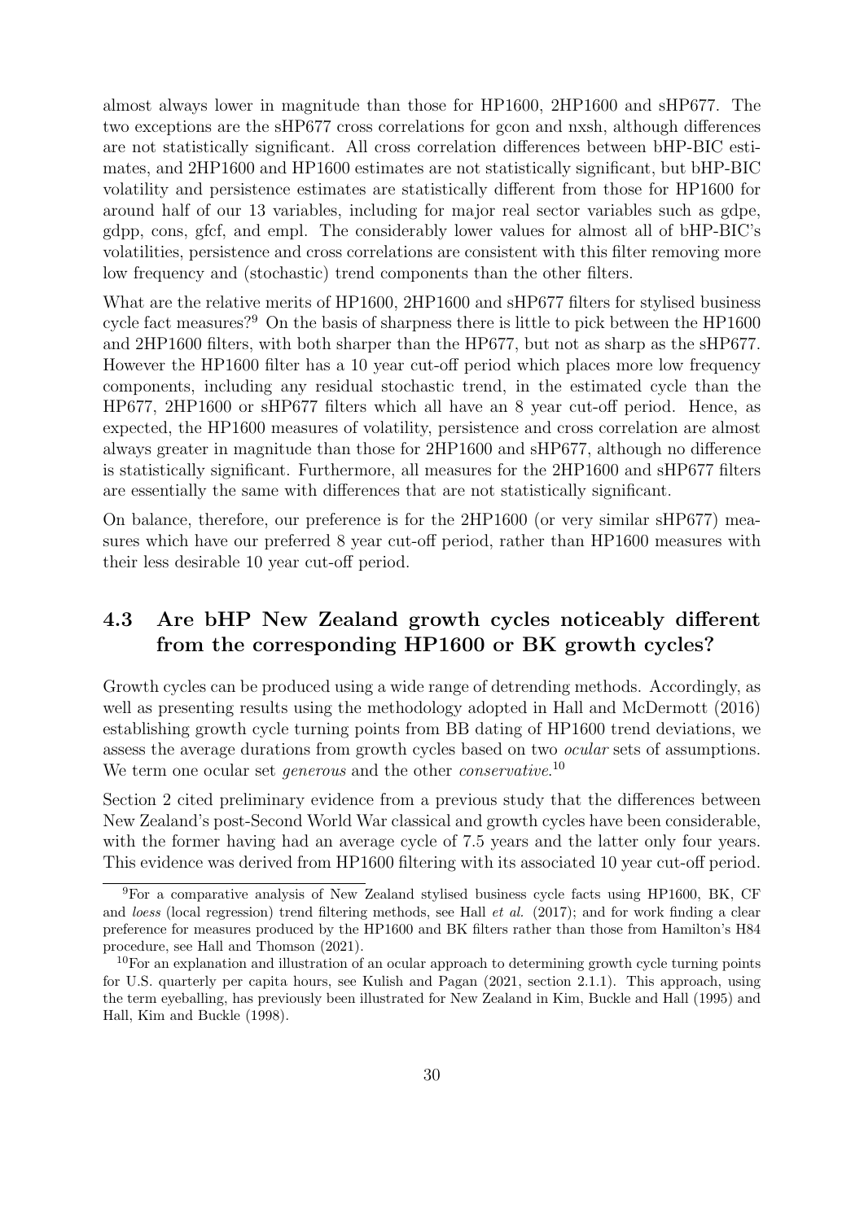almost always lower in magnitude than those for HP1600, 2HP1600 and sHP677. The two exceptions are the sHP677 cross correlations for gcon and nxsh, although differences are not statistically significant. All cross correlation differences between bHP-BIC estimates, and 2HP1600 and HP1600 estimates are not statistically significant, but bHP-BIC volatility and persistence estimates are statistically different from those for HP1600 for around half of our 13 variables, including for major real sector variables such as gdpe, gdpp, cons, gfcf, and empl. The considerably lower values for almost all of bHP-BIC's volatilities, persistence and cross correlations are consistent with this filter removing more low frequency and (stochastic) trend components than the other filters.

What are the relative merits of HP1600, 2HP1600 and sHP677 filters for stylised business cycle fact measures?[9] On the basis of sharpness there is little to pick between the HP1600 and 2HP1600 filters, with both sharper than the HP677, but not as sharp as the sHP677. However the HP1600 filter has a 10 year cut-off period which places more low frequency components, including any residual stochastic trend, in the estimated cycle than the HP677, 2HP1600 or sHP677 filters which all have an 8 year cut-off period. Hence, as expected, the HP1600 measures of volatility, persistence and cross correlation are almost always greater in magnitude than those for 2HP1600 and sHP677, although no difference is statistically significant. Furthermore, all measures for the 2HP1600 and sHP677 filters are essentially the same with differences that are not statistically significant.

On balance, therefore, our preference is for the 2HP1600 (or very similar sHP677) measures which have our preferred 8 year cut-off period, rather than HP1600 measures with their less desirable 10 year cut-off period.

## 4.3 Are bHP New Zealand growth cycles noticeably different from the corresponding HP1600 or BK growth cycles?

Growth cycles can be produced using a wide range of detrending methods. Accordingly, as well as presenting results using the methodology adopted in Hall and McDermott (2016) establishing growth cycle turning points from BB dating of HP1600 trend deviations, we assess the average durations from growth cycles based on two *ocular* sets of assumptions. We term one ocular set *generous* and the other *conservative*.[10]

Section 2 cited preliminary evidence from a previous study that the differences between New Zealand's post-Second World War classical and growth cycles have been considerable, with the former having had an average cycle of 7.5 years and the latter only four years. This evidence was derived from HP1600 filtering with its associated 10 year cut-off period.

[9] For a comparative analysis of New Zealand stylised business cycle facts using HP1600, BK, CF and *loess* (local regression) trend filtering methods, see Hall *et al.* (2017); and for work finding a clear preference for measures produced by the HP1600 and BK filters rather than those from Hamilton's H84 procedure, see Hall and Thomson (2021).

[10] For an explanation and illustration of an ocular approach to determining growth cycle turning points for U.S. quarterly per capita hours, see Kulish and Pagan (2021, section 2.1.1). This approach, using the term eyeballing, has previously been illustrated for New Zealand in Kim, Buckle and Hall (1995) and Hall, Kim and Buckle (1998).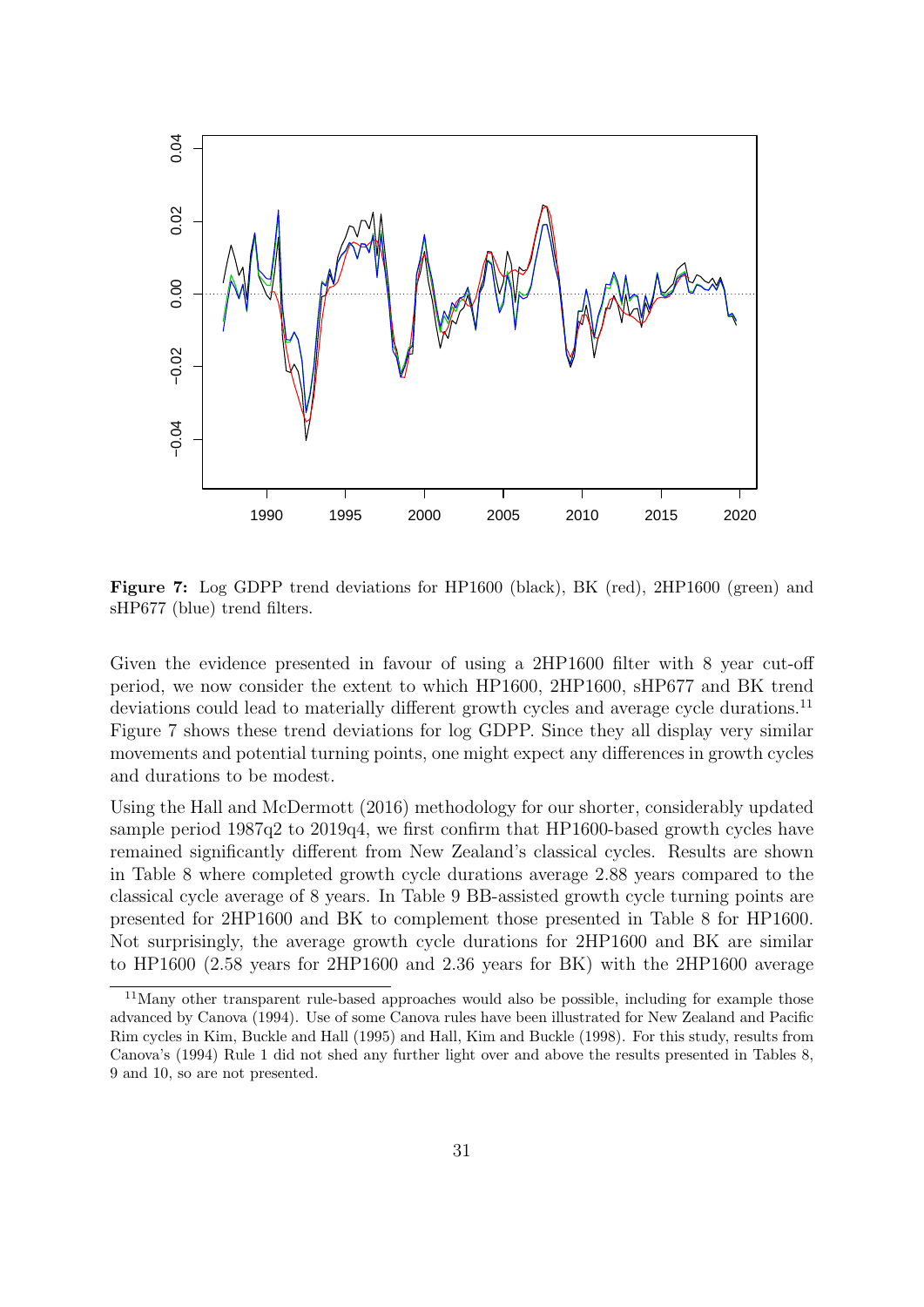**Figure 7:** Log GDPP trend deviations for HP1600 (black), BK (red), 2HP1600 (green) and sHP677 (blue) trend filters.

Given the evidence presented in favour of using a 2HP1600 filter with 8 year cut-off period, we now consider the extent to which HP1600, 2HP1600, sHP677 and BK trend deviations could lead to materially different growth cycles and average cycle durations.[11] Figure 7 shows these trend deviations for log GDPP. Since they all display very similar movements and potential turning points, one might expect any differences in growth cycles and durations to be modest.

Using the Hall and McDermott (2016) methodology for our shorter, considerably updated sample period 1987q2 to 2019q4, we first confirm that HP1600-based growth cycles have remained significantly different from New Zealand's classical cycles. Results are shown in Table 8 where completed growth cycle durations average 2.88 years compared to the classical cycle average of 8 years. In Table 9 BB-assisted growth cycle turning points are presented for 2HP1600 and BK to complement those presented in Table 8 for HP1600. Not surprisingly, the average growth cycle durations for 2HP1600 and BK are similar to HP1600 (2.58 years for 2HP1600 and 2.36 years for BK) with the 2HP1600 average

[11] Many other transparent rule-based approaches would also be possible, including for example those advanced by Canova (1994). Use of some Canova rules have been illustrated for New Zealand and Pacific Rim cycles in Kim, Buckle and Hall (1995) and Hall, Kim and Buckle (1998). For this study, results from Canova's (1994) Rule 1 did not shed any further light over and above the results presented in Tables 8, 9 and 10, so are not presented.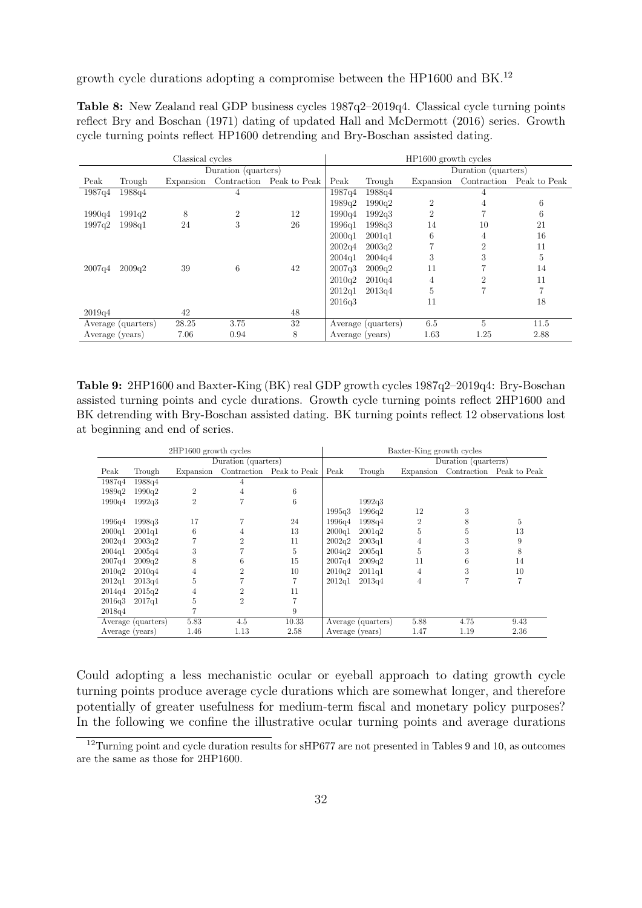growth cycle durations adopting a compromise between the HP1600 and BK.[12]

**Table 8:** New Zealand real GDP business cycles 1987q2–2019q4. Classical cycle turning points reflect Bry and Boschan (1971) dating of updated Hall and McDermott (2016) series. Growth cycle turning points reflect HP1600 detrending and Bry-Boschan assisted dating.

| Classical cycles | | | | | HP1600 growth cycles | | | | |
|---|---|---|---|---|---|---|---|---|---|
| | | Duration (quarters) | | | | | Duration (quarters) | | |
| Peak | Trough | Expansion | Contraction | Peak to Peak | Peak | Trough | Expansion | Contraction | Peak to Peak |
| 1987q4 | 1988q4 | | 4 | | 1987q4 | 1988q4 | | 4 | |
| | | | | | 1989q2 | 1990q2 | 2 | 4 | 6 |
| 1990q4 | 1991q2 | 8 | 2 | 12 | 1990q4 | 1992q3 | 2 | 7 | 6 |
| 1997q2 | 1998q1 | 24 | 3 | 26 | 1996q1 | 1998q3 | 14 | 10 | 21 |
| | | | | | 2000q1 | 2001q1 | 6 | 4 | 16 |
| | | | | | 2002q4 | 2003q2 | 7 | 2 | 11 |
| | | | | | 2004q1 | 2004q4 | 3 | 3 | 5 |
| 2007q4 | 2009q2 | 39 | 6 | 42 | 2007q3 | 2009q2 | 11 | 7 | 14 |
| | | | | | 2010q2 | 2010q4 | 4 | 2 | 11 |
| | | | | | 2012q1 | 2013q4 | 5 | 7 | 7 |
| | | | | | 2016q3 | | 11 | | 18 |
| 2019q4 | | 42 | | 48 | | | | | |
| Average (quarters) | | 28.25 | 3.75 | 32 | Average (quarters) | | 6.5 | 5 | 11.5 |
| Average (years) | | 7.06 | 0.94 | 8 | Average (years) | | 1.63 | 1.25 | 2.88 |

**Table 9:** 2HP1600 and Baxter-King (BK) real GDP growth cycles 1987q2–2019q4: Bry-Boschan assisted turning points and cycle durations. Growth cycle turning points reflect 2HP1600 and BK detrending with Bry-Boschan assisted dating. BK turning points reflect 12 observations lost at beginning and end of series.

| 2HP1600 growth cycles | | | | | Baxter-King growth cycles | | | | |
|---|---|---|---|---|---|---|---|---|---|
| | | Duration (quarters) | | | | | Duration (quarterrs) | | |
| Peak | Trough | Expansion | Contraction | Peak to Peak | Peak | Trough | Expansion | Contraction | Peak to Peak |
| 1987q4 | 1988q4 | | 4 | | | | | | |
| 1989q2 | 1990q2 | 2 | 4 | 6 | | | | | |
| 1990q4 | 1992q3 | 2 | 7 | 6 | | 1992q3 | | | |
| | | | | | 1995q3 | 1996q2 | 12 | 3 | |
| 1996q4 | 1998q3 | 17 | 7 | 24 | 1996q4 | 1998q4 | 2 | 8 | 5 |
| 2000q1 | 2001q1 | 6 | 4 | 13 | 2000q1 | 2001q2 | 5 | 5 | 13 |
| 2002q4 | 2003q2 | 7 | 2 | 11 | 2002q2 | 2003q1 | 4 | 3 | 9 |
| 2004q1 | 2005q4 | 3 | 7 | 5 | 2004q2 | 2005q1 | 5 | 3 | 8 |
| 2007q4 | 2009q2 | 8 | 6 | 15 | 2007q4 | 2009q2 | 11 | 6 | 14 |
| 2010q2 | 2010q4 | 4 | 2 | 10 | 2010q2 | 2011q1 | 4 | 3 | 10 |
| 2012q1 | 2013q4 | 5 | 7 | 7 | 2012q1 | 2013q4 | 4 | 7 | 7 |
| 2014q4 | 2015q2 | 4 | 2 | 11 | | | | | |
| 2016q3 | 2017q1 | 5 | 2 | 7 | | | | | |
| 2018q4 | | 7 | | 9 | | | | | |
| Average (quarters) | | 5.83 | 4.5 | 10.33 | Average (quarters) | | 5.88 | 4.75 | 9.43 |
| Average (years) | | 1.46 | 1.13 | 2.58 | Average (years) | | 1.47 | 1.19 | 2.36 |

Could adopting a less mechanistic ocular or eyeball approach to dating growth cycle turning points produce average cycle durations which are somewhat longer, and therefore potentially of greater usefulness for medium-term fiscal and monetary policy purposes? In the following we confine the illustrative ocular turning points and average durations

[12] Turning point and cycle duration results for sHP677 are not presented in Tables 9 and 10, as outcomes are the same as those for 2HP1600.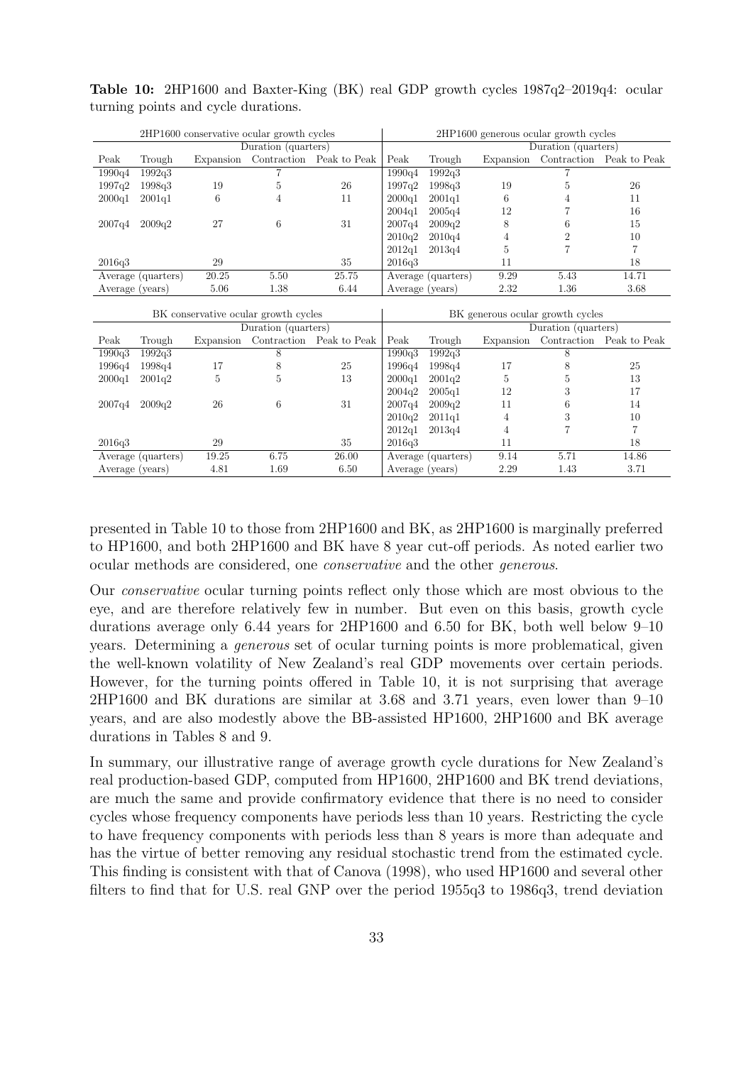**Table 10:** 2HP1600 and Baxter-King (BK) real GDP growth cycles 1987q2–2019q4: ocular turning points and cycle durations.

| 2HP1600 conservative ocular growth cycles | | | | | 2HP1600 generous ocular growth cycles | | | | |
|---|---|---|---|---|---|---|---|---|---|
| | | Duration (quarters) | | | | | Duration (quarters) | | |
| Peak | Trough | Expansion | Contraction | Peak to Peak | Peak | Trough | Expansion | Contraction | Peak to Peak |
| 1990q4 | 1992q3 | | 7 | | 1990q4 | 1992q3 | | 7 | |
| 1997q2 | 1998q3 | 19 | 5 | 26 | 1997q2 | 1998q3 | 19 | 5 | 26 |
| 2000q1 | 2001q1 | 6 | 4 | 11 | 2000q1 | 2001q1 | 6 | 4 | 11 |
| | | | | | 2004q1 | 2005q4 | 12 | 7 | 16 |
| 2007q4 | 2009q2 | 27 | 6 | 31 | 2007q4 | 2009q2 | 8 | 6 | 15 |
| | | | | | 2010q2 | 2010q4 | 4 | 2 | 10 |
| | | | | | 2012q1 | 2013q4 | 5 | 7 | 7 |
| 2016q3 | | 29 | | 35 | 2016q3 | | 11 | | 18 |
| Average (quarters) | | 20.25 | 5.50 | 25.75 | Average (quarters) | | 9.29 | 5.43 | 14.71 |
| Average (years) | | 5.06 | 1.38 | 6.44 | Average (years) | | 2.32 | 1.36 | 3.68 |

| BK conservative ocular growth cycles | | | | | BK generous ocular growth cycles | | | | |
|---|---|---|---|---|---|---|---|---|---|
| | | Duration (quarters) | | | | | Duration (quarters) | | |
| Peak | Trough | Expansion | Contraction | Peak to Peak | Peak | Trough | Expansion | Contraction | Peak to Peak |
| 1990q3 | 1992q3 | | 8 | | 1990q3 | 1992q3 | | 8 | |
| 1996q4 | 1998q4 | 17 | 8 | 25 | 1996q4 | 1998q4 | 17 | 8 | 25 |
| 2000q1 | 2001q2 | 5 | 5 | 13 | 2000q1 | 2001q2 | 5 | 5 | 13 |
| | | | | | 2004q2 | 2005q1 | 12 | 3 | 17 |
| 2007q4 | 2009q2 | 26 | 6 | 31 | 2007q4 | 2009q2 | 11 | 6 | 14 |
| | | | | | 2010q2 | 2011q1 | 4 | 3 | 10 |
| | | | | | 2012q1 | 2013q4 | 4 | 7 | 7 |
| 2016q3 | | 29 | | 35 | 2016q3 | | 11 | | 18 |
| Average (quarters) | | 19.25 | 6.75 | 26.00 | Average (quarters) | | 9.14 | 5.71 | 14.86 |
| Average (years) | | 4.81 | 1.69 | 6.50 | Average (years) | | 2.29 | 1.43 | 3.71 |

presented in Table 10 to those from 2HP1600 and BK, as 2HP1600 is marginally preferred to HP1600, and both 2HP1600 and BK have 8 year cut-off periods. As noted earlier two ocular methods are considered, one *conservative* and the other *generous*.

Our *conservative* ocular turning points reflect only those which are most obvious to the eye, and are therefore relatively few in number. But even on this basis, growth cycle durations average only 6.44 years for 2HP1600 and 6.50 for BK, both well below 9–10 years. Determining a *generous* set of ocular turning points is more problematical, given the well-known volatility of New Zealand's real GDP movements over certain periods. However, for the turning points offered in Table 10, it is not surprising that average 2HP1600 and BK durations are similar at 3.68 and 3.71 years, even lower than 9–10 years, and are also modestly above the BB-assisted HP1600, 2HP1600 and BK average durations in Tables 8 and 9.

In summary, our illustrative range of average growth cycle durations for New Zealand's real production-based GDP, computed from HP1600, 2HP1600 and BK trend deviations, are much the same and provide confirmatory evidence that there is no need to consider cycles whose frequency components have periods less than 10 years. Restricting the cycle to have frequency components with periods less than 8 years is more than adequate and has the virtue of better removing any residual stochastic trend from the estimated cycle. This finding is consistent with that of Canova (1998), who used HP1600 and several other filters to find that for U.S. real GNP over the period 1955q3 to 1986q3, trend deviation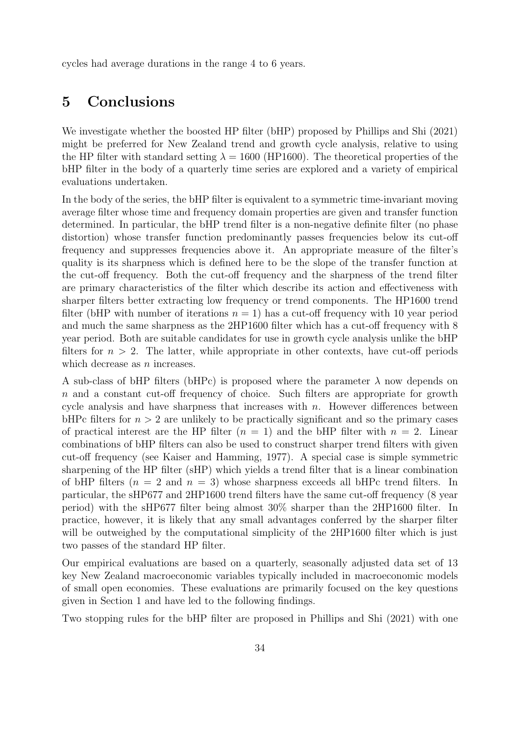cycles had average durations in the range 4 to 6 years.

# 5 Conclusions

We investigate whether the boosted HP filter (bHP) proposed by Phillips and Shi (2021) might be preferred for New Zealand trend and growth cycle analysis, relative to using the HP filter with standard setting $\lambda = 1600$ (HP1600). The theoretical properties of the bHP filter in the body of a quarterly time series are explored and a variety of empirical evaluations undertaken.

In the body of the series, the bHP filter is equivalent to a symmetric time-invariant moving average filter whose time and frequency domain properties are given and transfer function determined. In particular, the bHP trend filter is a non-negative definite filter (no phase distortion) whose transfer function predominantly passes frequencies below its cut-off frequency and suppresses frequencies above it. An appropriate measure of the filter's quality is its sharpness which is defined here to be the slope of the transfer function at the cut-off frequency. Both the cut-off frequency and the sharpness of the trend filter are primary characteristics of the filter which describe its action and effectiveness with sharper filters better extracting low frequency or trend components. The HP1600 trend filter (bHP with number of iterations $n = 1$) has a cut-off frequency with 10 year period and much the same sharpness as the 2HP1600 filter which has a cut-off frequency with 8 year period. Both are suitable candidates for use in growth cycle analysis unlike the bHP filters for $n > 2$. The latter, while appropriate in other contexts, have cut-off periods which decrease as $n$ increases.

A sub-class of bHP filters (bHPc) is proposed where the parameter $\lambda$ now depends on $n$ and a constant cut-off frequency of choice. Such filters are appropriate for growth cycle analysis and have sharpness that increases with $n$. However differences between bHPc filters for $n > 2$ are unlikely to be practically significant and so the primary cases of practical interest are the HP filter ($n = 1$) and the bHP filter with $n = 2$. Linear combinations of bHP filters can also be used to construct sharper trend filters with given cut-off frequency (see Kaiser and Hamming, 1977). A special case is simple symmetric sharpening of the HP filter (sHP) which yields a trend filter that is a linear combination of bHP filters ($n = 2$ and $n = 3$) whose sharpness exceeds all bHPc trend filters. In particular, the sHP677 and 2HP1600 trend filters have the same cut-off frequency (8 year period) with the sHP677 filter being almost 30% sharper than the 2HP1600 filter. In practice, however, it is likely that any small advantages conferred by the sharper filter will be outweighed by the computational simplicity of the 2HP1600 filter which is just two passes of the standard HP filter.

Our empirical evaluations are based on a quarterly, seasonally adjusted data set of 13 key New Zealand macroeconomic variables typically included in macroeconomic models of small open economies. These evaluations are primarily focused on the key questions given in Section 1 and have led to the following findings.

Two stopping rules for the bHP filter are proposed in Phillips and Shi (2021) with one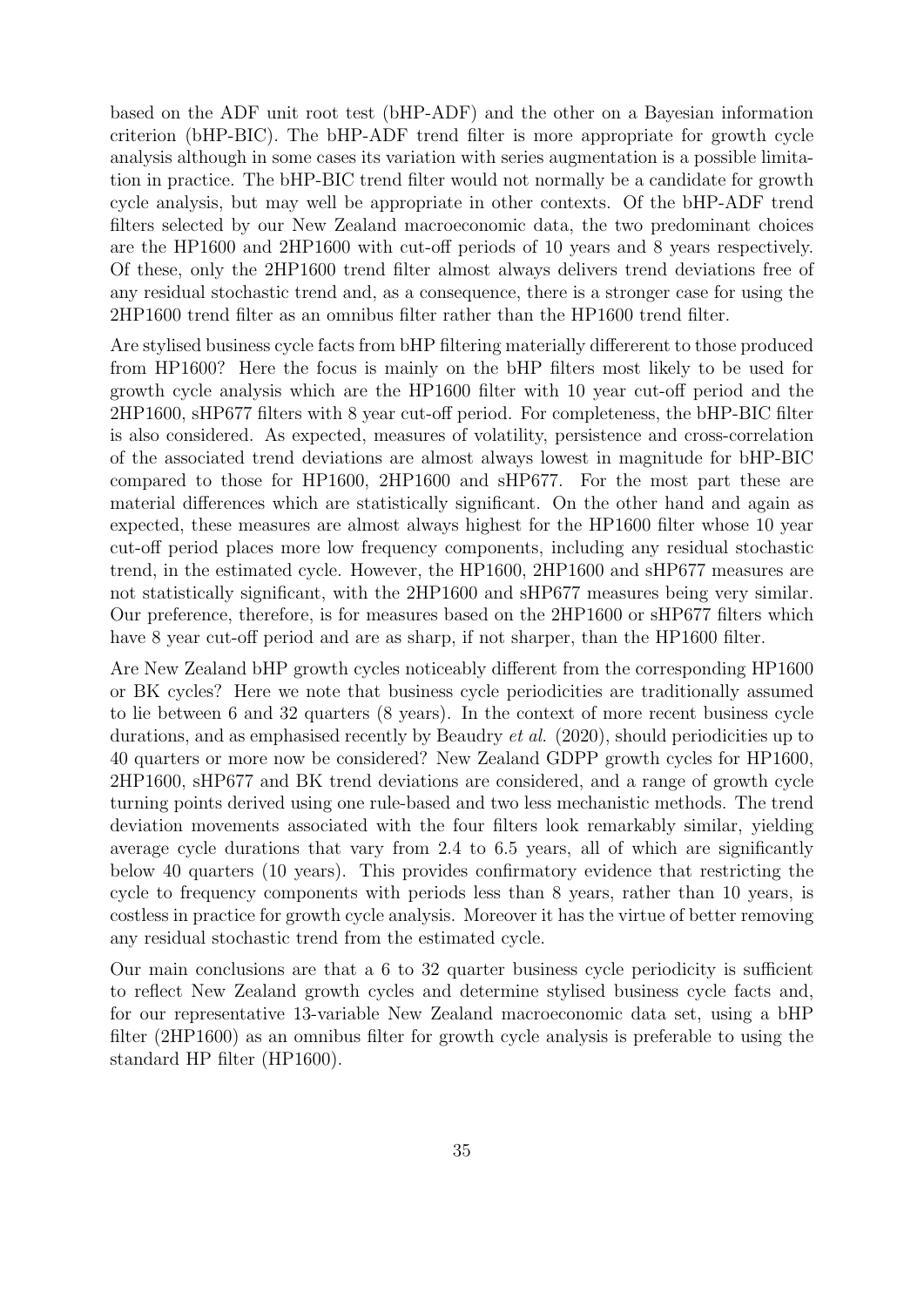based on the ADF unit root test (bHP-ADF) and the other on a Bayesian information criterion (bHP-BIC). The bHP-ADF trend filter is more appropriate for growth cycle analysis although in some cases its variation with series augmentation is a possible limitation in practice. The bHP-BIC trend filter would not normally be a candidate for growth cycle analysis, but may well be appropriate in other contexts. Of the bHP-ADF trend filters selected by our New Zealand macroeconomic data, the two predominant choices are the HP1600 and 2HP1600 with cut-off periods of 10 years and 8 years respectively. Of these, only the 2HP1600 trend filter almost always delivers trend deviations free of any residual stochastic trend and, as a consequence, there is a stronger case for using the 2HP1600 trend filter as an omnibus filter rather than the HP1600 trend filter.

Are stylised business cycle facts from bHP filtering materially differerent to those produced from HP1600? Here the focus is mainly on the bHP filters most likely to be used for growth cycle analysis which are the HP1600 filter with 10 year cut-off period and the 2HP1600, sHP677 filters with 8 year cut-off period. For completeness, the bHP-BIC filter is also considered. As expected, measures of volatility, persistence and cross-correlation of the associated trend deviations are almost always lowest in magnitude for bHP-BIC compared to those for HP1600, 2HP1600 and sHP677. For the most part these are material differences which are statistically significant. On the other hand and again as expected, these measures are almost always highest for the HP1600 filter whose 10 year cut-off period places more low frequency components, including any residual stochastic trend, in the estimated cycle. However, the HP1600, 2HP1600 and sHP677 measures are not statistically significant, with the 2HP1600 and sHP677 measures being very similar. Our preference, therefore, is for measures based on the 2HP1600 or sHP677 filters which have 8 year cut-off period and are as sharp, if not sharper, than the HP1600 filter.

Are New Zealand bHP growth cycles noticeably different from the corresponding HP1600 or BK cycles? Here we note that business cycle periodicities are traditionally assumed to lie between 6 and 32 quarters (8 years). In the context of more recent business cycle durations, and as emphasised recently by Beaudry *et al.* (2020), should periodicities up to 40 quarters or more now be considered? New Zealand GDPP growth cycles for HP1600, 2HP1600, sHP677 and BK trend deviations are considered, and a range of growth cycle turning points derived using one rule-based and two less mechanistic methods. The trend deviation movements associated with the four filters look remarkably similar, yielding average cycle durations that vary from 2.4 to 6.5 years, all of which are significantly below 40 quarters (10 years). This provides confirmatory evidence that restricting the cycle to frequency components with periods less than 8 years, rather than 10 years, is costless in practice for growth cycle analysis. Moreover it has the virtue of better removing any residual stochastic trend from the estimated cycle.

Our main conclusions are that a 6 to 32 quarter business cycle periodicity is sufficient to reflect New Zealand growth cycles and determine stylised business cycle facts and, for our representative 13-variable New Zealand macroeconomic data set, using a bHP filter (2HP1600) as an omnibus filter for growth cycle analysis is preferable to using the standard HP filter (HP1600).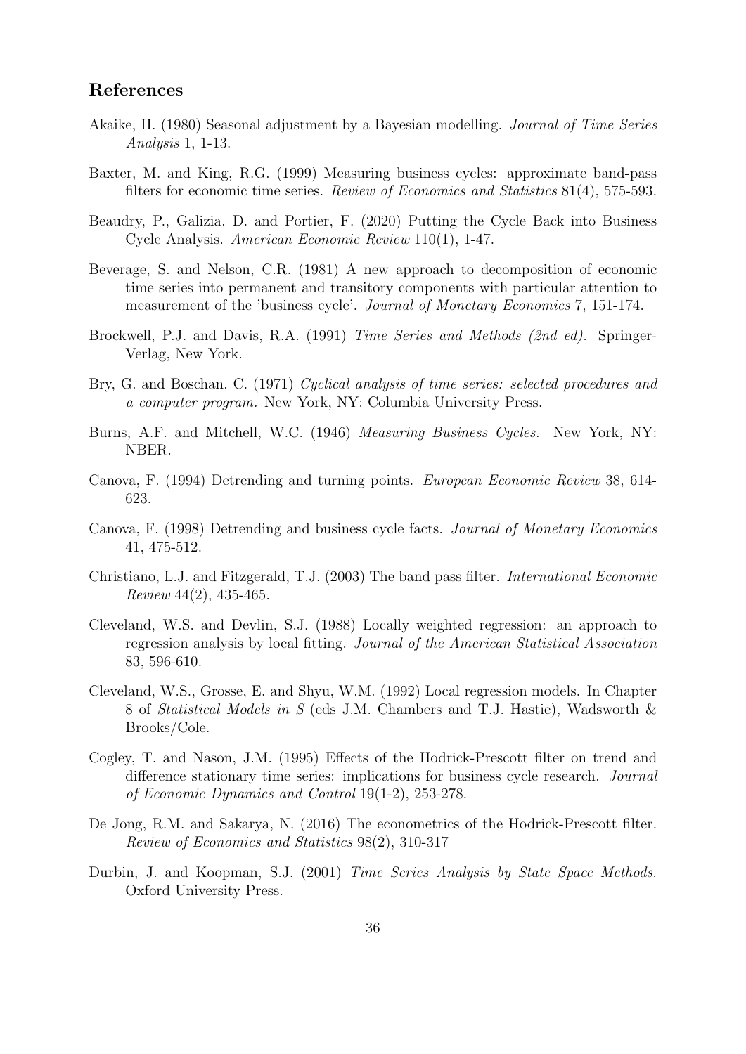## References

Akaike, H. (1980) Seasonal adjustment by a Bayesian modelling. *Journal of Time Series Analysis* 1, 1-13.

Baxter, M. and King, R.G. (1999) Measuring business cycles: approximate band-pass filters for economic time series. *Review of Economics and Statistics* 81(4), 575-593.

Beaudry, P., Galizia, D. and Portier, F. (2020) Putting the Cycle Back into Business Cycle Analysis. *American Economic Review* 110(1), 1-47.

Beverage, S. and Nelson, C.R. (1981) A new approach to decomposition of economic time series into permanent and transitory components with particular attention to measurement of the 'business cycle'. *Journal of Monetary Economics* 7, 151-174.

Brockwell, P.J. and Davis, R.A. (1991) *Time Series and Methods (2nd ed).* Springer-Verlag, New York.

Bry, G. and Boschan, C. (1971) *Cyclical analysis of time series: selected procedures and a computer program.* New York, NY: Columbia University Press.

Burns, A.F. and Mitchell, W.C. (1946) *Measuring Business Cycles.* New York, NY: NBER.

Canova, F. (1994) Detrending and turning points. *European Economic Review* 38, 614-623.

Canova, F. (1998) Detrending and business cycle facts. *Journal of Monetary Economics* 41, 475-512.

Christiano, L.J. and Fitzgerald, T.J. (2003) The band pass filter. *International Economic Review* 44(2), 435-465.

Cleveland, W.S. and Devlin, S.J. (1988) Locally weighted regression: an approach to regression analysis by local fitting. *Journal of the American Statistical Association* 83, 596-610.

Cleveland, W.S., Grosse, E. and Shyu, W.M. (1992) Local regression models. In Chapter 8 of *Statistical Models in S* (eds J.M. Chambers and T.J. Hastie), Wadsworth & Brooks/Cole.

Cogley, T. and Nason, J.M. (1995) Effects of the Hodrick-Prescott filter on trend and difference stationary time series: implications for business cycle research. *Journal of Economic Dynamics and Control* 19(1-2), 253-278.

De Jong, R.M. and Sakarya, N. (2016) The econometrics of the Hodrick-Prescott filter. *Review of Economics and Statistics* 98(2), 310-317

Durbin, J. and Koopman, S.J. (2001) *Time Series Analysis by State Space Methods.* Oxford University Press.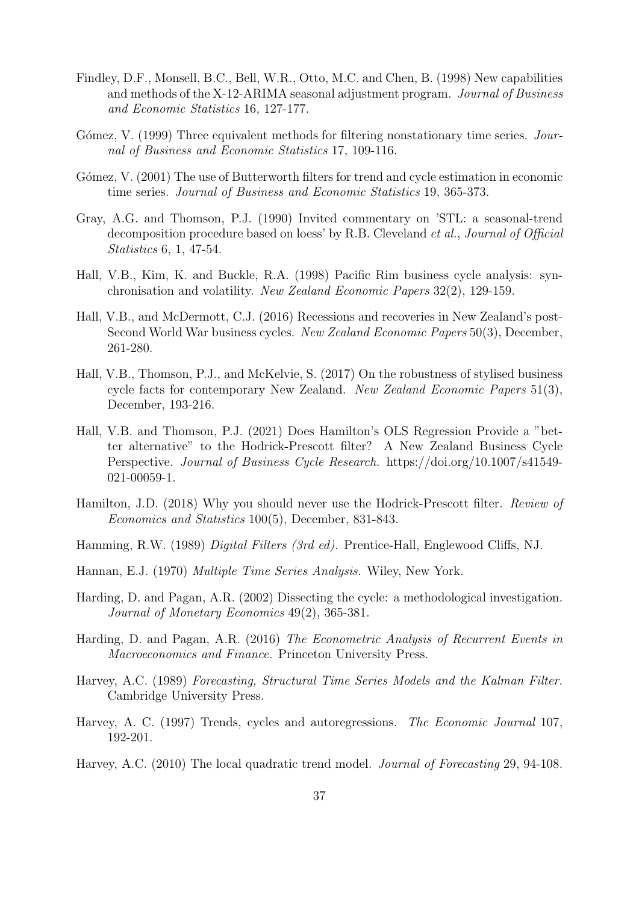Findley, D.F., Monsell, B.C., Bell, W.R., Otto, M.C. and Chen, B. (1998) New capabilities and methods of the X-12-ARIMA seasonal adjustment program. *Journal of Business and Economic Statistics* 16, 127-177.

Gómez, V. (1999) Three equivalent methods for filtering nonstationary time series. *Journal of Business and Economic Statistics* 17, 109-116.

Gómez, V. (2001) The use of Butterworth filters for trend and cycle estimation in economic time series. *Journal of Business and Economic Statistics* 19, 365-373.

Gray, A.G. and Thomson, P.J. (1990) Invited commentary on 'STL: a seasonal-trend decomposition procedure based on loess' by R.B. Cleveland *et al.*, *Journal of Official Statistics* 6, 1, 47-54.

Hall, V.B., Kim, K. and Buckle, R.A. (1998) Pacific Rim business cycle analysis: synchronisation and volatility. *New Zealand Economic Papers* 32(2), 129-159.

Hall, V.B., and McDermott, C.J. (2016) Recessions and recoveries in New Zealand's post-Second World War business cycles. *New Zealand Economic Papers* 50(3), December, 261-280.

Hall, V.B., Thomson, P.J., and McKelvie, S. (2017) On the robustness of stylised business cycle facts for contemporary New Zealand. *New Zealand Economic Papers* 51(3), December, 193-216.

Hall, V.B. and Thomson, P.J. (2021) Does Hamilton's OLS Regression Provide a "better alternative" to the Hodrick-Prescott filter? A New Zealand Business Cycle Perspective. *Journal of Business Cycle Research.* https://doi.org/10.1007/s41549-021-00059-1.

Hamilton, J.D. (2018) Why you should never use the Hodrick-Prescott filter. *Review of Economics and Statistics* 100(5), December, 831-843.

Hamming, R.W. (1989) *Digital Filters (3rd ed).* Prentice-Hall, Englewood Cliffs, NJ.

Hannan, E.J. (1970) *Multiple Time Series Analysis.* Wiley, New York.

Harding, D. and Pagan, A.R. (2002) Dissecting the cycle: a methodological investigation. *Journal of Monetary Economics* 49(2), 365-381.

Harding, D. and Pagan, A.R. (2016) *The Econometric Analysis of Recurrent Events in Macroeconomics and Finance.* Princeton University Press.

Harvey, A.C. (1989) *Forecasting, Structural Time Series Models and the Kalman Filter.* Cambridge University Press.

Harvey, A. C. (1997) Trends, cycles and autoregressions. *The Economic Journal* 107, 192-201.

Harvey, A.C. (2010) The local quadratic trend model. *Journal of Forecasting* 29, 94-108.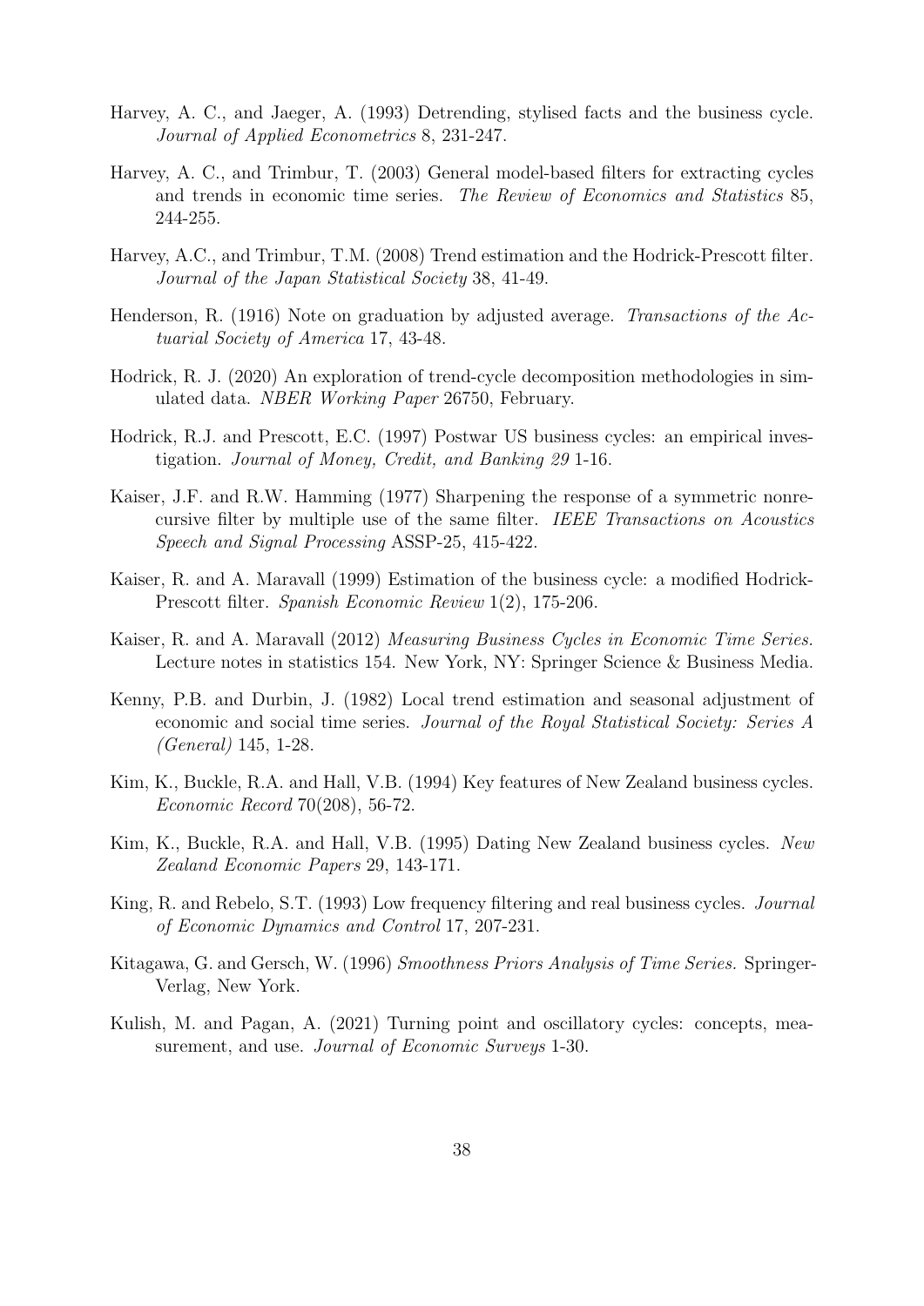Harvey, A. C., and Jaeger, A. (1993) Detrending, stylised facts and the business cycle. *Journal of Applied Econometrics* 8, 231-247.

Harvey, A. C., and Trimbur, T. (2003) General model-based filters for extracting cycles and trends in economic time series. *The Review of Economics and Statistics* 85, 244-255.

Harvey, A.C., and Trimbur, T.M. (2008) Trend estimation and the Hodrick-Prescott filter. *Journal of the Japan Statistical Society* 38, 41-49.

Henderson, R. (1916) Note on graduation by adjusted average. *Transactions of the Actuarial Society of America* 17, 43-48.

Hodrick, R. J. (2020) An exploration of trend-cycle decomposition methodologies in simulated data. *NBER Working Paper* 26750, February.

Hodrick, R.J. and Prescott, E.C. (1997) Postwar US business cycles: an empirical investigation. *Journal of Money, Credit, and Banking 29* 1-16.

Kaiser, J.F. and R.W. Hamming (1977) Sharpening the response of a symmetric nonrecursive filter by multiple use of the same filter. *IEEE Transactions on Acoustics Speech and Signal Processing* ASSP-25, 415-422.

Kaiser, R. and A. Maravall (1999) Estimation of the business cycle: a modified Hodrick-Prescott filter. *Spanish Economic Review* 1(2), 175-206.

Kaiser, R. and A. Maravall (2012) *Measuring Business Cycles in Economic Time Series.* Lecture notes in statistics 154. New York, NY: Springer Science & Business Media.

Kenny, P.B. and Durbin, J. (1982) Local trend estimation and seasonal adjustment of economic and social time series. *Journal of the Royal Statistical Society: Series A (General)* 145, 1-28.

Kim, K., Buckle, R.A. and Hall, V.B. (1994) Key features of New Zealand business cycles. *Economic Record* 70(208), 56-72.

Kim, K., Buckle, R.A. and Hall, V.B. (1995) Dating New Zealand business cycles. *New Zealand Economic Papers* 29, 143-171.

King, R. and Rebelo, S.T. (1993) Low frequency filtering and real business cycles. *Journal of Economic Dynamics and Control* 17, 207-231.

Kitagawa, G. and Gersch, W. (1996) *Smoothness Priors Analysis of Time Series.* Springer-Verlag, New York.

Kulish, M. and Pagan, A. (2021) Turning point and oscillatory cycles: concepts, measurement, and use. *Journal of Economic Surveys* 1-30.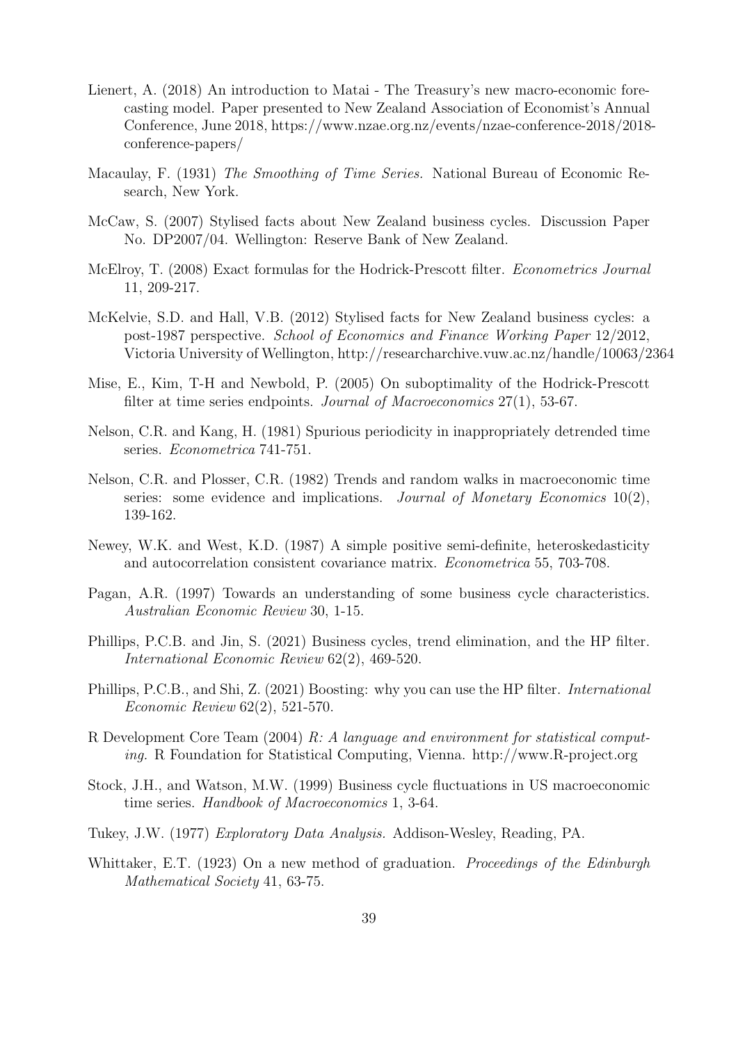Lienert, A. (2018) An introduction to Matai - The Treasury's new macro-economic forecasting model. Paper presented to New Zealand Association of Economist's Annual Conference, June 2018, https://www.nzae.org.nz/events/nzae-conference-2018/2018-conference-papers/

Macaulay, F. (1931) *The Smoothing of Time Series.* National Bureau of Economic Research, New York.

McCaw, S. (2007) Stylised facts about New Zealand business cycles. Discussion Paper No. DP2007/04. Wellington: Reserve Bank of New Zealand.

McElroy, T. (2008) Exact formulas for the Hodrick-Prescott filter. *Econometrics Journal* 11, 209-217.

McKelvie, S.D. and Hall, V.B. (2012) Stylised facts for New Zealand business cycles: a post-1987 perspective. *School of Economics and Finance Working Paper* 12/2012, Victoria University of Wellington, http://researcharchive.vuw.ac.nz/handle/10063/2364

Mise, E., Kim, T-H and Newbold, P. (2005) On suboptimality of the Hodrick-Prescott filter at time series endpoints. *Journal of Macroeconomics* 27(1), 53-67.

Nelson, C.R. and Kang, H. (1981) Spurious periodicity in inappropriately detrended time series. *Econometrica* 741-751.

Nelson, C.R. and Plosser, C.R. (1982) Trends and random walks in macroeconomic time series: some evidence and implications. *Journal of Monetary Economics* 10(2), 139-162.

Newey, W.K. and West, K.D. (1987) A simple positive semi-definite, heteroskedasticity and autocorrelation consistent covariance matrix. *Econometrica* 55, 703-708.

Pagan, A.R. (1997) Towards an understanding of some business cycle characteristics. *Australian Economic Review* 30, 1-15.

Phillips, P.C.B. and Jin, S. (2021) Business cycles, trend elimination, and the HP filter. *International Economic Review* 62(2), 469-520.

Phillips, P.C.B., and Shi, Z. (2021) Boosting: why you can use the HP filter. *International Economic Review* 62(2), 521-570.

R Development Core Team (2004) *R: A language and environment for statistical computing.* R Foundation for Statistical Computing, Vienna. http://www.R-project.org

Stock, J.H., and Watson, M.W. (1999) Business cycle fluctuations in US macroeconomic time series. *Handbook of Macroeconomics* 1, 3-64.

Tukey, J.W. (1977) *Exploratory Data Analysis.* Addison-Wesley, Reading, PA.

Whittaker, E.T. (1923) On a new method of graduation. *Proceedings of the Edinburgh Mathematical Society* 41, 63-75.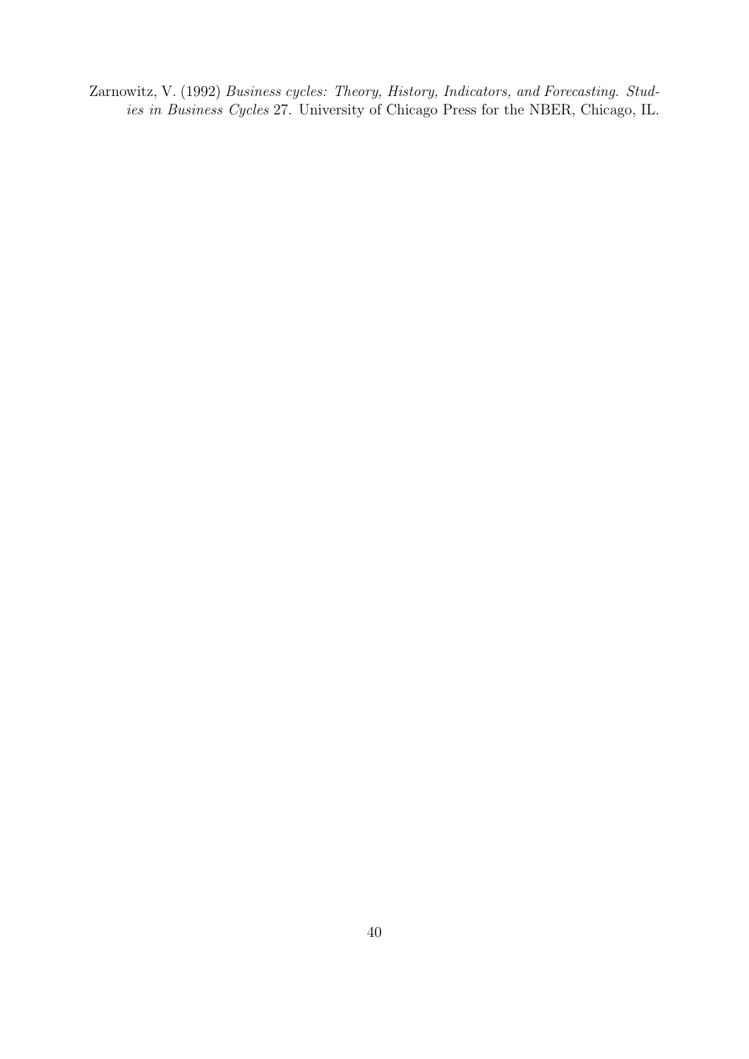Zarnowitz, V. (1992) *Business cycles: Theory, History, Indicators, and Forecasting. Studies in Business Cycles* 27. University of Chicago Press for the NBER, Chicago, IL.